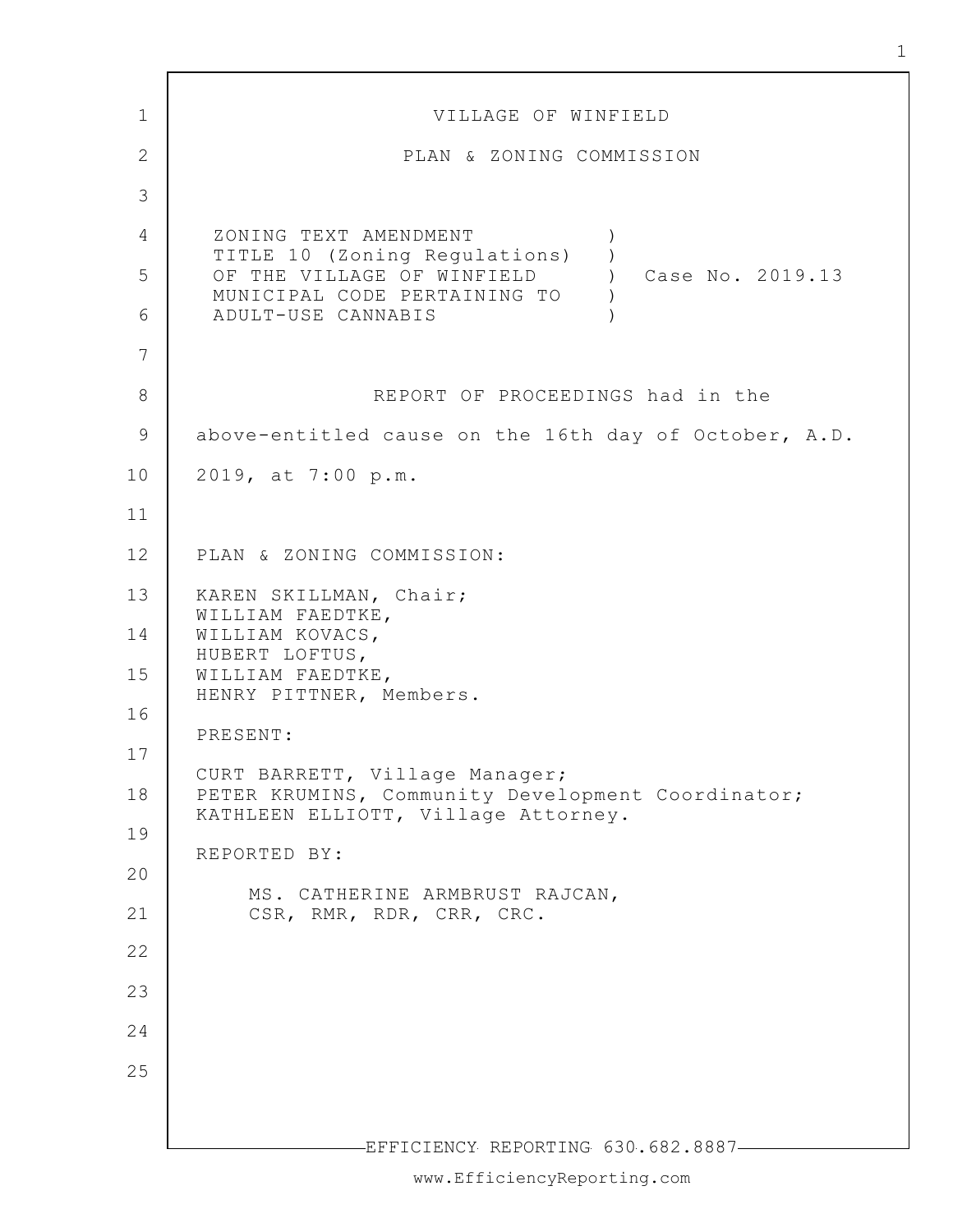VILLAGE OF WINFIELD

PLAN & ZONING COMMISSION

ZONING TEXT AMENDMENT )
TITLE 10 (Zoning Regulations) )
OF THE VILLAGE OF WINFIELD ) Case No. 2019.13
MUNICIPAL CODE PERTAINING TO )
ADULT-USE CANNABIS )

REPORT OF PROCEEDINGS had in the above-entitled cause on the 16th day of October, A.D. 2019, at 7:00 p.m.

PLAN & ZONING COMMISSION:

KAREN SKILLMAN, Chair;
WILLIAM FAEDTKE,
WILLIAM KOVACS,
HUBERT LOFTUS,
WILLIAM FAEDTKE,
HENRY PITTNER, Members.

PRESENT:

CURT BARRETT, Village Manager;
PETER KRUMINS, Community Development Coordinator;
KATHLEEN ELLIOTT, Village Attorney.

REPORTED BY:

MS. CATHERINE ARMBRUST RAJCAN,
CSR, RMR, RDR, CRR, CRC.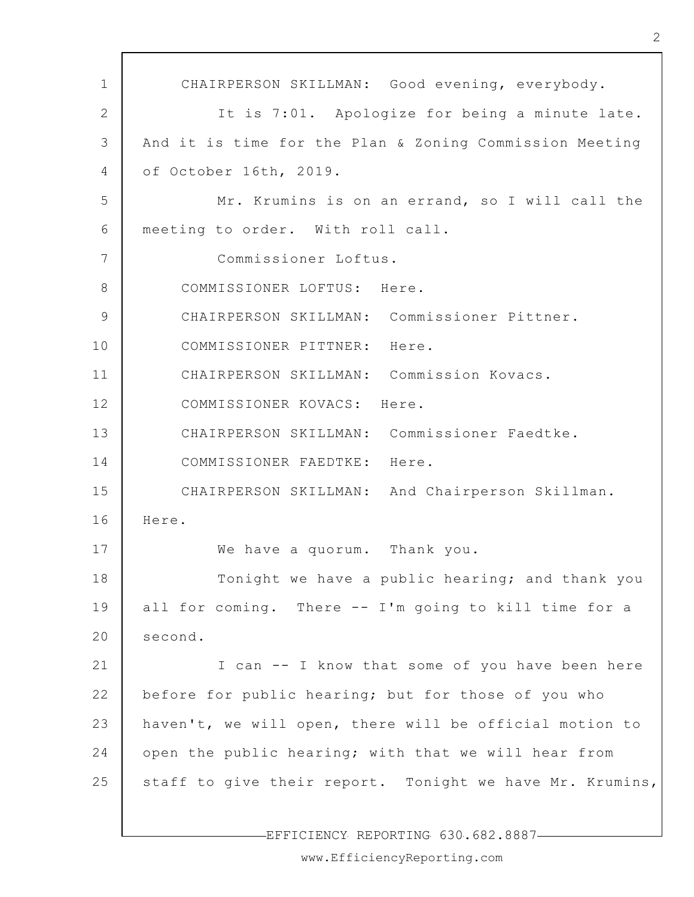CHAIRPERSON SKILLMAN: Good evening, everybody.

It is 7:01. Apologize for being a minute late. And it is time for the Plan & Zoning Commission Meeting of October 16th, 2019.

Mr. Krumins is on an errand, so I will call the meeting to order. With roll call.

Commissioner Loftus.

COMMISSIONER LOFTUS: Here.

CHAIRPERSON SKILLMAN: Commissioner Pittner.

COMMISSIONER PITTNER: Here.

CHAIRPERSON SKILLMAN: Commission Kovacs.

COMMISSIONER KOVACS: Here.

CHAIRPERSON SKILLMAN: Commissioner Faedtke.

COMMISSIONER FAEDTKE: Here.

CHAIRPERSON SKILLMAN: And Chairperson Skillman. Here.

We have a quorum. Thank you.

Tonight we have a public hearing; and thank you all for coming. There -- I'm going to kill time for a second.

I can -- I know that some of you have been here before for public hearing; but for those of you who haven't, we will open, there will be official motion to open the public hearing; with that we will hear from staff to give their report. Tonight we have Mr. Krumins,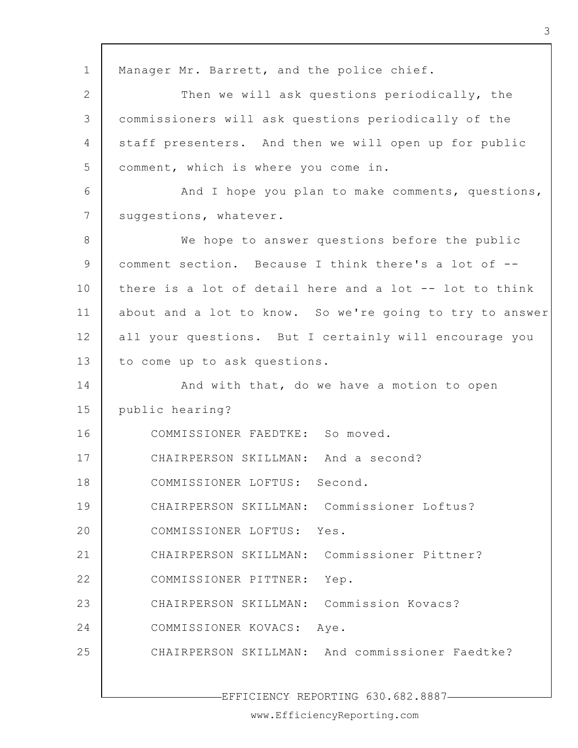Manager Mr. Barrett, and the police chief.

Then we will ask questions periodically, the commissioners will ask questions periodically of the staff presenters. And then we will open up for public comment, which is where you come in.

And I hope you plan to make comments, questions, suggestions, whatever.

We hope to answer questions before the public comment section. Because I think there's a lot of -- there is a lot of detail here and a lot -- lot to think about and a lot to know. So we're going to try to answer all your questions. But I certainly will encourage you to come up to ask questions.

And with that, do we have a motion to open public hearing?

COMMISSIONER FAEDTKE: So moved.

CHAIRPERSON SKILLMAN: And a second?

COMMISSIONER LOFTUS: Second.

CHAIRPERSON SKILLMAN: Commissioner Loftus?

COMMISSIONER LOFTUS: Yes.

CHAIRPERSON SKILLMAN: Commissioner Pittner?

COMMISSIONER PITTNER: Yep.

CHAIRPERSON SKILLMAN: Commission Kovacs?

COMMISSIONER KOVACS: Aye.

CHAIRPERSON SKILLMAN: And commissioner Faedtke?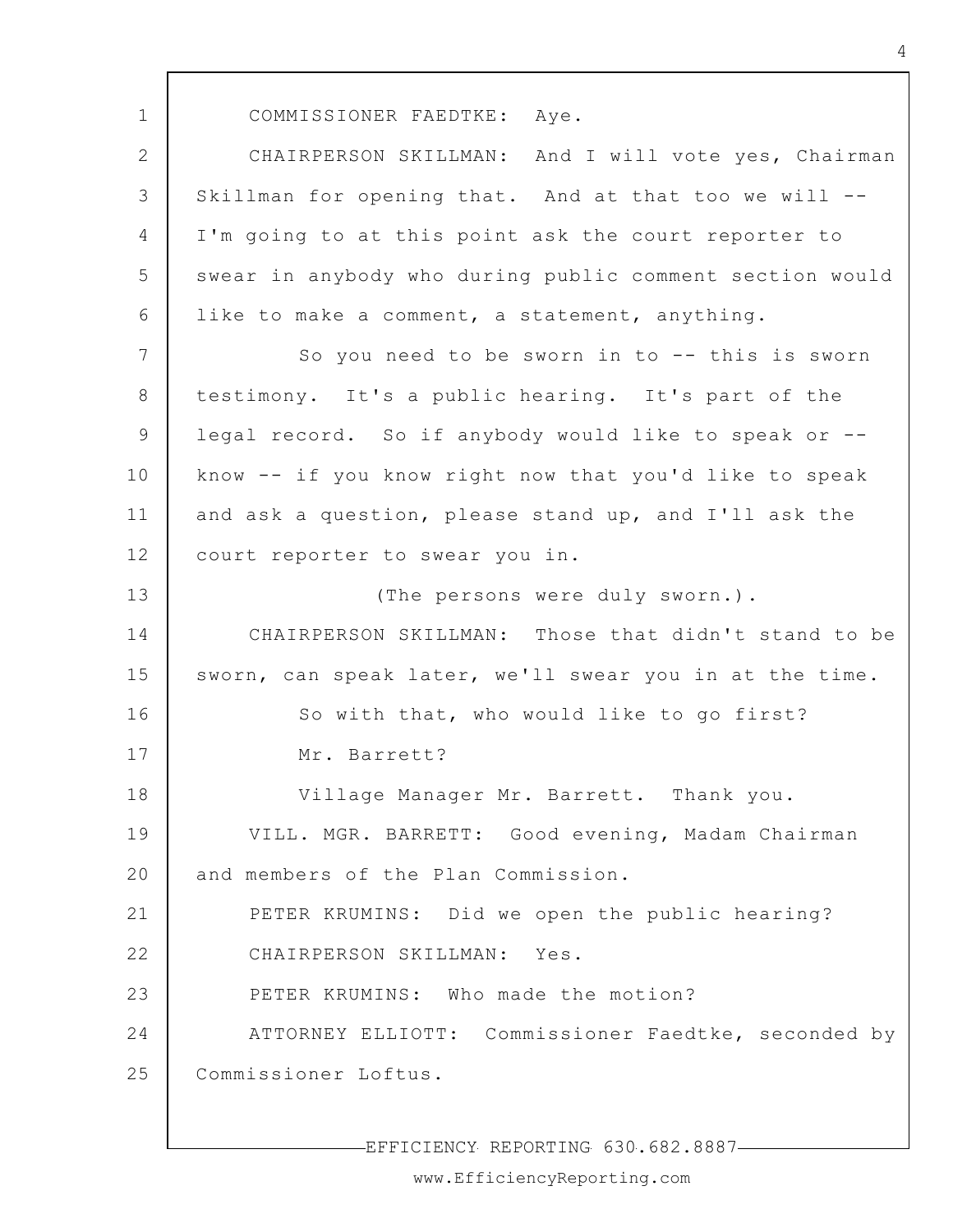COMMISSIONER FAEDTKE: Aye.

CHAIRPERSON SKILLMAN: And I will vote yes, Chairman Skillman for opening that. And at that too we will -- I'm going to at this point ask the court reporter to swear in anybody who during public comment section would like to make a comment, a statement, anything.

So you need to be sworn in to -- this is sworn testimony. It's a public hearing. It's part of the legal record. So if anybody would like to speak or -- know -- if you know right now that you'd like to speak and ask a question, please stand up, and I'll ask the court reporter to swear you in.

(The persons were duly sworn.).

CHAIRPERSON SKILLMAN: Those that didn't stand to be sworn, can speak later, we'll swear you in at the time.

So with that, who would like to go first?

Mr. Barrett?

Village Manager Mr. Barrett. Thank you.

VILL. MGR. BARRETT: Good evening, Madam Chairman and members of the Plan Commission.

PETER KRUMINS: Did we open the public hearing?

CHAIRPERSON SKILLMAN: Yes.

PETER KRUMINS: Who made the motion?

ATTORNEY ELLIOTT: Commissioner Faedtke, seconded by Commissioner Loftus.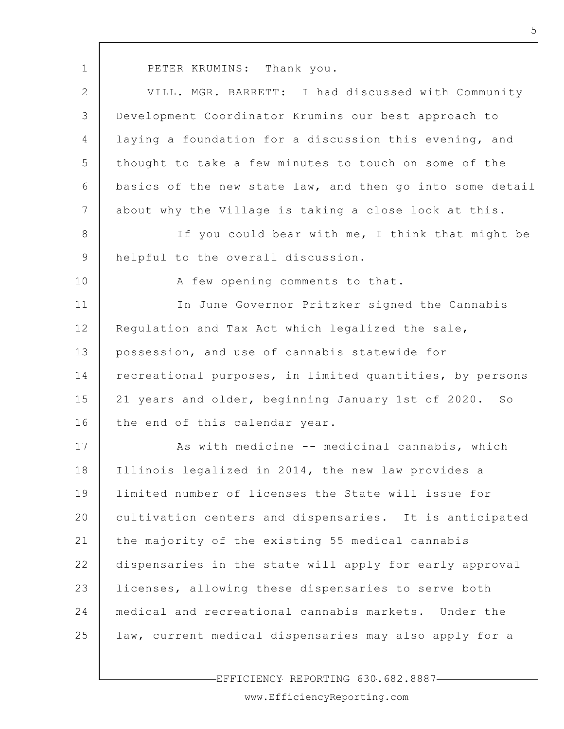PETER KRUMINS: Thank you.

VILL. MGR. BARRETT: I had discussed with Community Development Coordinator Krumins our best approach to laying a foundation for a discussion this evening, and thought to take a few minutes to touch on some of the basics of the new state law, and then go into some detail about why the Village is taking a close look at this.

If you could bear with me, I think that might be helpful to the overall discussion.

A few opening comments to that.

In June Governor Pritzker signed the Cannabis Regulation and Tax Act which legalized the sale, possession, and use of cannabis statewide for recreational purposes, in limited quantities, by persons 21 years and older, beginning January 1st of 2020. So the end of this calendar year.

As with medicine -- medicinal cannabis, which Illinois legalized in 2014, the new law provides a limited number of licenses the State will issue for cultivation centers and dispensaries. It is anticipated the majority of the existing 55 medical cannabis dispensaries in the state will apply for early approval licenses, allowing these dispensaries to serve both medical and recreational cannabis markets. Under the law, current medical dispensaries may also apply for a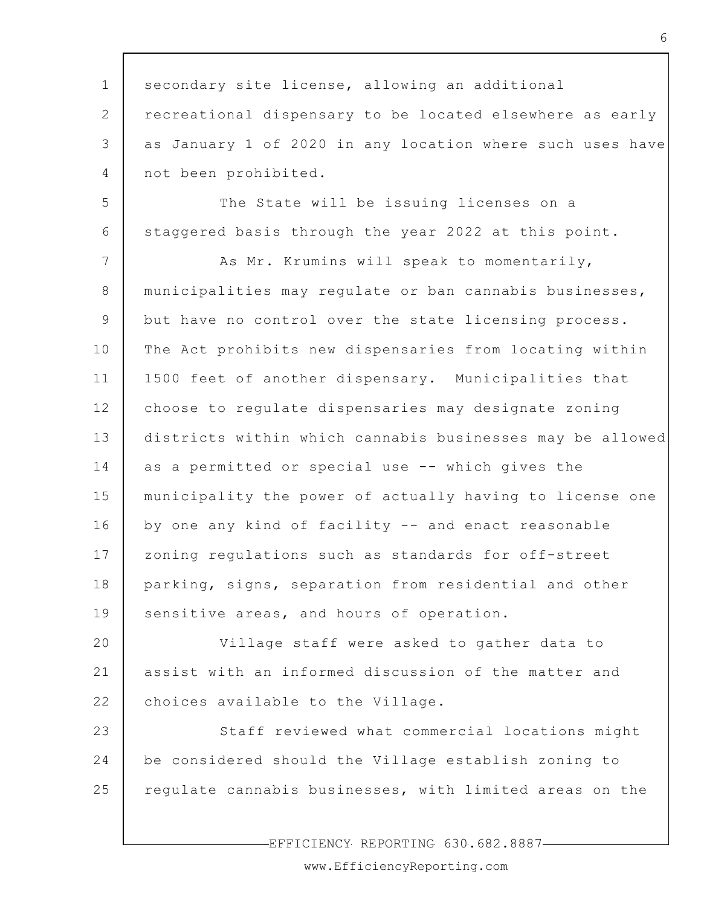secondary site license, allowing an additional recreational dispensary to be located elsewhere as early as January 1 of 2020 in any location where such uses have not been prohibited.

The State will be issuing licenses on a staggered basis through the year 2022 at this point.

As Mr. Krumins will speak to momentarily, municipalities may regulate or ban cannabis businesses, but have no control over the state licensing process. The Act prohibits new dispensaries from locating within 1500 feet of another dispensary. Municipalities that choose to regulate dispensaries may designate zoning districts within which cannabis businesses may be allowed as a permitted or special use -- which gives the municipality the power of actually having to license one by one any kind of facility -- and enact reasonable zoning regulations such as standards for off-street parking, signs, separation from residential and other sensitive areas, and hours of operation.

Village staff were asked to gather data to assist with an informed discussion of the matter and choices available to the Village.

Staff reviewed what commercial locations might be considered should the Village establish zoning to regulate cannabis businesses, with limited areas on the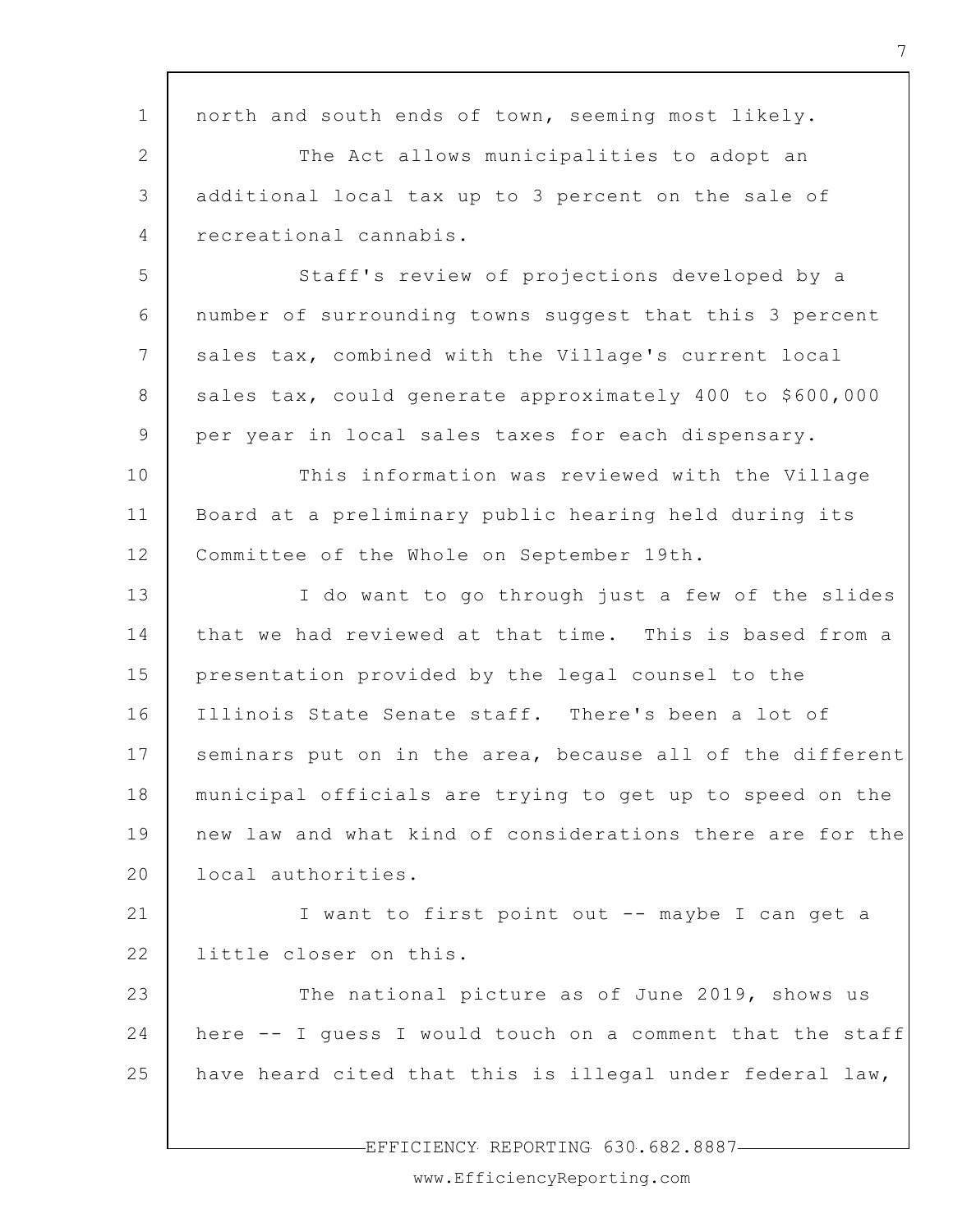north and south ends of town, seeming most likely.

The Act allows municipalities to adopt an additional local tax up to 3 percent on the sale of recreational cannabis.

Staff's review of projections developed by a number of surrounding towns suggest that this 3 percent sales tax, combined with the Village's current local sales tax, could generate approximately 400 to $600,000 per year in local sales taxes for each dispensary.

This information was reviewed with the Village Board at a preliminary public hearing held during its Committee of the Whole on September 19th.

I do want to go through just a few of the slides that we had reviewed at that time. This is based from a presentation provided by the legal counsel to the Illinois State Senate staff. There's been a lot of seminars put on in the area, because all of the different municipal officials are trying to get up to speed on the new law and what kind of considerations there are for the local authorities.

I want to first point out -- maybe I can get a little closer on this.

The national picture as of June 2019, shows us here -- I guess I would touch on a comment that the staff have heard cited that this is illegal under federal law,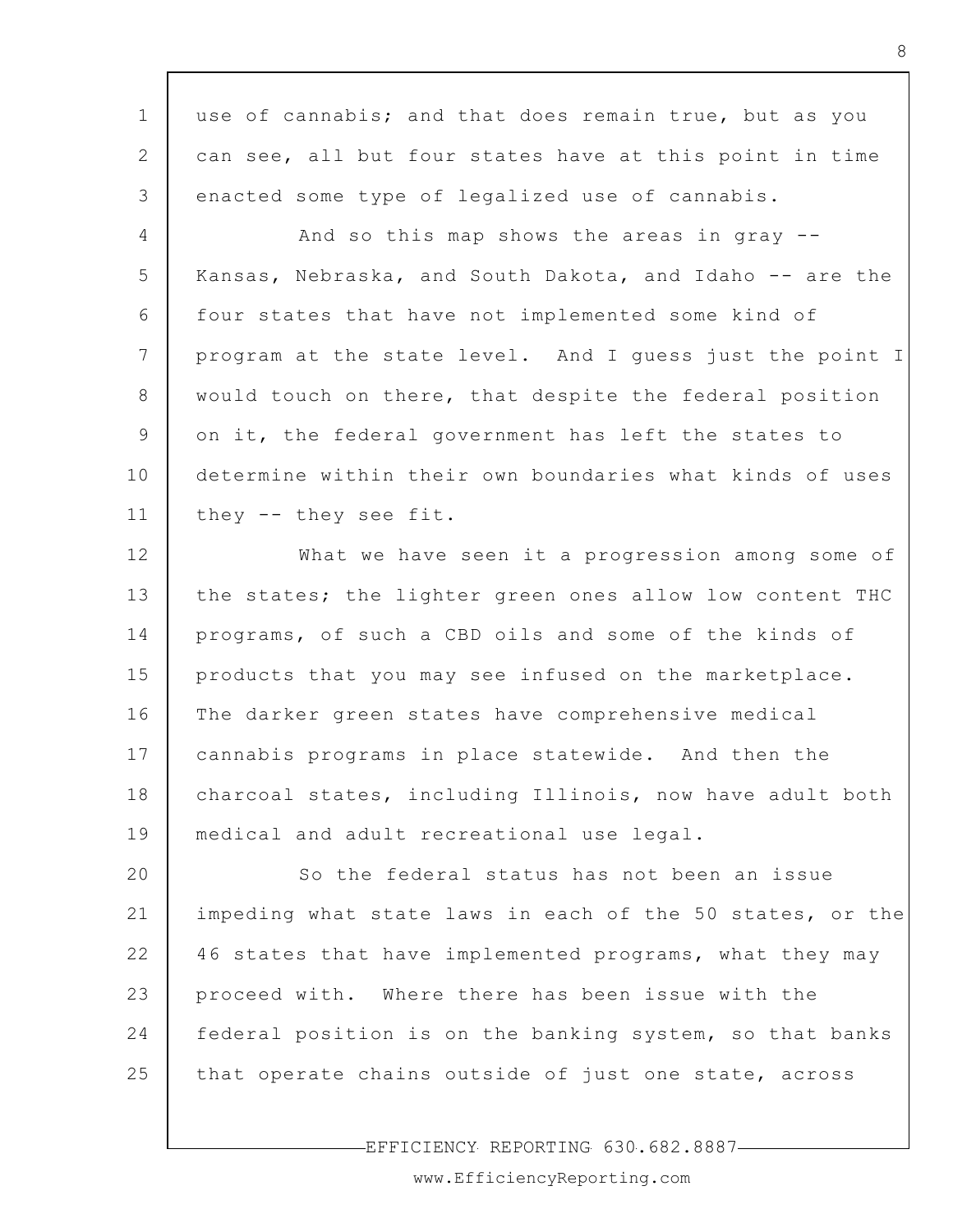use of cannabis; and that does remain true, but as you can see, all but four states have at this point in time enacted some type of legalized use of cannabis.

And so this map shows the areas in gray -- Kansas, Nebraska, and South Dakota, and Idaho -- are the four states that have not implemented some kind of program at the state level. And I guess just the point I would touch on there, that despite the federal position on it, the federal government has left the states to determine within their own boundaries what kinds of uses they -- they see fit.

What we have seen it a progression among some of the states; the lighter green ones allow low content THC programs, of such a CBD oils and some of the kinds of products that you may see infused on the marketplace. The darker green states have comprehensive medical cannabis programs in place statewide. And then the charcoal states, including Illinois, now have adult both medical and adult recreational use legal.

So the federal status has not been an issue impeding what state laws in each of the 50 states, or the 46 states that have implemented programs, what they may proceed with. Where there has been issue with the federal position is on the banking system, so that banks that operate chains outside of just one state, across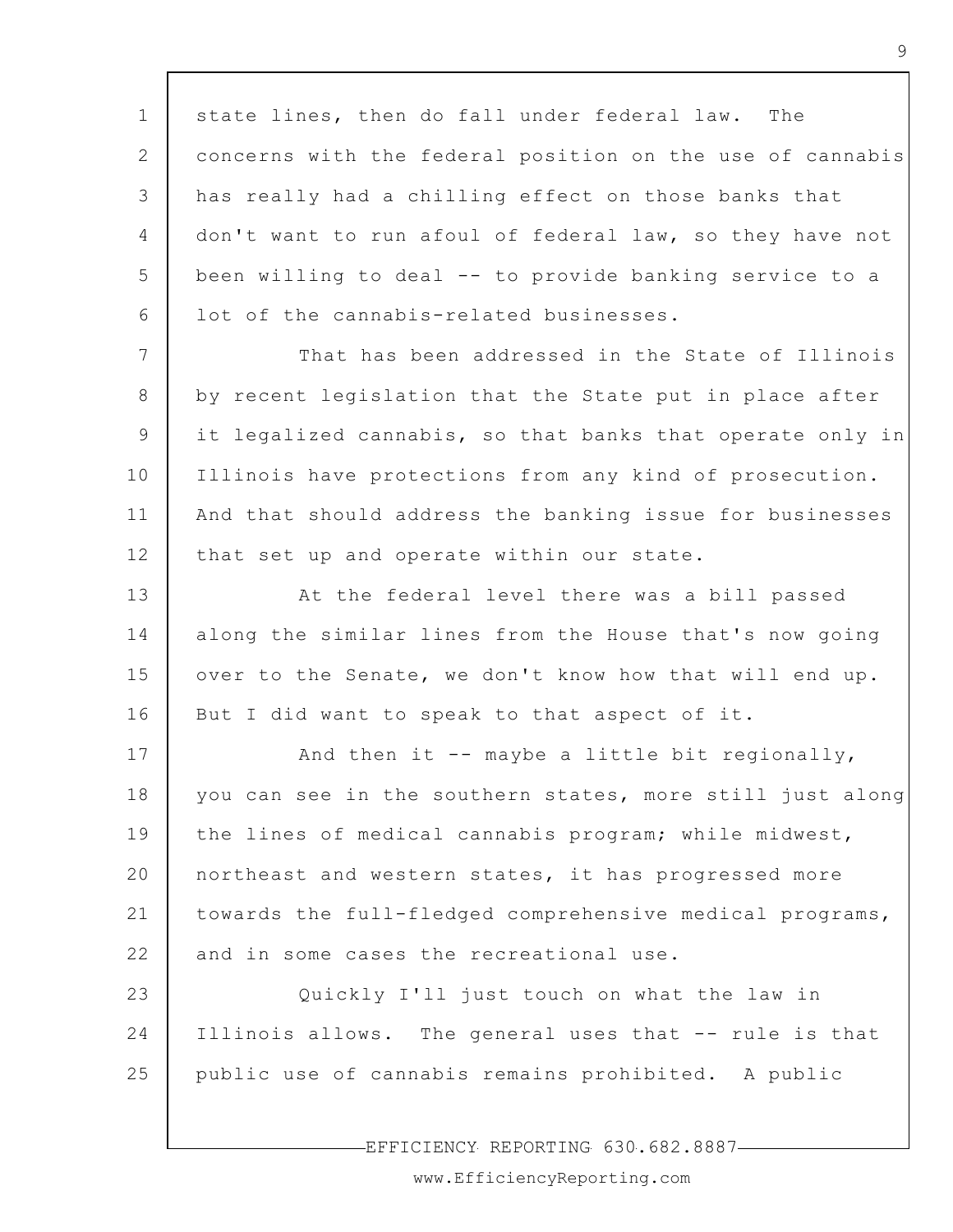state lines, then do fall under federal law. The concerns with the federal position on the use of cannabis has really had a chilling effect on those banks that don't want to run afoul of federal law, so they have not been willing to deal -- to provide banking service to a lot of the cannabis-related businesses.

That has been addressed in the State of Illinois by recent legislation that the State put in place after it legalized cannabis, so that banks that operate only in Illinois have protections from any kind of prosecution. And that should address the banking issue for businesses that set up and operate within our state.

At the federal level there was a bill passed along the similar lines from the House that's now going over to the Senate, we don't know how that will end up. But I did want to speak to that aspect of it.

And then it -- maybe a little bit regionally, you can see in the southern states, more still just along the lines of medical cannabis program; while midwest, northeast and western states, it has progressed more towards the full-fledged comprehensive medical programs, and in some cases the recreational use.

Quickly I'll just touch on what the law in Illinois allows. The general uses that -- rule is that public use of cannabis remains prohibited. A public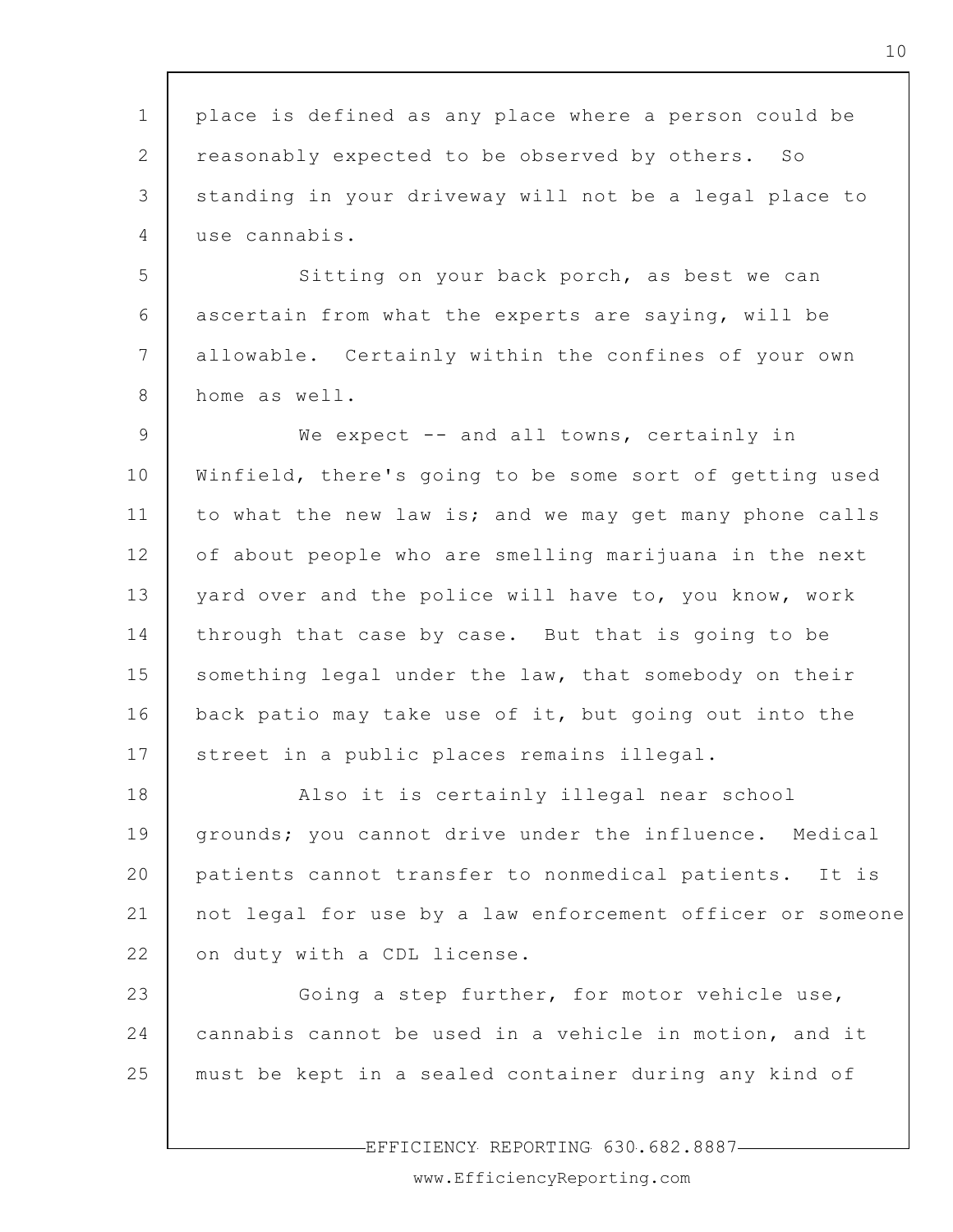place is defined as any place where a person could be reasonably expected to be observed by others. So standing in your driveway will not be a legal place to use cannabis.

Sitting on your back porch, as best we can ascertain from what the experts are saying, will be allowable. Certainly within the confines of your own home as well.

We expect -- and all towns, certainly in Winfield, there's going to be some sort of getting used to what the new law is; and we may get many phone calls of about people who are smelling marijuana in the next yard over and the police will have to, you know, work through that case by case. But that is going to be something legal under the law, that somebody on their back patio may take use of it, but going out into the street in a public places remains illegal.

Also it is certainly illegal near school grounds; you cannot drive under the influence. Medical patients cannot transfer to nonmedical patients. It is not legal for use by a law enforcement officer or someone on duty with a CDL license.

Going a step further, for motor vehicle use, cannabis cannot be used in a vehicle in motion, and it must be kept in a sealed container during any kind of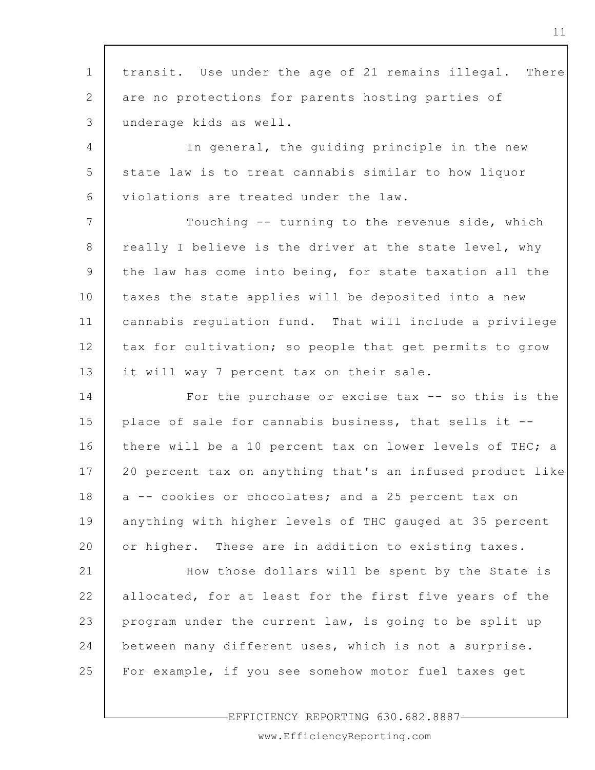transit. Use under the age of 21 remains illegal. There are no protections for parents hosting parties of underage kids as well.

In general, the guiding principle in the new state law is to treat cannabis similar to how liquor violations are treated under the law.

Touching -- turning to the revenue side, which really I believe is the driver at the state level, why the law has come into being, for state taxation all the taxes the state applies will be deposited into a new cannabis regulation fund. That will include a privilege tax for cultivation; so people that get permits to grow it will way 7 percent tax on their sale.

For the purchase or excise tax -- so this is the place of sale for cannabis business, that sells it -- there will be a 10 percent tax on lower levels of THC; a 20 percent tax on anything that's an infused product like a -- cookies or chocolates; and a 25 percent tax on anything with higher levels of THC gauged at 35 percent or higher. These are in addition to existing taxes.

How those dollars will be spent by the State is allocated, for at least for the first five years of the program under the current law, is going to be split up between many different uses, which is not a surprise. For example, if you see somehow motor fuel taxes get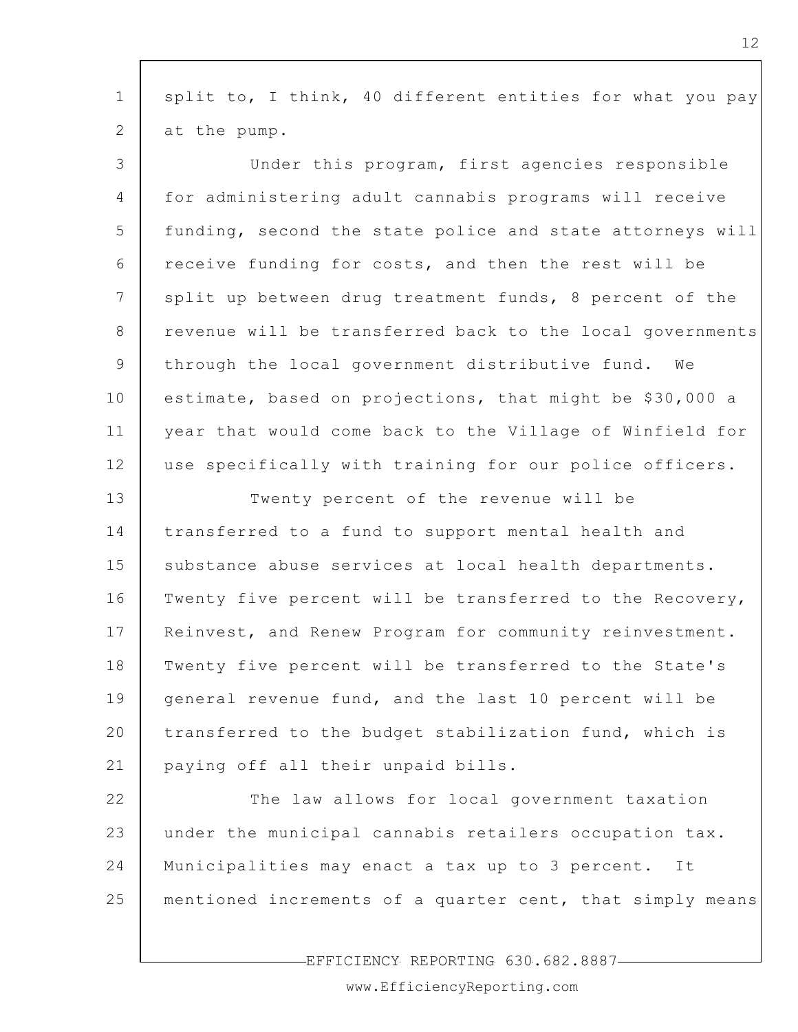split to, I think, 40 different entities for what you pay at the pump.

Under this program, first agencies responsible for administering adult cannabis programs will receive funding, second the state police and state attorneys will receive funding for costs, and then the rest will be split up between drug treatment funds, 8 percent of the revenue will be transferred back to the local governments through the local government distributive fund. We estimate, based on projections, that might be $30,000 a year that would come back to the Village of Winfield for use specifically with training for our police officers.

Twenty percent of the revenue will be transferred to a fund to support mental health and substance abuse services at local health departments. Twenty five percent will be transferred to the Recovery, Reinvest, and Renew Program for community reinvestment. Twenty five percent will be transferred to the State's general revenue fund, and the last 10 percent will be transferred to the budget stabilization fund, which is paying off all their unpaid bills.

The law allows for local government taxation under the municipal cannabis retailers occupation tax. Municipalities may enact a tax up to 3 percent. It mentioned increments of a quarter cent, that simply means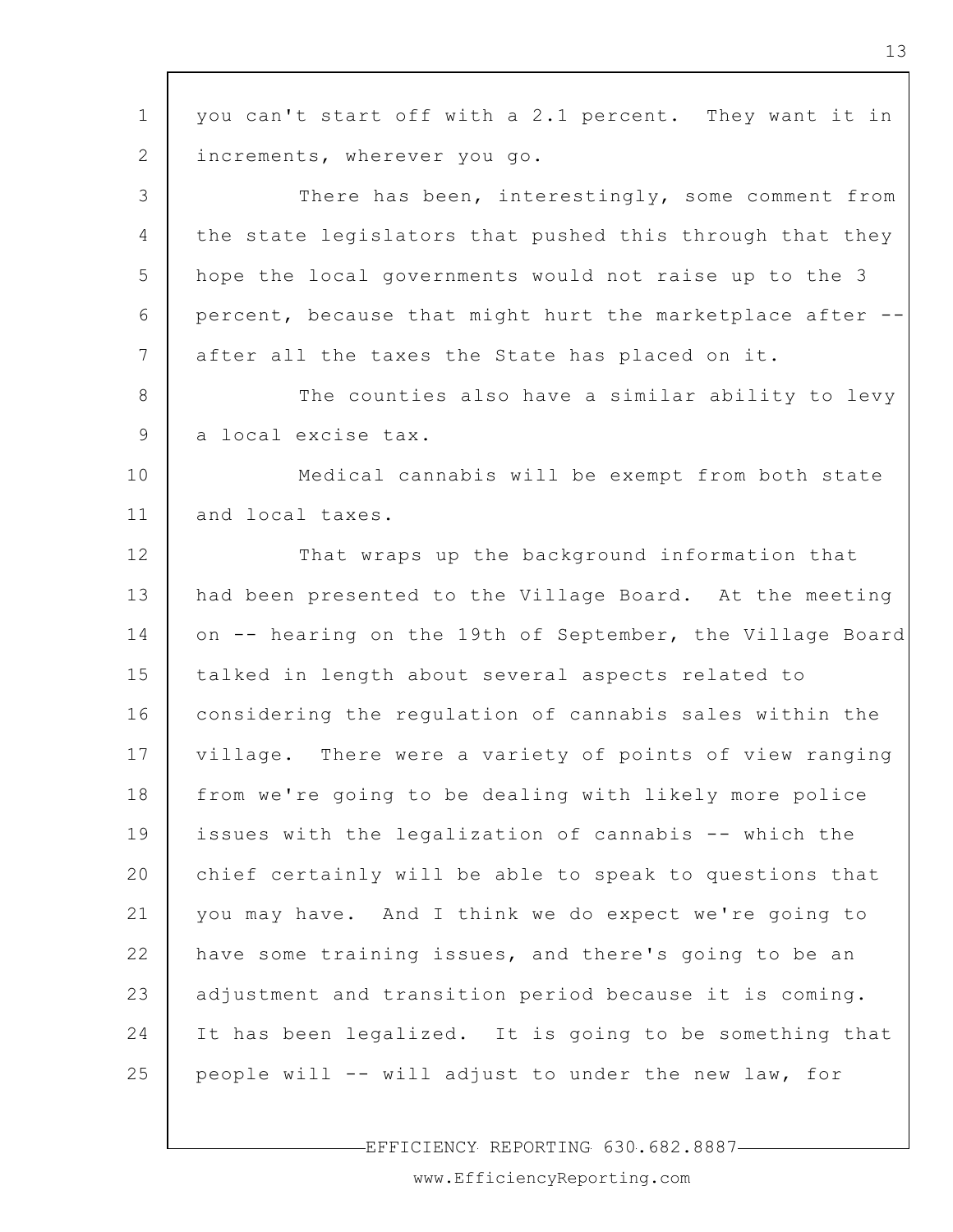you can't start off with a 2.1 percent. They want it in increments, wherever you go.

There has been, interestingly, some comment from the state legislators that pushed this through that they hope the local governments would not raise up to the 3 percent, because that might hurt the marketplace after -- after all the taxes the State has placed on it.

The counties also have a similar ability to levy a local excise tax.

Medical cannabis will be exempt from both state and local taxes.

That wraps up the background information that had been presented to the Village Board. At the meeting on -- hearing on the 19th of September, the Village Board talked in length about several aspects related to considering the regulation of cannabis sales within the village. There were a variety of points of view ranging from we're going to be dealing with likely more police issues with the legalization of cannabis -- which the chief certainly will be able to speak to questions that you may have. And I think we do expect we're going to have some training issues, and there's going to be an adjustment and transition period because it is coming. It has been legalized. It is going to be something that people will -- will adjust to under the new law, for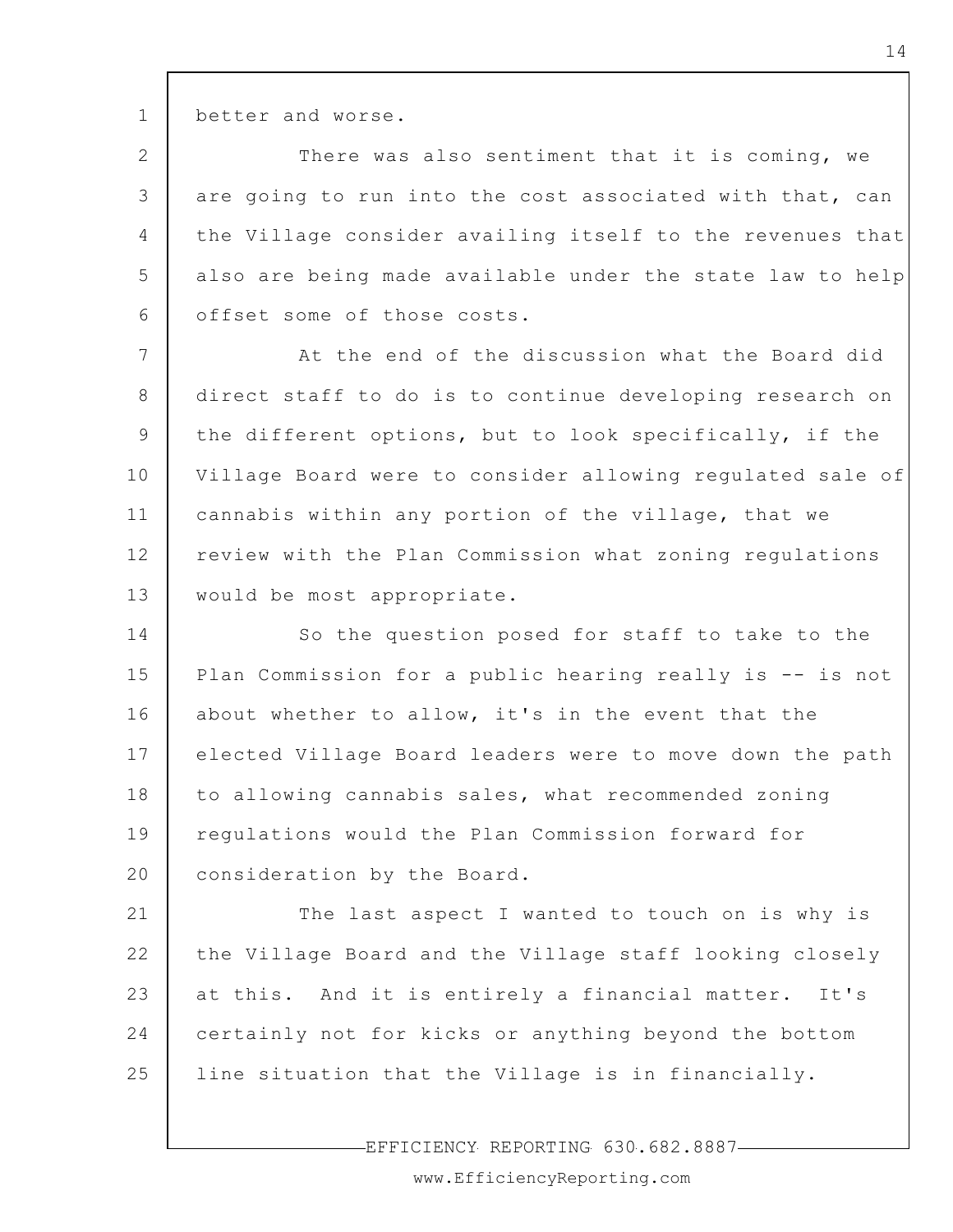better and worse.

There was also sentiment that it is coming, we are going to run into the cost associated with that, can the Village consider availing itself to the revenues that also are being made available under the state law to help offset some of those costs.

At the end of the discussion what the Board did direct staff to do is to continue developing research on the different options, but to look specifically, if the Village Board were to consider allowing regulated sale of cannabis within any portion of the village, that we review with the Plan Commission what zoning regulations would be most appropriate.

So the question posed for staff to take to the Plan Commission for a public hearing really is -- is not about whether to allow, it's in the event that the elected Village Board leaders were to move down the path to allowing cannabis sales, what recommended zoning regulations would the Plan Commission forward for consideration by the Board.

The last aspect I wanted to touch on is why is the Village Board and the Village staff looking closely at this. And it is entirely a financial matter. It's certainly not for kicks or anything beyond the bottom line situation that the Village is in financially.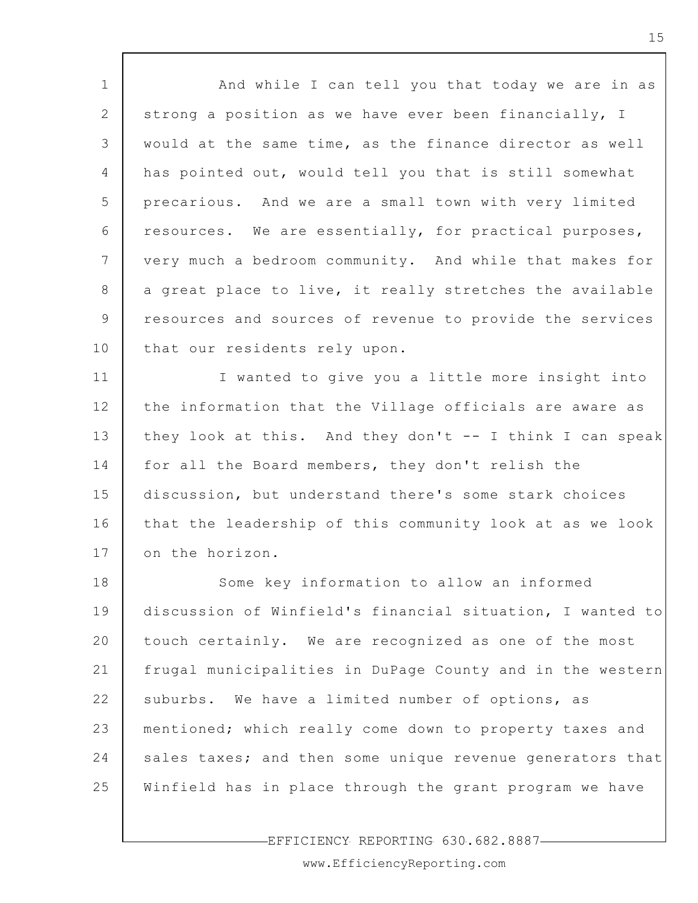And while I can tell you that today we are in as strong a position as we have ever been financially, I would at the same time, as the finance director as well has pointed out, would tell you that is still somewhat precarious. And we are a small town with very limited resources. We are essentially, for practical purposes, very much a bedroom community. And while that makes for a great place to live, it really stretches the available resources and sources of revenue to provide the services that our residents rely upon.

I wanted to give you a little more insight into the information that the Village officials are aware as they look at this. And they don't -- I think I can speak for all the Board members, they don't relish the discussion, but understand there's some stark choices that the leadership of this community look at as we look on the horizon.

Some key information to allow an informed discussion of Winfield's financial situation, I wanted to touch certainly. We are recognized as one of the most frugal municipalities in DuPage County and in the western suburbs. We have a limited number of options, as mentioned; which really come down to property taxes and sales taxes; and then some unique revenue generators that Winfield has in place through the grant program we have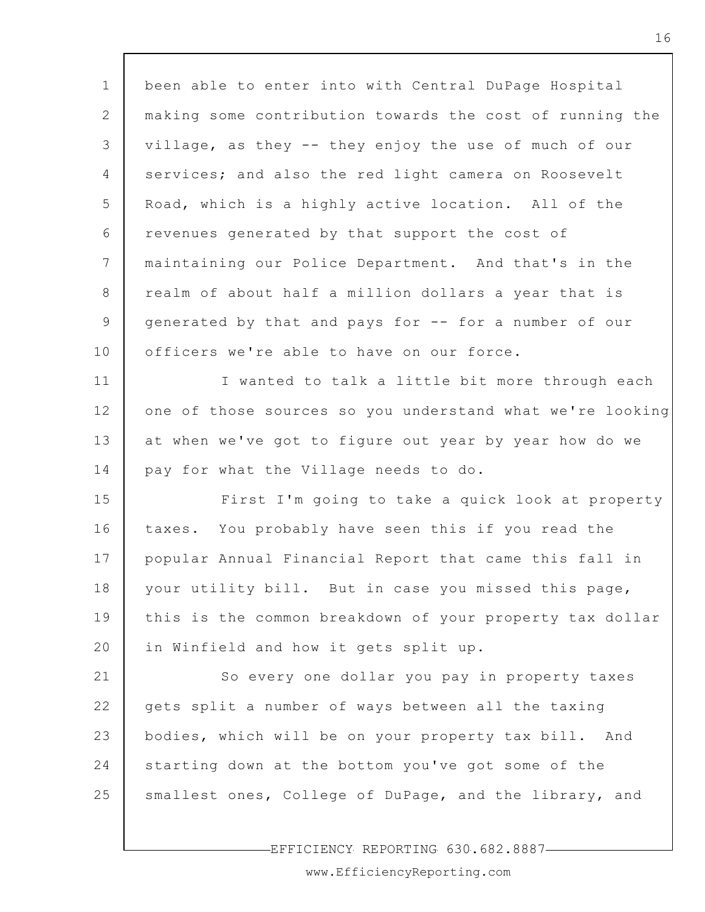been able to enter into with Central DuPage Hospital making some contribution towards the cost of running the village, as they -- they enjoy the use of much of our services; and also the red light camera on Roosevelt Road, which is a highly active location. All of the revenues generated by that support the cost of maintaining our Police Department. And that's in the realm of about half a million dollars a year that is generated by that and pays for -- for a number of our officers we're able to have on our force.

I wanted to talk a little bit more through each one of those sources so you understand what we're looking at when we've got to figure out year by year how do we pay for what the Village needs to do.

First I'm going to take a quick look at property taxes. You probably have seen this if you read the popular Annual Financial Report that came this fall in your utility bill. But in case you missed this page, this is the common breakdown of your property tax dollar in Winfield and how it gets split up.

So every one dollar you pay in property taxes gets split a number of ways between all the taxing bodies, which will be on your property tax bill. And starting down at the bottom you've got some of the smallest ones, College of DuPage, and the library, and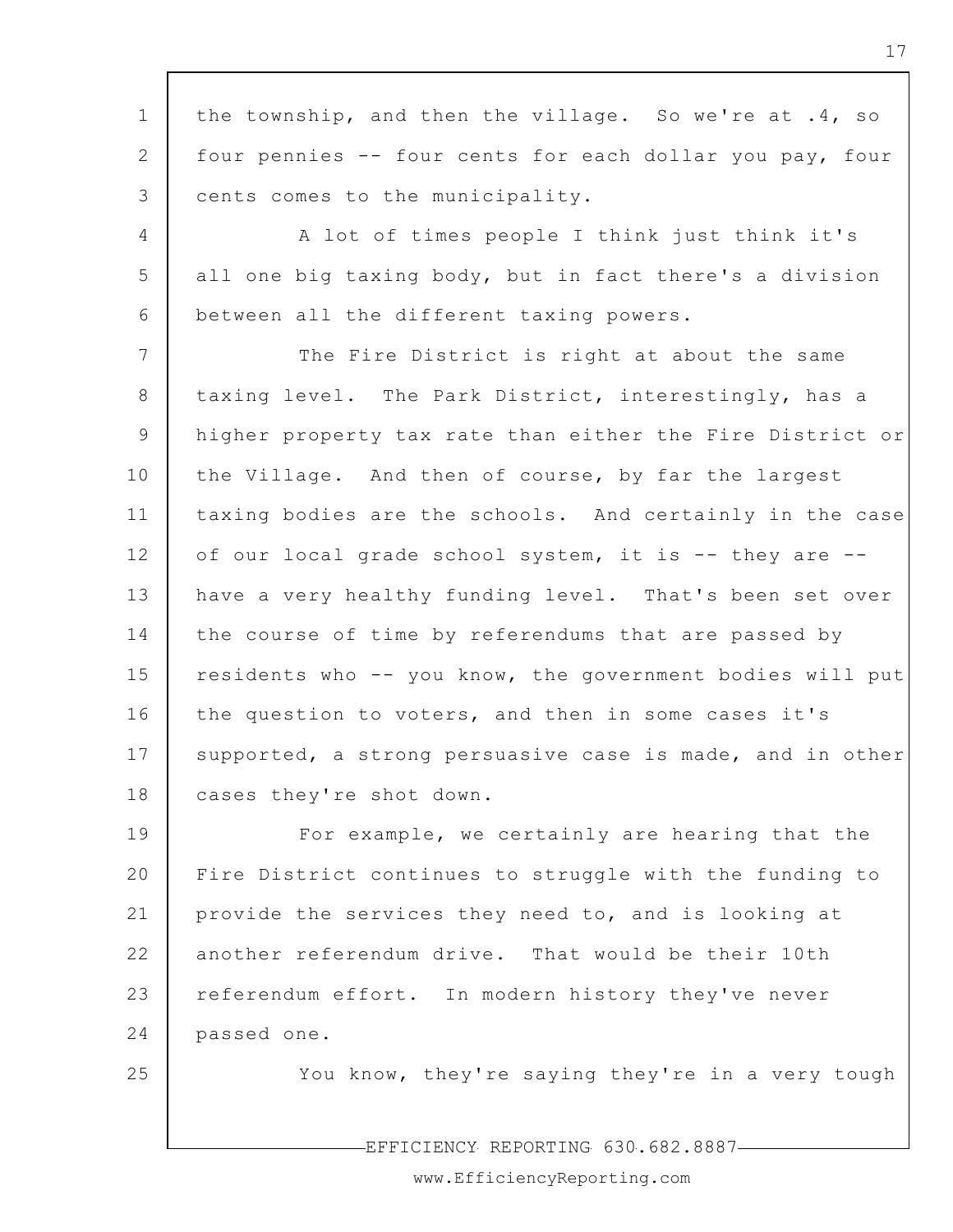the township, and then the village. So we're at .4, so four pennies -- four cents for each dollar you pay, four cents comes to the municipality.

A lot of times people I think just think it's all one big taxing body, but in fact there's a division between all the different taxing powers.

The Fire District is right at about the same taxing level. The Park District, interestingly, has a higher property tax rate than either the Fire District or the Village. And then of course, by far the largest taxing bodies are the schools. And certainly in the case of our local grade school system, it is -- they are -- have a very healthy funding level. That's been set over the course of time by referendums that are passed by residents who -- you know, the government bodies will put the question to voters, and then in some cases it's supported, a strong persuasive case is made, and in other cases they're shot down.

For example, we certainly are hearing that the Fire District continues to struggle with the funding to provide the services they need to, and is looking at another referendum drive. That would be their 10th referendum effort. In modern history they've never passed one.

You know, they're saying they're in a very tough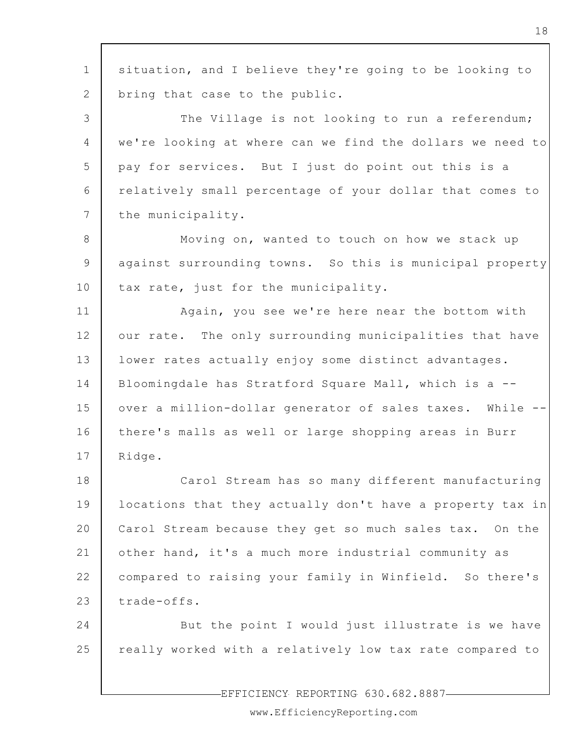situation, and I believe they're going to be looking to bring that case to the public.

The Village is not looking to run a referendum; we're looking at where can we find the dollars we need to pay for services. But I just do point out this is a relatively small percentage of your dollar that comes to the municipality.

Moving on, wanted to touch on how we stack up against surrounding towns. So this is municipal property tax rate, just for the municipality.

Again, you see we're here near the bottom with our rate. The only surrounding municipalities that have lower rates actually enjoy some distinct advantages. Bloomingdale has Stratford Square Mall, which is a -- over a million-dollar generator of sales taxes. While -- there's malls as well or large shopping areas in Burr Ridge.

Carol Stream has so many different manufacturing locations that they actually don't have a property tax in Carol Stream because they get so much sales tax. On the other hand, it's a much more industrial community as compared to raising your family in Winfield. So there's trade-offs.

But the point I would just illustrate is we have really worked with a relatively low tax rate compared to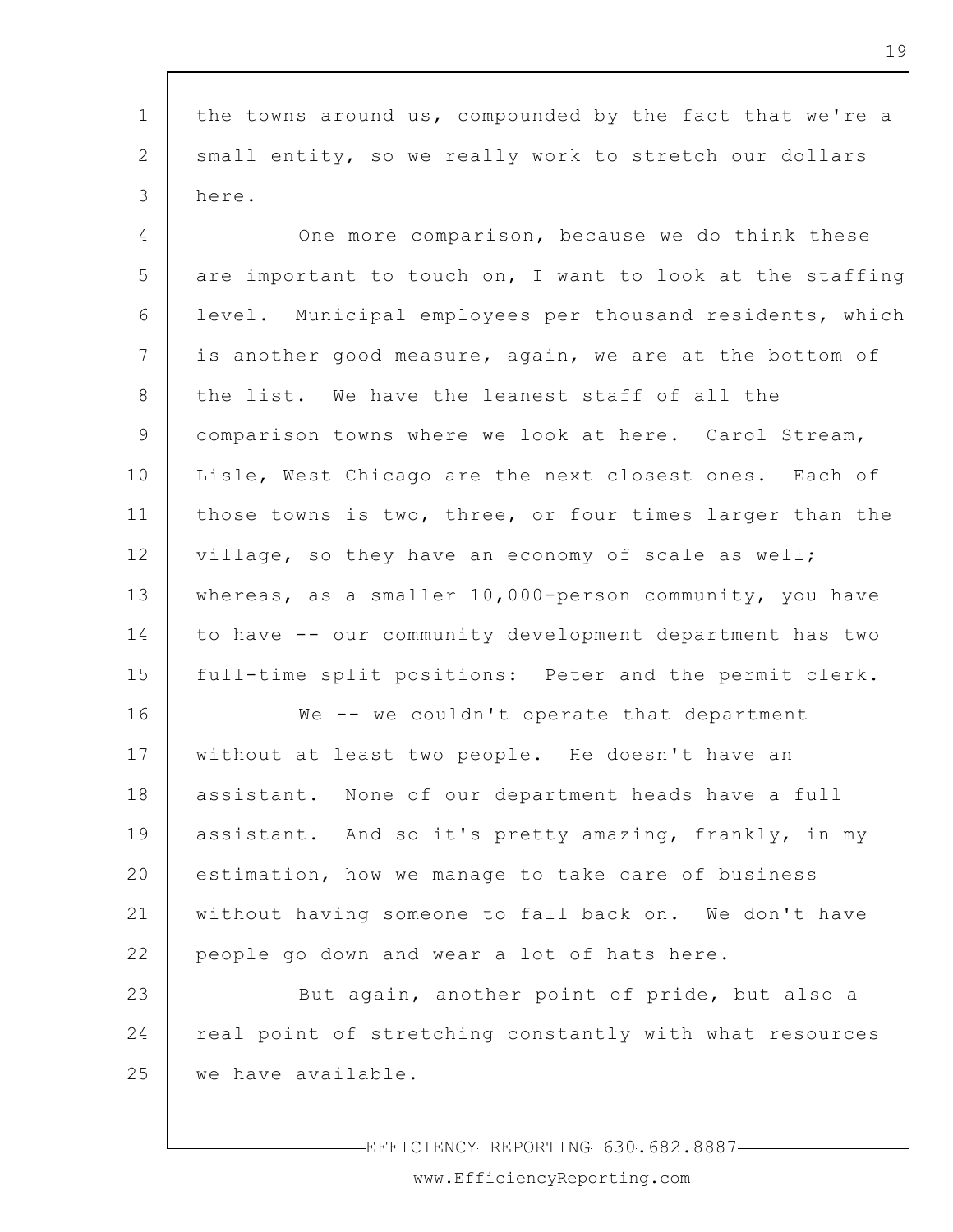the towns around us, compounded by the fact that we're a small entity, so we really work to stretch our dollars here.

One more comparison, because we do think these are important to touch on, I want to look at the staffing level. Municipal employees per thousand residents, which is another good measure, again, we are at the bottom of the list. We have the leanest staff of all the comparison towns where we look at here. Carol Stream, Lisle, West Chicago are the next closest ones. Each of those towns is two, three, or four times larger than the village, so they have an economy of scale as well; whereas, as a smaller 10,000-person community, you have to have -- our community development department has two full-time split positions: Peter and the permit clerk.

We -- we couldn't operate that department without at least two people. He doesn't have an assistant. None of our department heads have a full assistant. And so it's pretty amazing, frankly, in my estimation, how we manage to take care of business without having someone to fall back on. We don't have people go down and wear a lot of hats here.

But again, another point of pride, but also a real point of stretching constantly with what resources we have available.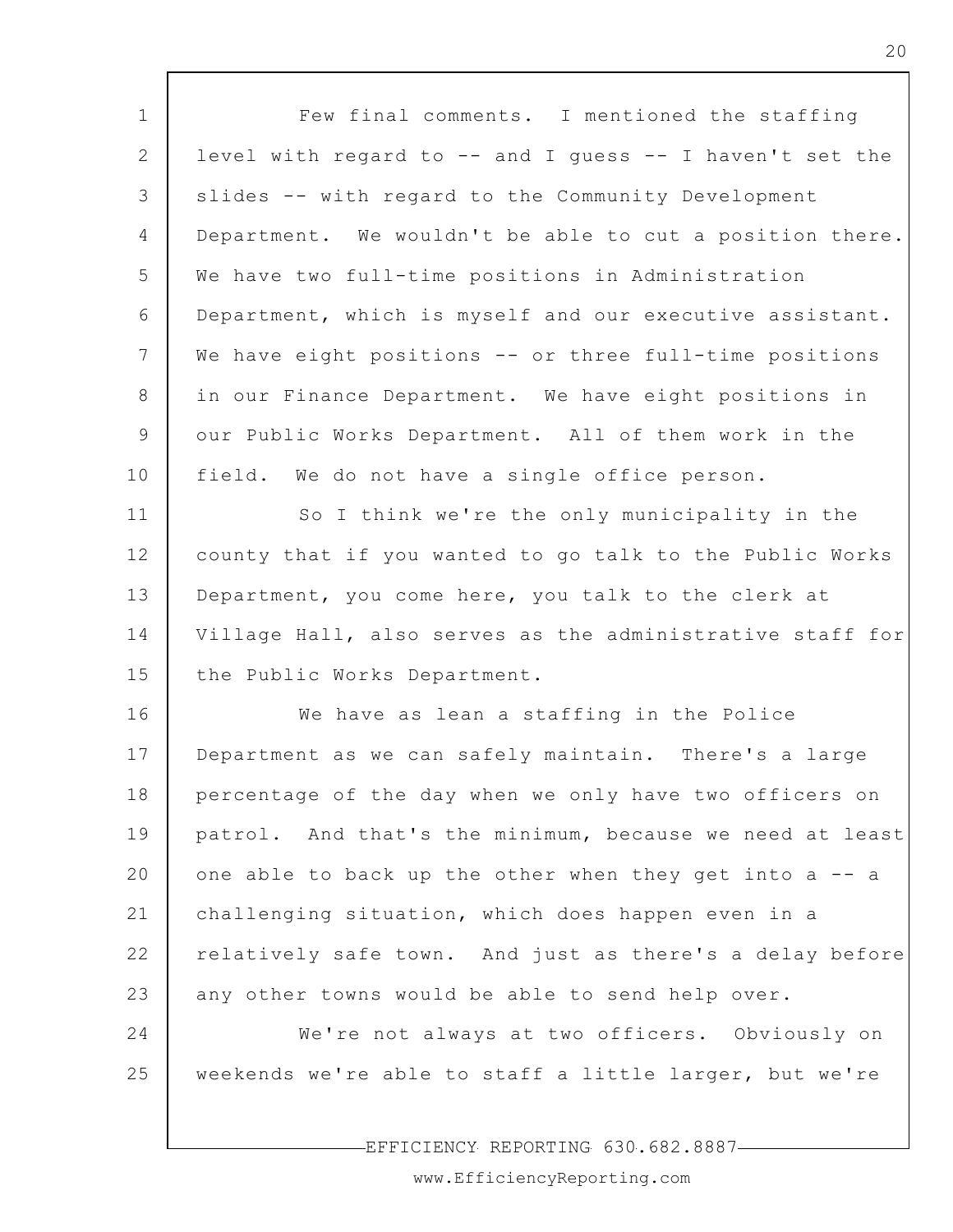Few final comments. I mentioned the staffing level with regard to -- and I guess -- I haven't set the slides -- with regard to the Community Development Department. We wouldn't be able to cut a position there. We have two full-time positions in Administration Department, which is myself and our executive assistant. We have eight positions -- or three full-time positions in our Finance Department. We have eight positions in our Public Works Department. All of them work in the field. We do not have a single office person.

So I think we're the only municipality in the county that if you wanted to go talk to the Public Works Department, you come here, you talk to the clerk at Village Hall, also serves as the administrative staff for the Public Works Department.

We have as lean a staffing in the Police Department as we can safely maintain. There's a large percentage of the day when we only have two officers on patrol. And that's the minimum, because we need at least one able to back up the other when they get into a -- a challenging situation, which does happen even in a relatively safe town. And just as there's a delay before any other towns would be able to send help over.

We're not always at two officers. Obviously on weekends we're able to staff a little larger, but we're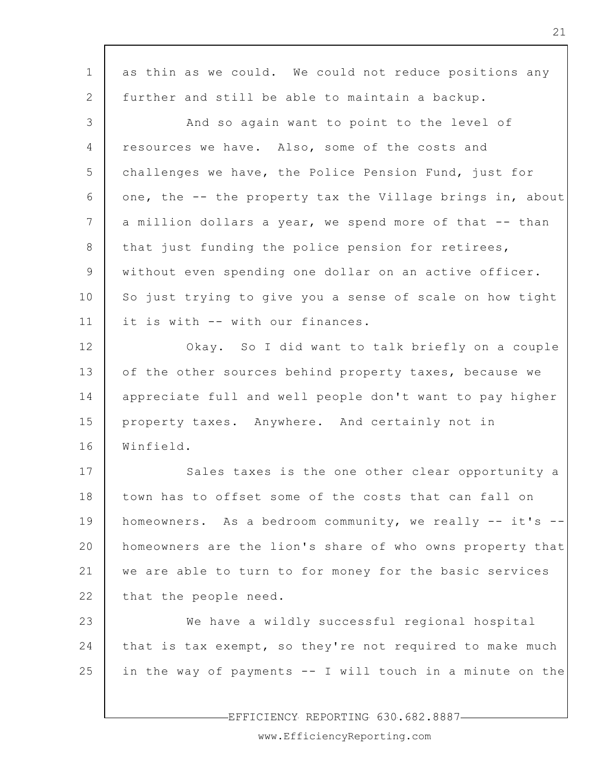as thin as we could. We could not reduce positions any further and still be able to maintain a backup.

And so again want to point to the level of resources we have. Also, some of the costs and challenges we have, the Police Pension Fund, just for one, the -- the property tax the Village brings in, about a million dollars a year, we spend more of that -- than that just funding the police pension for retirees, without even spending one dollar on an active officer. So just trying to give you a sense of scale on how tight it is with -- with our finances.

Okay. So I did want to talk briefly on a couple of the other sources behind property taxes, because we appreciate full and well people don't want to pay higher property taxes. Anywhere. And certainly not in Winfield.

Sales taxes is the one other clear opportunity a town has to offset some of the costs that can fall on homeowners. As a bedroom community, we really -- it's -- homeowners are the lion's share of who owns property that we are able to turn to for money for the basic services that the people need.

We have a wildly successful regional hospital that is tax exempt, so they're not required to make much in the way of payments -- I will touch in a minute on the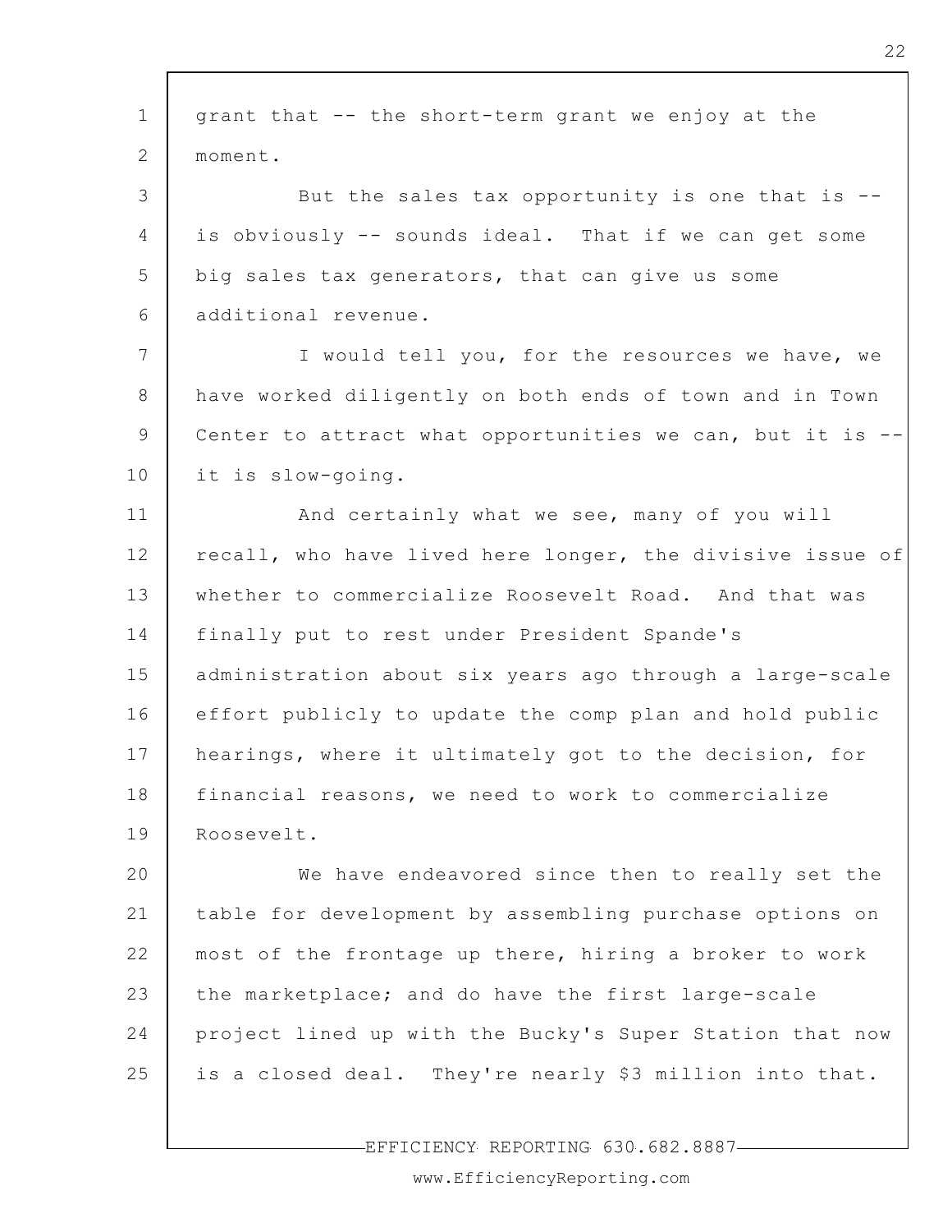grant that -- the short-term grant we enjoy at the moment.

But the sales tax opportunity is one that is -- is obviously -- sounds ideal. That if we can get some big sales tax generators, that can give us some additional revenue.

I would tell you, for the resources we have, we have worked diligently on both ends of town and in Town Center to attract what opportunities we can, but it is -- it is slow-going.

And certainly what we see, many of you will recall, who have lived here longer, the divisive issue of whether to commercialize Roosevelt Road. And that was finally put to rest under President Spande's administration about six years ago through a large-scale effort publicly to update the comp plan and hold public hearings, where it ultimately got to the decision, for financial reasons, we need to work to commercialize Roosevelt.

We have endeavored since then to really set the table for development by assembling purchase options on most of the frontage up there, hiring a broker to work the marketplace; and do have the first large-scale project lined up with the Bucky's Super Station that now is a closed deal. They're nearly $3 million into that.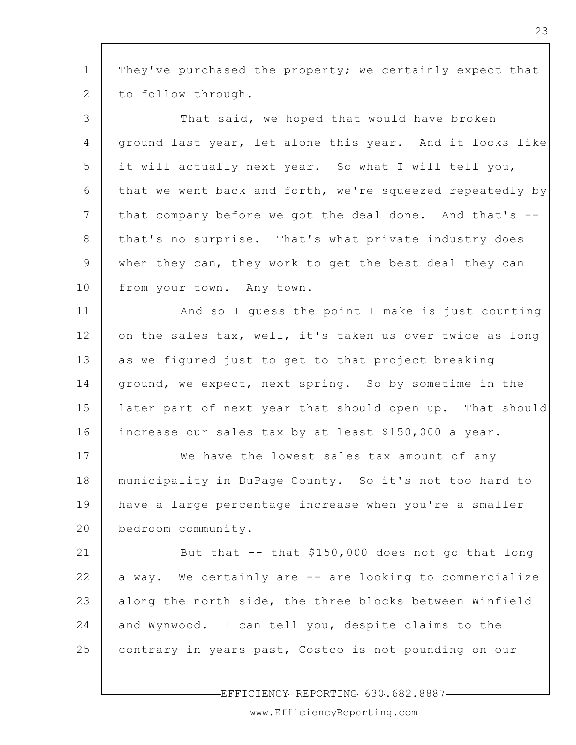They've purchased the property; we certainly expect that to follow through.

That said, we hoped that would have broken ground last year, let alone this year. And it looks like it will actually next year. So what I will tell you, that we went back and forth, we're squeezed repeatedly by that company before we got the deal done. And that's -- that's no surprise. That's what private industry does when they can, they work to get the best deal they can from your town. Any town.

And so I guess the point I make is just counting on the sales tax, well, it's taken us over twice as long as we figured just to get to that project breaking ground, we expect, next spring. So by sometime in the later part of next year that should open up. That should increase our sales tax by at least $150,000 a year.

We have the lowest sales tax amount of any municipality in DuPage County. So it's not too hard to have a large percentage increase when you're a smaller bedroom community.

But that -- that $150,000 does not go that long a way. We certainly are -- are looking to commercialize along the north side, the three blocks between Winfield and Wynwood. I can tell you, despite claims to the contrary in years past, Costco is not pounding on our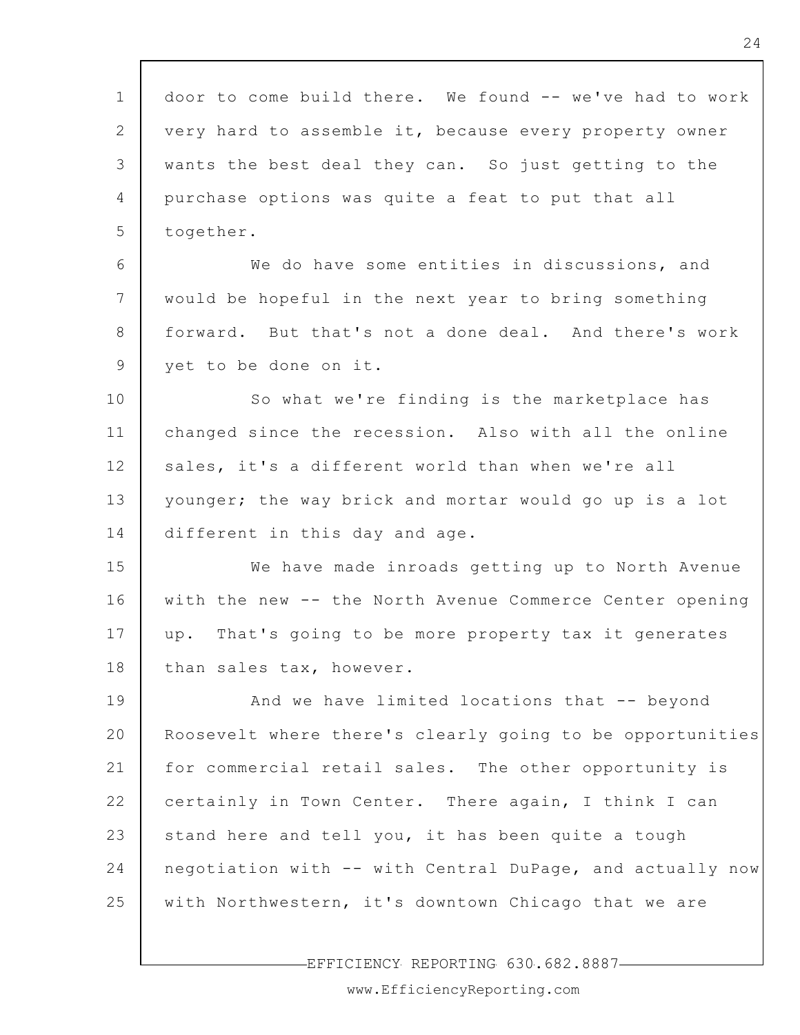door to come build there. We found -- we've had to work very hard to assemble it, because every property owner wants the best deal they can. So just getting to the purchase options was quite a feat to put that all together.

We do have some entities in discussions, and would be hopeful in the next year to bring something forward. But that's not a done deal. And there's work yet to be done on it.

So what we're finding is the marketplace has changed since the recession. Also with all the online sales, it's a different world than when we're all younger; the way brick and mortar would go up is a lot different in this day and age.

We have made inroads getting up to North Avenue with the new -- the North Avenue Commerce Center opening up. That's going to be more property tax it generates than sales tax, however.

And we have limited locations that -- beyond Roosevelt where there's clearly going to be opportunities for commercial retail sales. The other opportunity is certainly in Town Center. There again, I think I can stand here and tell you, it has been quite a tough negotiation with -- with Central DuPage, and actually now with Northwestern, it's downtown Chicago that we are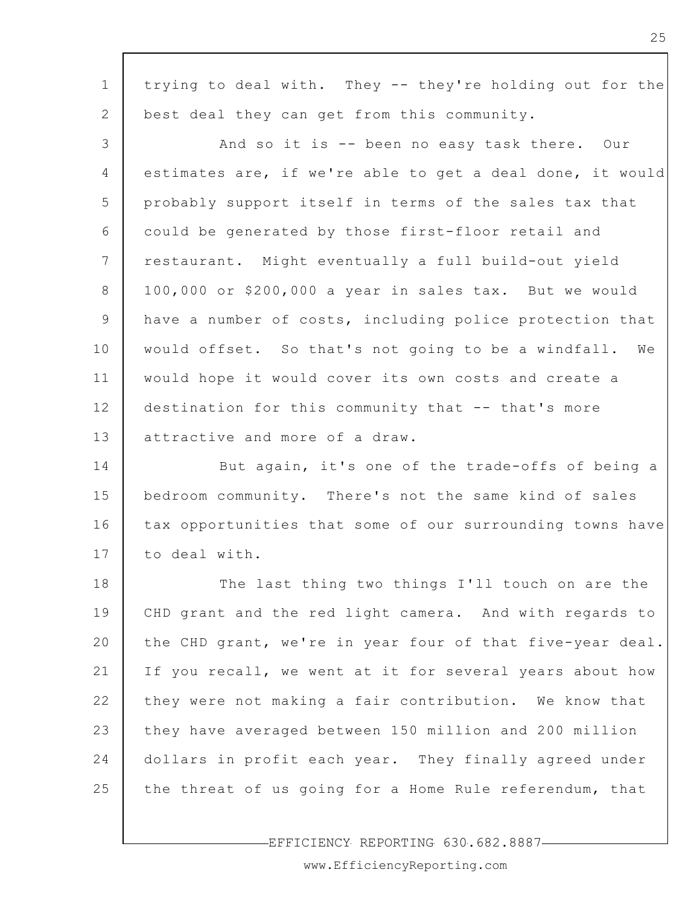trying to deal with. They -- they're holding out for the best deal they can get from this community.

And so it is -- been no easy task there. Our estimates are, if we're able to get a deal done, it would probably support itself in terms of the sales tax that could be generated by those first-floor retail and restaurant. Might eventually a full build-out yield 100,000 or $200,000 a year in sales tax. But we would have a number of costs, including police protection that would offset. So that's not going to be a windfall. We would hope it would cover its own costs and create a destination for this community that -- that's more attractive and more of a draw.

But again, it's one of the trade-offs of being a bedroom community. There's not the same kind of sales tax opportunities that some of our surrounding towns have to deal with.

The last thing two things I'll touch on are the CHD grant and the red light camera. And with regards to the CHD grant, we're in year four of that five-year deal. If you recall, we went at it for several years about how they were not making a fair contribution. We know that they have averaged between 150 million and 200 million dollars in profit each year. They finally agreed under the threat of us going for a Home Rule referendum, that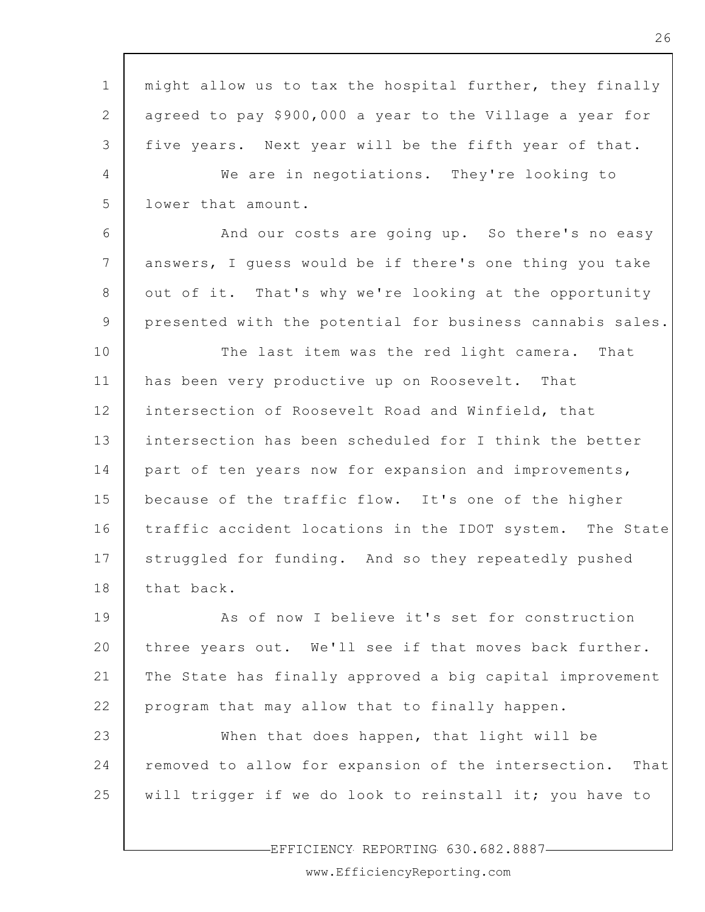might allow us to tax the hospital further, they finally agreed to pay $900,000 a year to the Village a year for five years. Next year will be the fifth year of that.

We are in negotiations. They're looking to lower that amount.

And our costs are going up. So there's no easy answers, I guess would be if there's one thing you take out of it. That's why we're looking at the opportunity presented with the potential for business cannabis sales.

The last item was the red light camera. That has been very productive up on Roosevelt. That intersection of Roosevelt Road and Winfield, that intersection has been scheduled for I think the better part of ten years now for expansion and improvements, because of the traffic flow. It's one of the higher traffic accident locations in the IDOT system. The State struggled for funding. And so they repeatedly pushed that back.

As of now I believe it's set for construction three years out. We'll see if that moves back further. The State has finally approved a big capital improvement program that may allow that to finally happen.

When that does happen, that light will be removed to allow for expansion of the intersection. That will trigger if we do look to reinstall it; you have to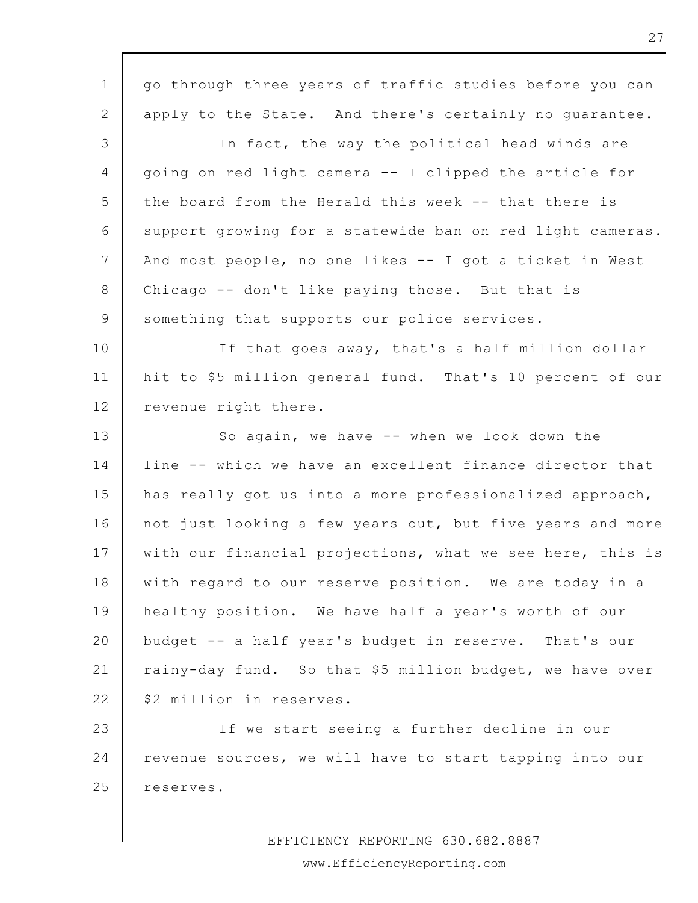go through three years of traffic studies before you can apply to the State. And there's certainly no guarantee.

In fact, the way the political head winds are going on red light camera -- I clipped the article for the board from the Herald this week -- that there is support growing for a statewide ban on red light cameras. And most people, no one likes -- I got a ticket in West Chicago -- don't like paying those. But that is something that supports our police services.

If that goes away, that's a half million dollar hit to $5 million general fund. That's 10 percent of our revenue right there.

So again, we have -- when we look down the line -- which we have an excellent finance director that has really got us into a more professionalized approach, not just looking a few years out, but five years and more with our financial projections, what we see here, this is with regard to our reserve position. We are today in a healthy position. We have half a year's worth of our budget -- a half year's budget in reserve. That's our rainy-day fund. So that $5 million budget, we have over $2 million in reserves.

If we start seeing a further decline in our revenue sources, we will have to start tapping into our reserves.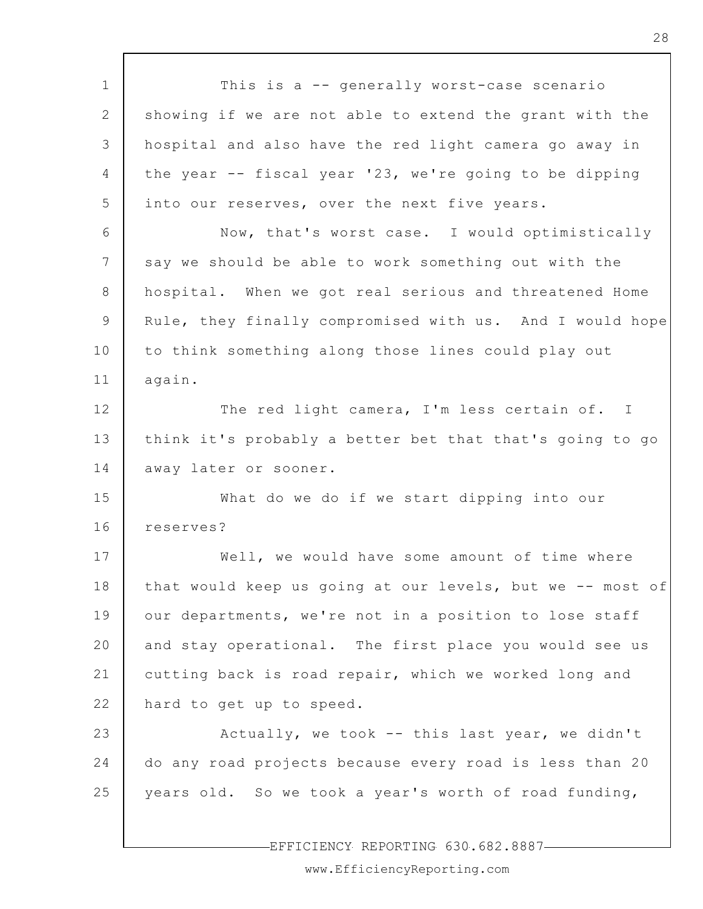This is a -- generally worst-case scenario showing if we are not able to extend the grant with the hospital and also have the red light camera go away in the year -- fiscal year '23, we're going to be dipping into our reserves, over the next five years.

Now, that's worst case. I would optimistically say we should be able to work something out with the hospital. When we got real serious and threatened Home Rule, they finally compromised with us. And I would hope to think something along those lines could play out again.

The red light camera, I'm less certain of. I think it's probably a better bet that that's going to go away later or sooner.

What do we do if we start dipping into our reserves?

Well, we would have some amount of time where that would keep us going at our levels, but we -- most of our departments, we're not in a position to lose staff and stay operational. The first place you would see us cutting back is road repair, which we worked long and hard to get up to speed.

Actually, we took -- this last year, we didn't do any road projects because every road is less than 20 years old. So we took a year's worth of road funding,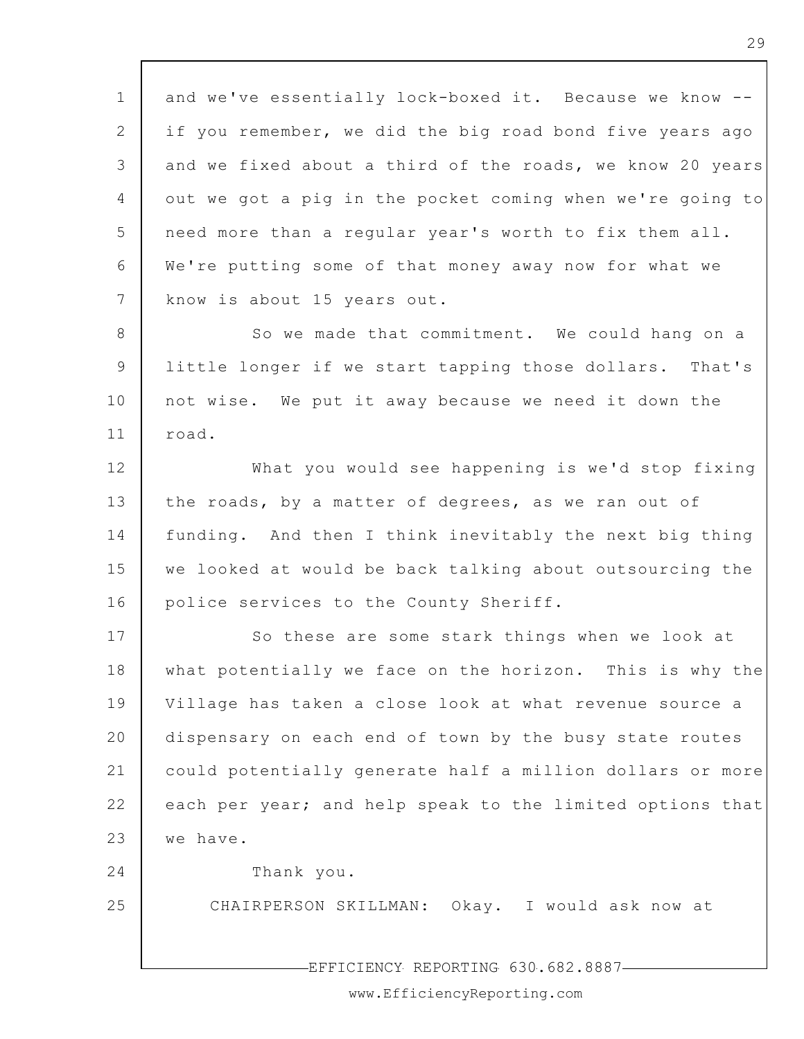and we've essentially lock-boxed it. Because we know -- if you remember, we did the big road bond five years ago and we fixed about a third of the roads, we know 20 years out we got a pig in the pocket coming when we're going to need more than a regular year's worth to fix them all. We're putting some of that money away now for what we know is about 15 years out.

So we made that commitment. We could hang on a little longer if we start tapping those dollars. That's not wise. We put it away because we need it down the road.

What you would see happening is we'd stop fixing the roads, by a matter of degrees, as we ran out of funding. And then I think inevitably the next big thing we looked at would be back talking about outsourcing the police services to the County Sheriff.

So these are some stark things when we look at what potentially we face on the horizon. This is why the Village has taken a close look at what revenue source a dispensary on each end of town by the busy state routes could potentially generate half a million dollars or more each per year; and help speak to the limited options that we have.

Thank you.

CHAIRPERSON SKILLMAN: Okay. I would ask now at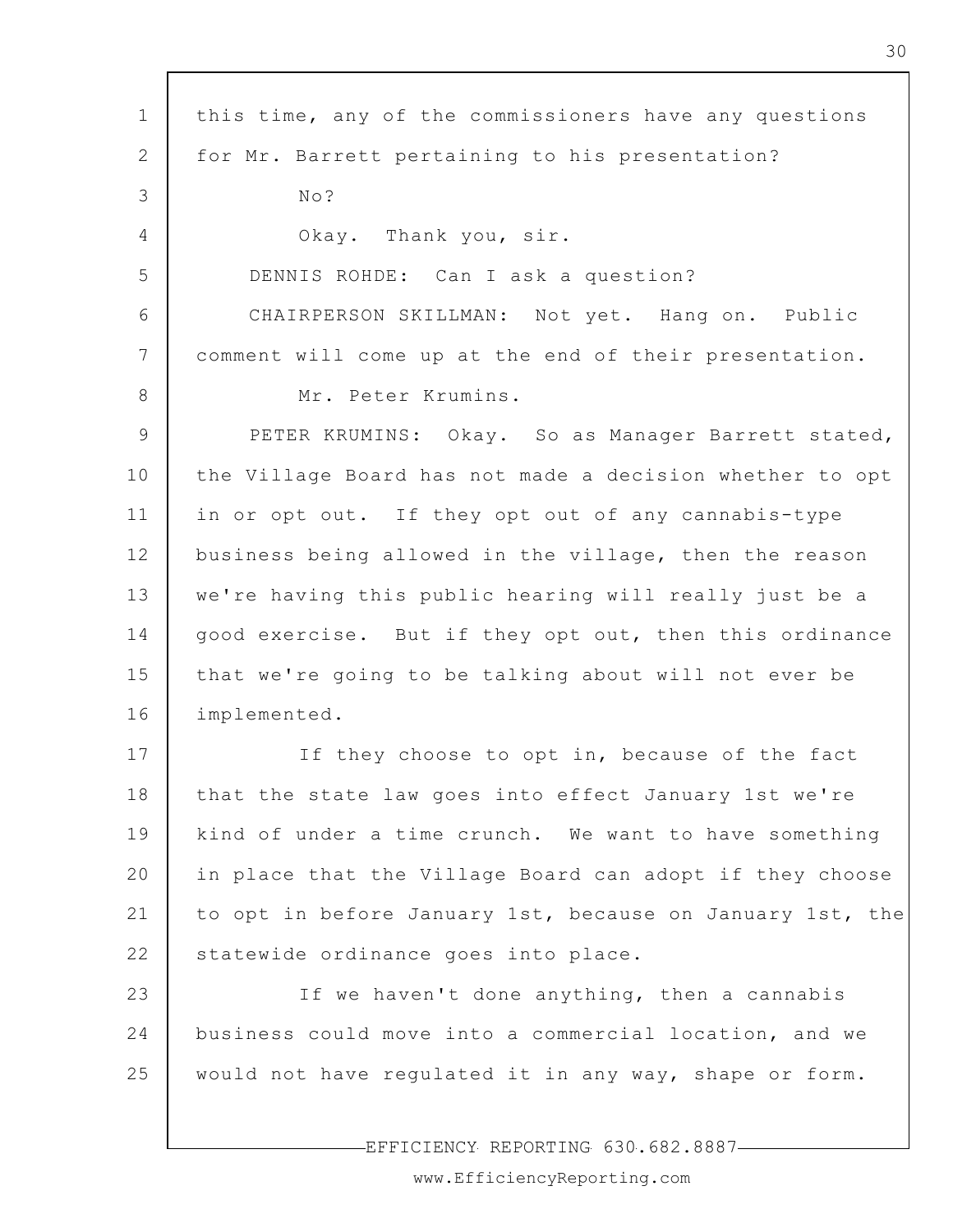this time, any of the commissioners have any questions for Mr. Barrett pertaining to his presentation?

No?

Okay. Thank you, sir.

DENNIS ROHDE: Can I ask a question?

CHAIRPERSON SKILLMAN: Not yet. Hang on. Public comment will come up at the end of their presentation.

Mr. Peter Krumins.

PETER KRUMINS: Okay. So as Manager Barrett stated, the Village Board has not made a decision whether to opt in or opt out. If they opt out of any cannabis-type business being allowed in the village, then the reason we're having this public hearing will really just be a good exercise. But if they opt out, then this ordinance that we're going to be talking about will not ever be implemented.

If they choose to opt in, because of the fact that the state law goes into effect January 1st we're kind of under a time crunch. We want to have something in place that the Village Board can adopt if they choose to opt in before January 1st, because on January 1st, the statewide ordinance goes into place.

If we haven't done anything, then a cannabis business could move into a commercial location, and we would not have regulated it in any way, shape or form.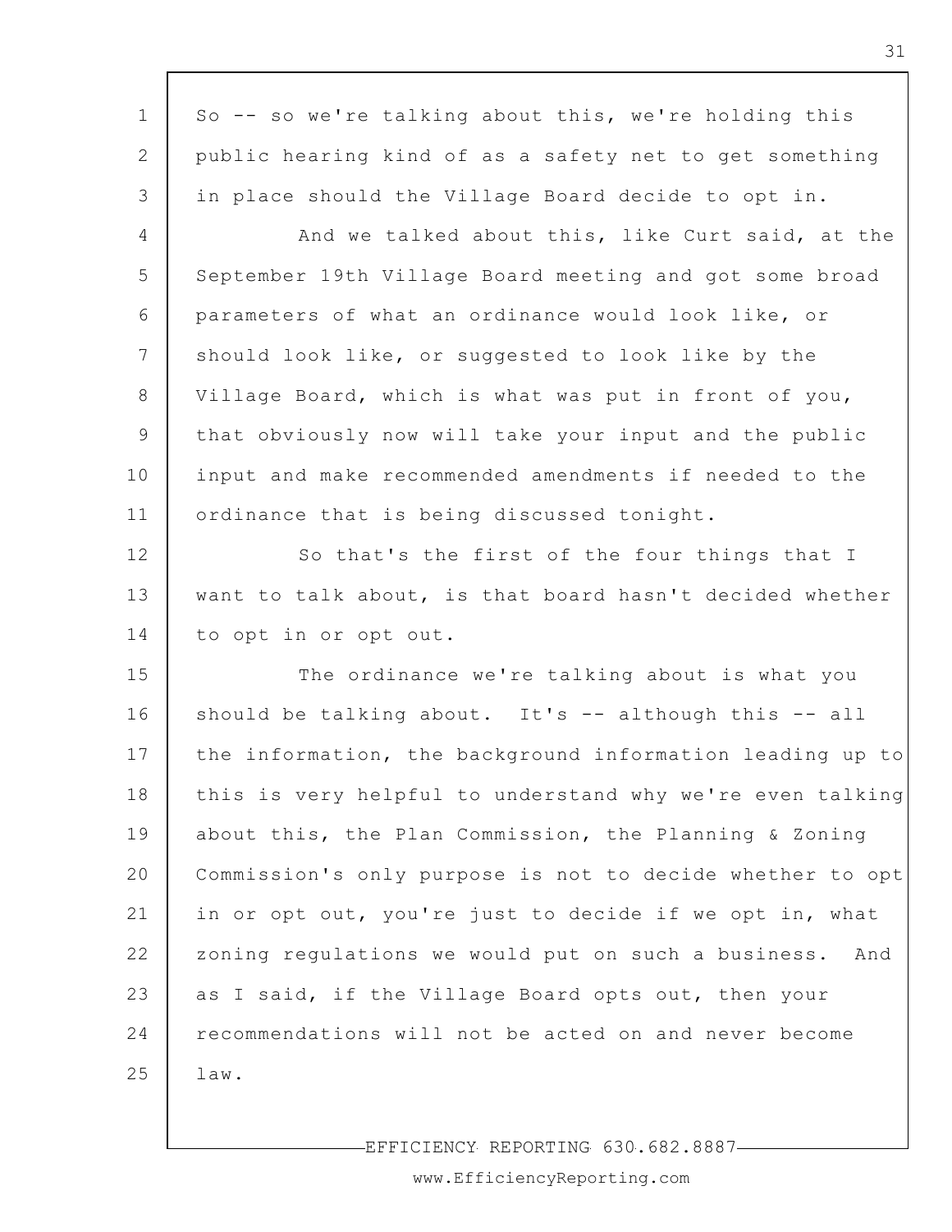So -- so we're talking about this, we're holding this public hearing kind of as a safety net to get something in place should the Village Board decide to opt in.

And we talked about this, like Curt said, at the September 19th Village Board meeting and got some broad parameters of what an ordinance would look like, or should look like, or suggested to look like by the Village Board, which is what was put in front of you, that obviously now will take your input and the public input and make recommended amendments if needed to the ordinance that is being discussed tonight.

So that's the first of the four things that I want to talk about, is that board hasn't decided whether to opt in or opt out.

The ordinance we're talking about is what you should be talking about. It's -- although this -- all the information, the background information leading up to this is very helpful to understand why we're even talking about this, the Plan Commission, the Planning & Zoning Commission's only purpose is not to decide whether to opt in or opt out, you're just to decide if we opt in, what zoning regulations we would put on such a business. And as I said, if the Village Board opts out, then your recommendations will not be acted on and never become law.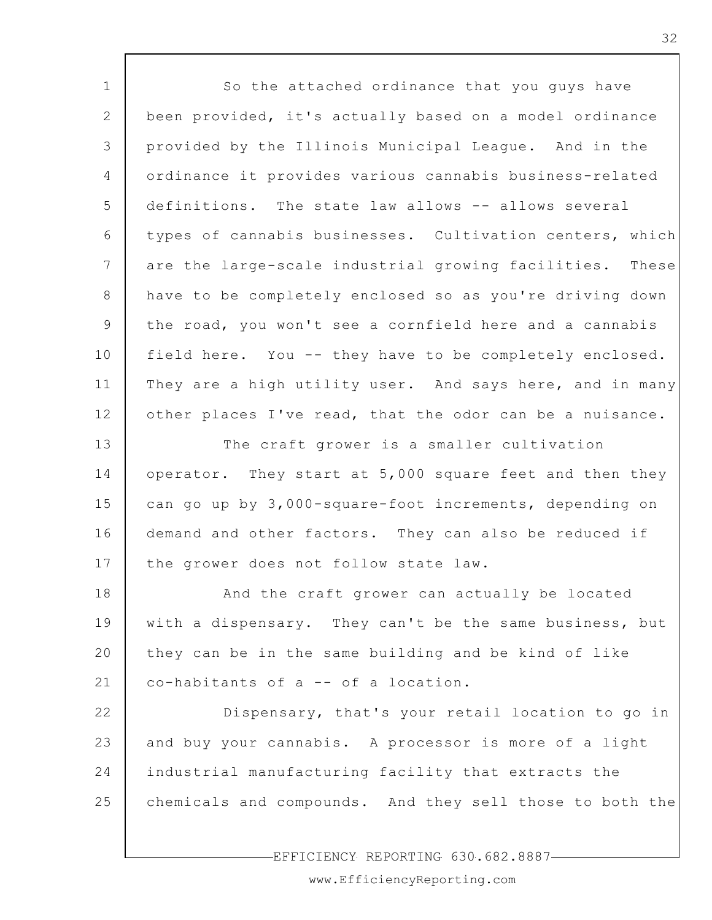So the attached ordinance that you guys have been provided, it's actually based on a model ordinance provided by the Illinois Municipal League. And in the ordinance it provides various cannabis business-related definitions. The state law allows -- allows several types of cannabis businesses. Cultivation centers, which are the large-scale industrial growing facilities. These have to be completely enclosed so as you're driving down the road, you won't see a cornfield here and a cannabis field here. You -- they have to be completely enclosed. They are a high utility user. And says here, and in many other places I've read, that the odor can be a nuisance.

The craft grower is a smaller cultivation operator. They start at 5,000 square feet and then they can go up by 3,000-square-foot increments, depending on demand and other factors. They can also be reduced if the grower does not follow state law.

And the craft grower can actually be located with a dispensary. They can't be the same business, but they can be in the same building and be kind of like co-habitants of a -- of a location.

Dispensary, that's your retail location to go in and buy your cannabis. A processor is more of a light industrial manufacturing facility that extracts the chemicals and compounds. And they sell those to both the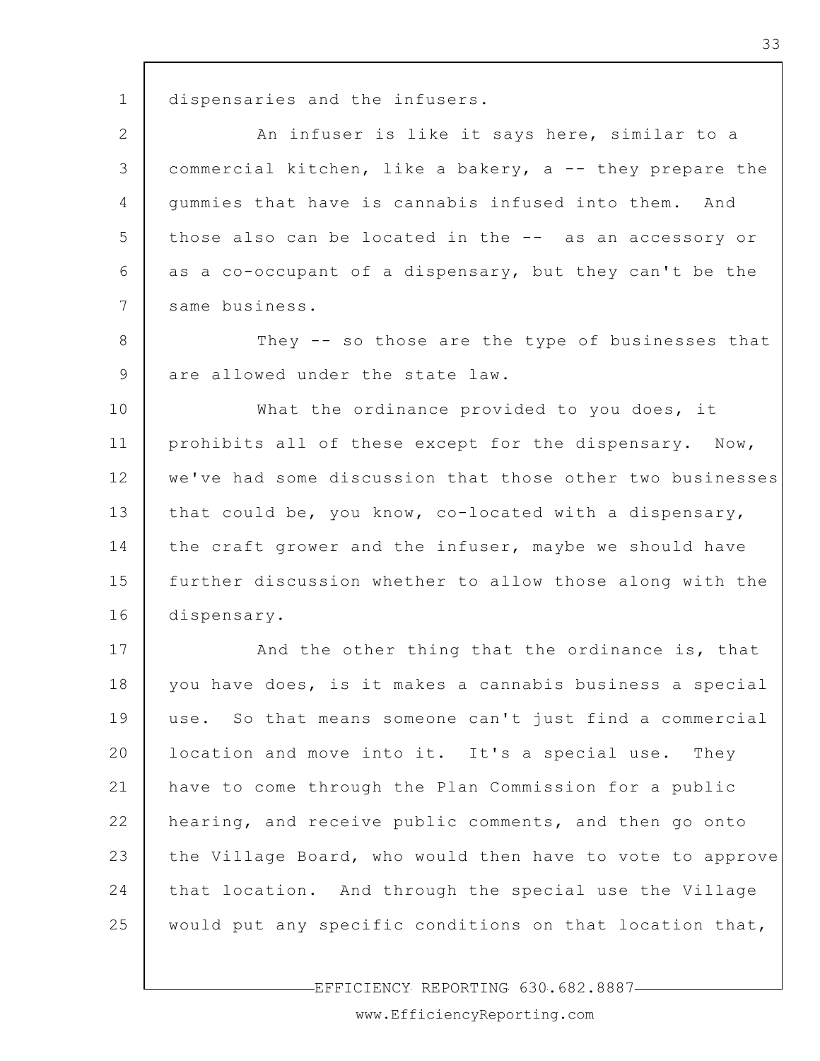dispensaries and the infusers.

An infuser is like it says here, similar to a commercial kitchen, like a bakery, a -- they prepare the gummies that have is cannabis infused into them. And those also can be located in the -- as an accessory or as a co-occupant of a dispensary, but they can't be the same business.

They -- so those are the type of businesses that are allowed under the state law.

What the ordinance provided to you does, it prohibits all of these except for the dispensary. Now, we've had some discussion that those other two businesses that could be, you know, co-located with a dispensary, the craft grower and the infuser, maybe we should have further discussion whether to allow those along with the dispensary.

And the other thing that the ordinance is, that you have does, is it makes a cannabis business a special use. So that means someone can't just find a commercial location and move into it. It's a special use. They have to come through the Plan Commission for a public hearing, and receive public comments, and then go onto the Village Board, who would then have to vote to approve that location. And through the special use the Village would put any specific conditions on that location that,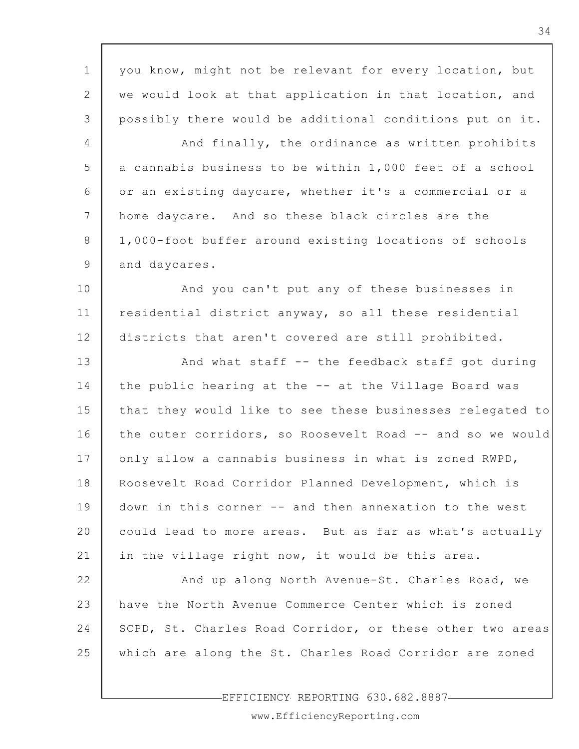you know, might not be relevant for every location, but we would look at that application in that location, and possibly there would be additional conditions put on it.

And finally, the ordinance as written prohibits a cannabis business to be within 1,000 feet of a school or an existing daycare, whether it's a commercial or a home daycare. And so these black circles are the 1,000-foot buffer around existing locations of schools and daycares.

And you can't put any of these businesses in residential district anyway, so all these residential districts that aren't covered are still prohibited.

And what staff -- the feedback staff got during the public hearing at the -- at the Village Board was that they would like to see these businesses relegated to the outer corridors, so Roosevelt Road -- and so we would only allow a cannabis business in what is zoned RWPD, Roosevelt Road Corridor Planned Development, which is down in this corner -- and then annexation to the west could lead to more areas. But as far as what's actually in the village right now, it would be this area.

And up along North Avenue-St. Charles Road, we have the North Avenue Commerce Center which is zoned SCPD, St. Charles Road Corridor, or these other two areas which are along the St. Charles Road Corridor are zoned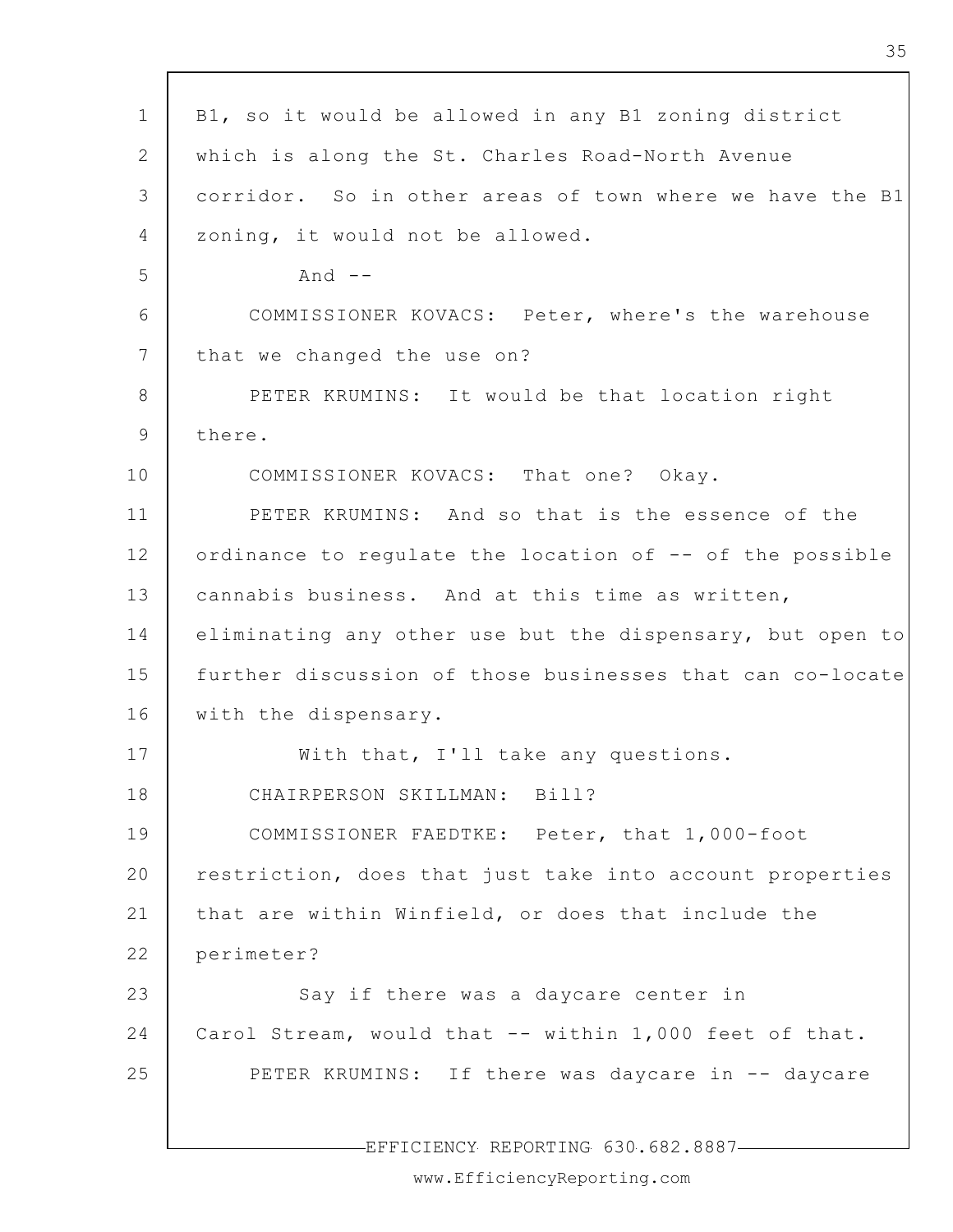B1, so it would be allowed in any B1 zoning district which is along the St. Charles Road-North Avenue corridor. So in other areas of town where we have the B1 zoning, it would not be allowed.

And --

COMMISSIONER KOVACS: Peter, where's the warehouse that we changed the use on?

PETER KRUMINS: It would be that location right there.

COMMISSIONER KOVACS: That one? Okay.

PETER KRUMINS: And so that is the essence of the ordinance to regulate the location of -- of the possible cannabis business. And at this time as written, eliminating any other use but the dispensary, but open to further discussion of those businesses that can co-locate with the dispensary.

With that, I'll take any questions.

CHAIRPERSON SKILLMAN: Bill?

COMMISSIONER FAEDTKE: Peter, that 1,000-foot restriction, does that just take into account properties that are within Winfield, or does that include the perimeter?

Say if there was a daycare center in Carol Stream, would that -- within 1,000 feet of that.

PETER KRUMINS: If there was daycare in -- daycare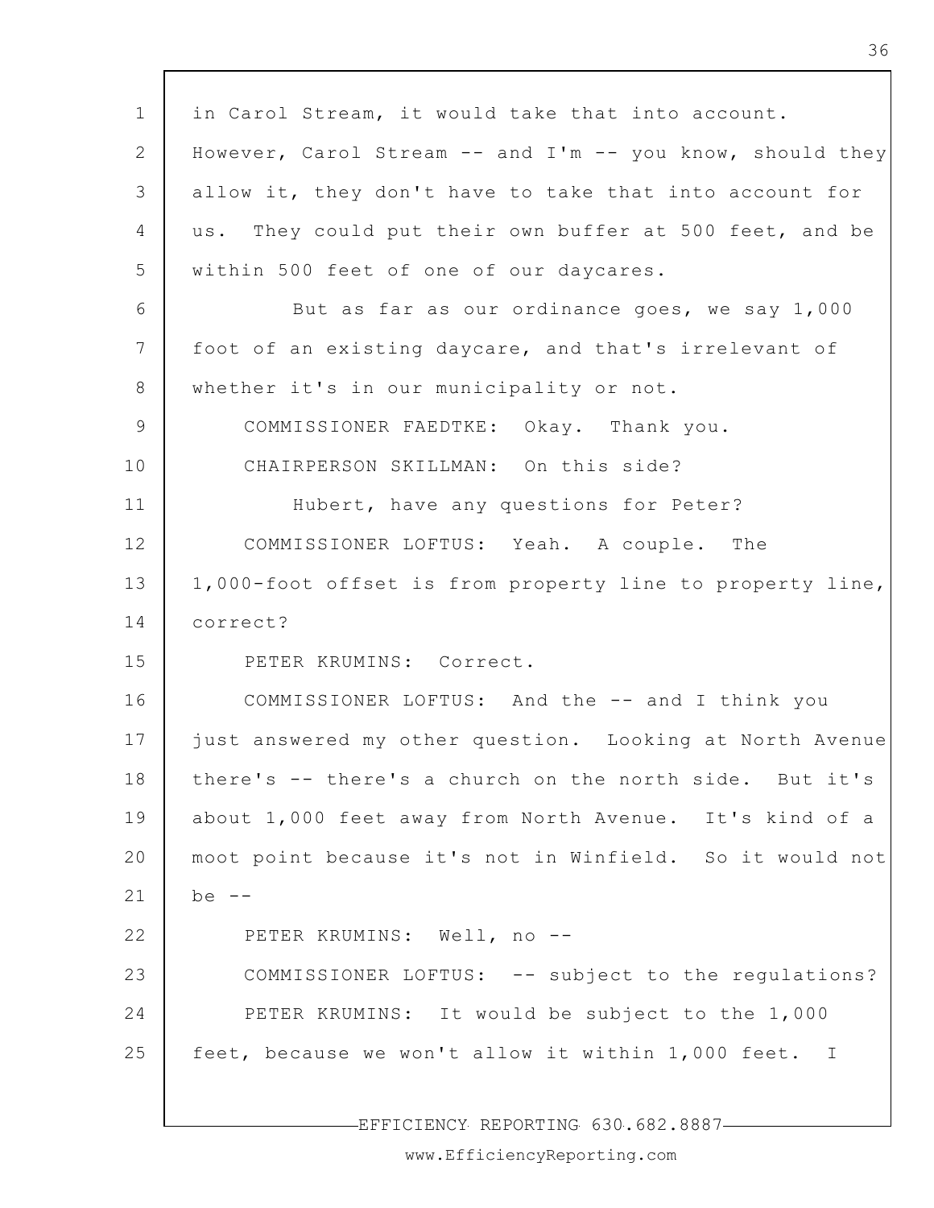in Carol Stream, it would take that into account. However, Carol Stream -- and I'm -- you know, should they allow it, they don't have to take that into account for us. They could put their own buffer at 500 feet, and be within 500 feet of one of our daycares.

But as far as our ordinance goes, we say 1,000 foot of an existing daycare, and that's irrelevant of whether it's in our municipality or not.

COMMISSIONER FAEDTKE: Okay. Thank you.

CHAIRPERSON SKILLMAN: On this side?

Hubert, have any questions for Peter?

COMMISSIONER LOFTUS: Yeah. A couple. The 1,000-foot offset is from property line to property line, correct?

PETER KRUMINS: Correct.

COMMISSIONER LOFTUS: And the -- and I think you just answered my other question. Looking at North Avenue there's -- there's a church on the north side. But it's about 1,000 feet away from North Avenue. It's kind of a moot point because it's not in Winfield. So it would not be --

PETER KRUMINS: Well, no --

COMMISSIONER LOFTUS: -- subject to the regulations?

PETER KRUMINS: It would be subject to the 1,000 feet, because we won't allow it within 1,000 feet. I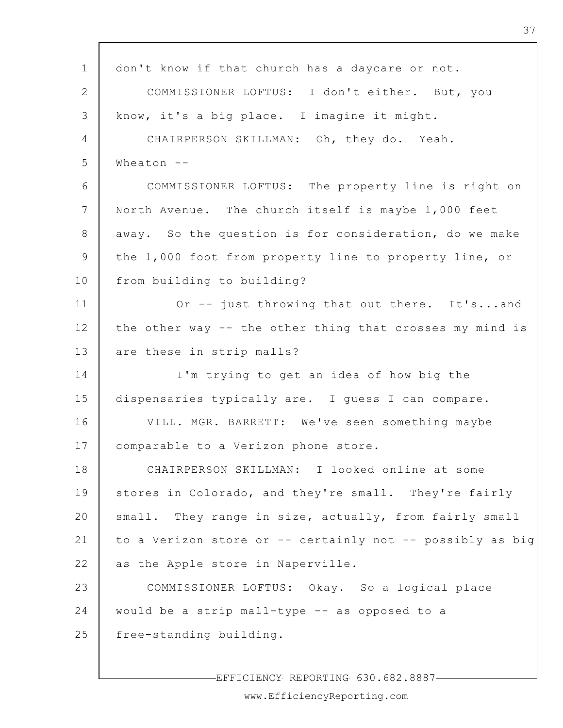don't know if that church has a daycare or not.

COMMISSIONER LOFTUS: I don't either. But, you know, it's a big place. I imagine it might.

CHAIRPERSON SKILLMAN: Oh, they do. Yeah. Wheaton --

COMMISSIONER LOFTUS: The property line is right on North Avenue. The church itself is maybe 1,000 feet away. So the question is for consideration, do we make the 1,000 foot from property line to property line, or from building to building?

Or -- just throwing that out there. It's...and the other way -- the other thing that crosses my mind is are these in strip malls?

I'm trying to get an idea of how big the dispensaries typically are. I guess I can compare.

VILL. MGR. BARRETT: We've seen something maybe comparable to a Verizon phone store.

CHAIRPERSON SKILLMAN: I looked online at some stores in Colorado, and they're small. They're fairly small. They range in size, actually, from fairly small to a Verizon store or -- certainly not -- possibly as big as the Apple store in Naperville.

COMMISSIONER LOFTUS: Okay. So a logical place would be a strip mall-type -- as opposed to a free-standing building.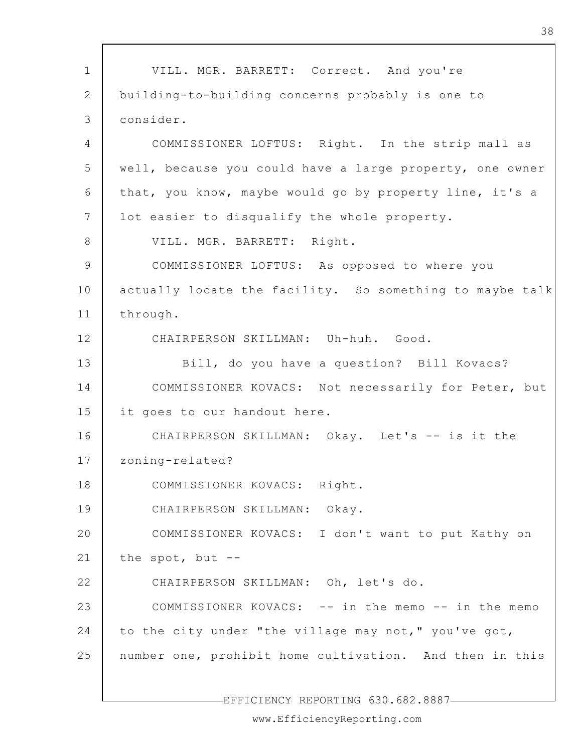VILL. MGR. BARRETT: Correct. And you're building-to-building concerns probably is one to consider.

COMMISSIONER LOFTUS: Right. In the strip mall as well, because you could have a large property, one owner that, you know, maybe would go by property line, it's a lot easier to disqualify the whole property.

VILL. MGR. BARRETT: Right.

COMMISSIONER LOFTUS: As opposed to where you actually locate the facility. So something to maybe talk through.

CHAIRPERSON SKILLMAN: Uh-huh. Good.

Bill, do you have a question? Bill Kovacs?

COMMISSIONER KOVACS: Not necessarily for Peter, but it goes to our handout here.

CHAIRPERSON SKILLMAN: Okay. Let's -- is it the zoning-related?

COMMISSIONER KOVACS: Right.

CHAIRPERSON SKILLMAN: Okay.

COMMISSIONER KOVACS: I don't want to put Kathy on the spot, but --

CHAIRPERSON SKILLMAN: Oh, let's do.

COMMISSIONER KOVACS: -- in the memo -- in the memo to the city under "the village may not," you've got, number one, prohibit home cultivation. And then in this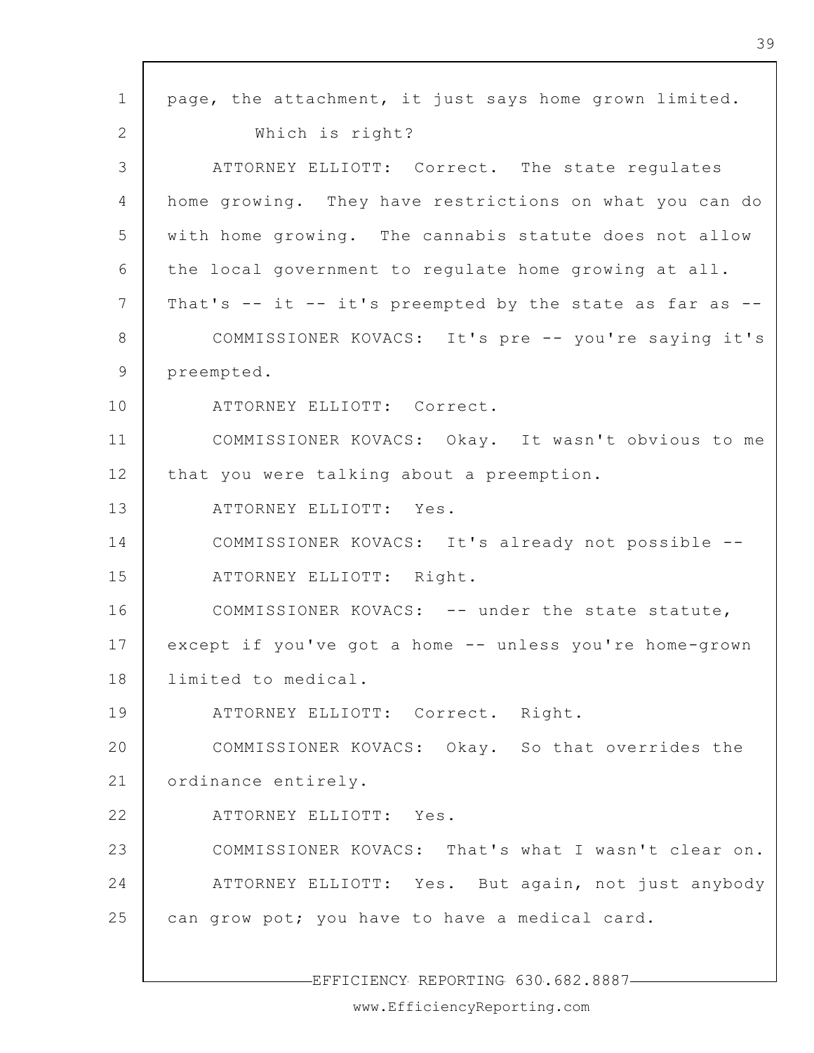page, the attachment, it just says home grown limited.

Which is right?

ATTORNEY ELLIOTT: Correct. The state regulates home growing. They have restrictions on what you can do with home growing. The cannabis statute does not allow the local government to regulate home growing at all. That's -- it -- it's preempted by the state as far as --

COMMISSIONER KOVACS: It's pre -- you're saying it's preempted.

ATTORNEY ELLIOTT: Correct.

COMMISSIONER KOVACS: Okay. It wasn't obvious to me that you were talking about a preemption.

ATTORNEY ELLIOTT: Yes.

COMMISSIONER KOVACS: It's already not possible --

ATTORNEY ELLIOTT: Right.

COMMISSIONER KOVACS: -- under the state statute, except if you've got a home -- unless you're home-grown limited to medical.

ATTORNEY ELLIOTT: Correct. Right.

COMMISSIONER KOVACS: Okay. So that overrides the ordinance entirely.

ATTORNEY ELLIOTT: Yes.

COMMISSIONER KOVACS: That's what I wasn't clear on.

ATTORNEY ELLIOTT: Yes. But again, not just anybody can grow pot; you have to have a medical card.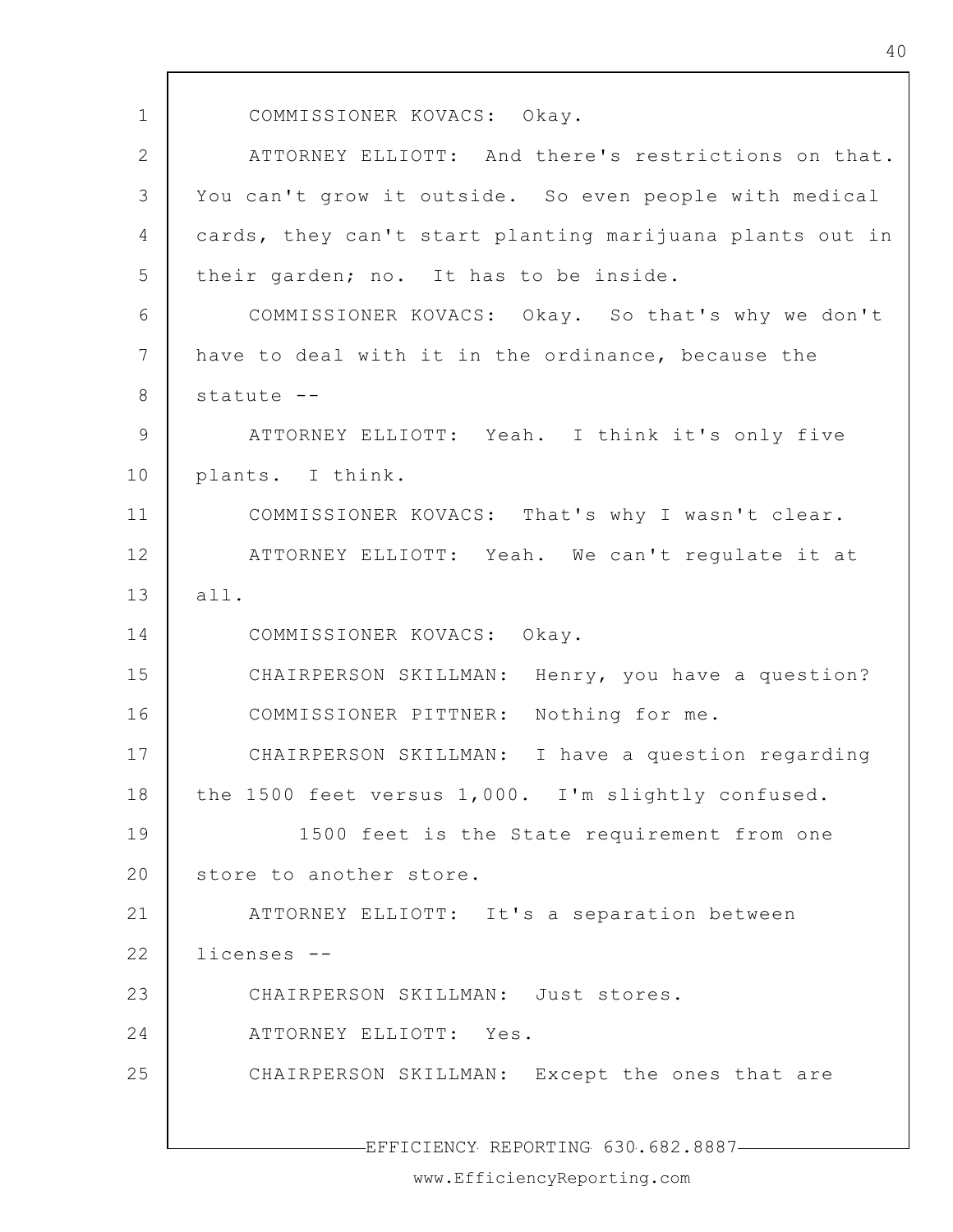COMMISSIONER KOVACS: Okay.

ATTORNEY ELLIOTT: And there's restrictions on that. You can't grow it outside. So even people with medical cards, they can't start planting marijuana plants out in their garden; no. It has to be inside.

COMMISSIONER KOVACS: Okay. So that's why we don't have to deal with it in the ordinance, because the statute --

ATTORNEY ELLIOTT: Yeah. I think it's only five plants. I think.

COMMISSIONER KOVACS: That's why I wasn't clear.

ATTORNEY ELLIOTT: Yeah. We can't regulate it at all.

COMMISSIONER KOVACS: Okay.

CHAIRPERSON SKILLMAN: Henry, you have a question?

COMMISSIONER PITTNER: Nothing for me.

CHAIRPERSON SKILLMAN: I have a question regarding the 1500 feet versus 1,000. I'm slightly confused.

1500 feet is the State requirement from one store to another store.

ATTORNEY ELLIOTT: It's a separation between licenses --

CHAIRPERSON SKILLMAN: Just stores.

ATTORNEY ELLIOTT: Yes.

CHAIRPERSON SKILLMAN: Except the ones that are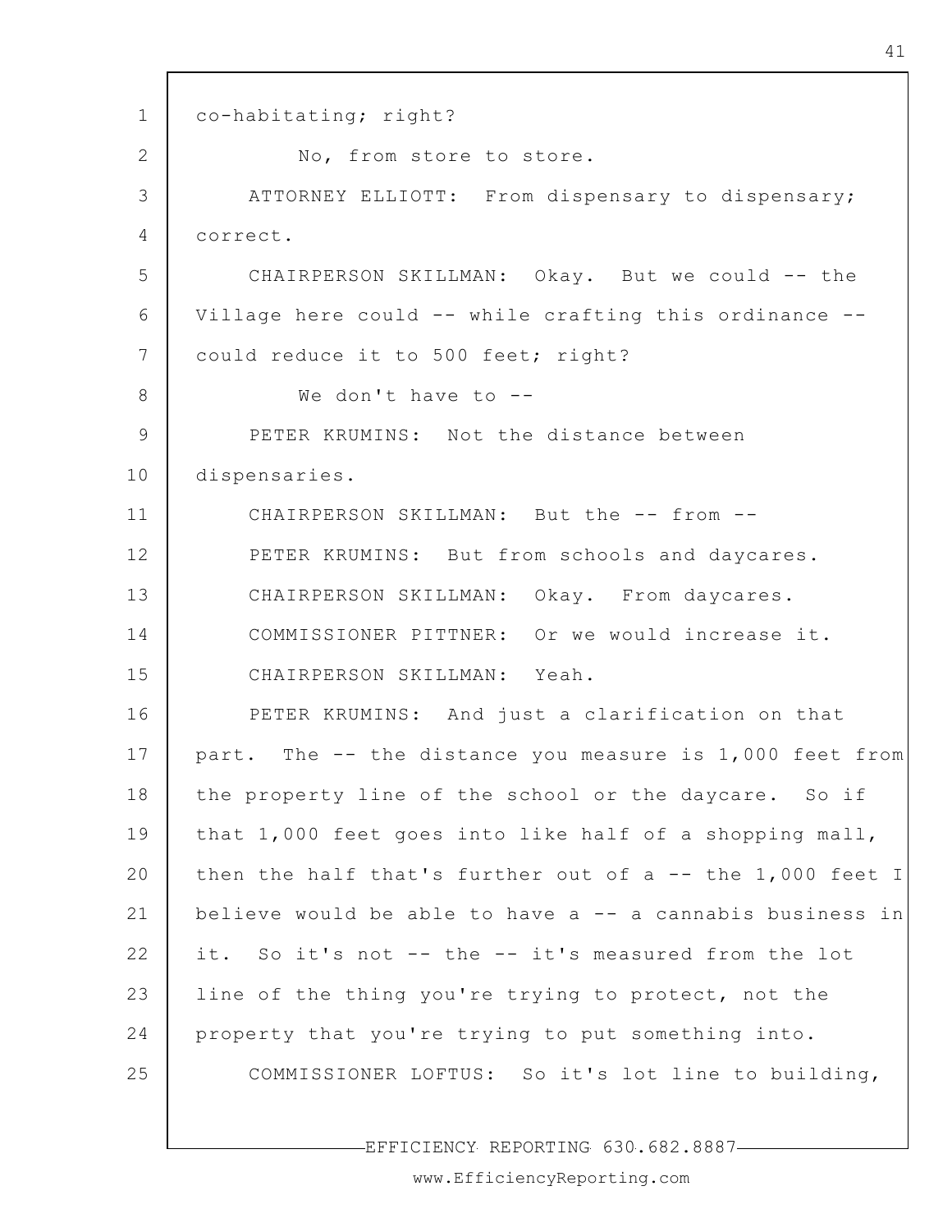co-habitating; right?

No, from store to store.

ATTORNEY ELLIOTT: From dispensary to dispensary; correct.

CHAIRPERSON SKILLMAN: Okay. But we could -- the Village here could -- while crafting this ordinance -- could reduce it to 500 feet; right?

We don't have to --

PETER KRUMINS: Not the distance between dispensaries.

CHAIRPERSON SKILLMAN: But the -- from --

PETER KRUMINS: But from schools and daycares.

CHAIRPERSON SKILLMAN: Okay. From daycares.

COMMISSIONER PITTNER: Or we would increase it.

CHAIRPERSON SKILLMAN: Yeah.

PETER KRUMINS: And just a clarification on that part. The -- the distance you measure is 1,000 feet from the property line of the school or the daycare. So if that 1,000 feet goes into like half of a shopping mall, then the half that's further out of a -- the 1,000 feet I believe would be able to have a -- a cannabis business in it. So it's not -- the -- it's measured from the lot line of the thing you're trying to protect, not the property that you're trying to put something into.

COMMISSIONER LOFTUS: So it's lot line to building,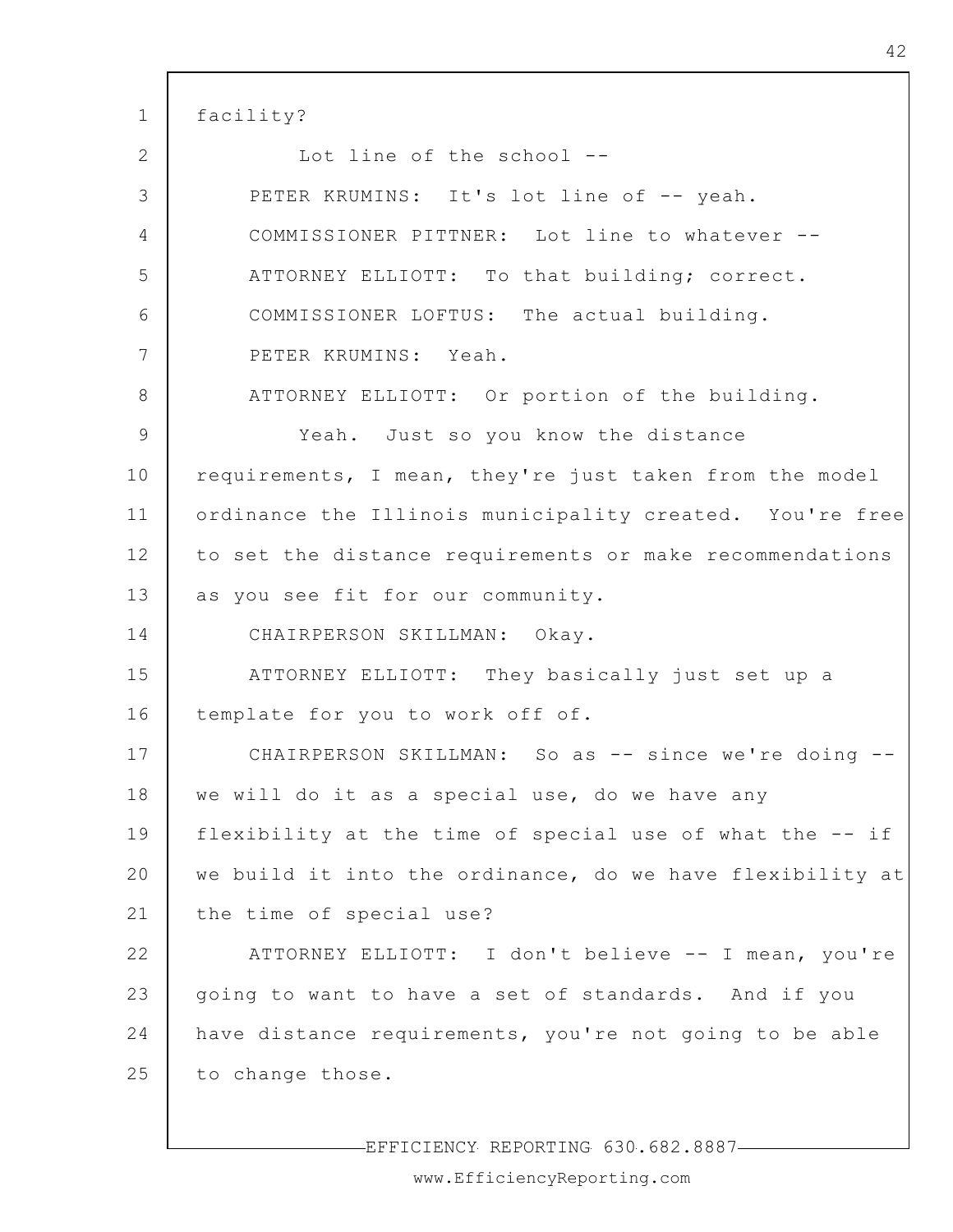facility?

Lot line of the school --

PETER KRUMINS: It's lot line of -- yeah.

COMMISSIONER PITTNER: Lot line to whatever --

ATTORNEY ELLIOTT: To that building; correct.

COMMISSIONER LOFTUS: The actual building.

PETER KRUMINS: Yeah.

ATTORNEY ELLIOTT: Or portion of the building.

Yeah. Just so you know the distance requirements, I mean, they're just taken from the model ordinance the Illinois municipality created. You're free to set the distance requirements or make recommendations as you see fit for our community.

CHAIRPERSON SKILLMAN: Okay.

ATTORNEY ELLIOTT: They basically just set up a template for you to work off of.

CHAIRPERSON SKILLMAN: So as -- since we're doing -- we will do it as a special use, do we have any flexibility at the time of special use of what the -- if we build it into the ordinance, do we have flexibility at the time of special use?

ATTORNEY ELLIOTT: I don't believe -- I mean, you're going to want to have a set of standards. And if you have distance requirements, you're not going to be able to change those.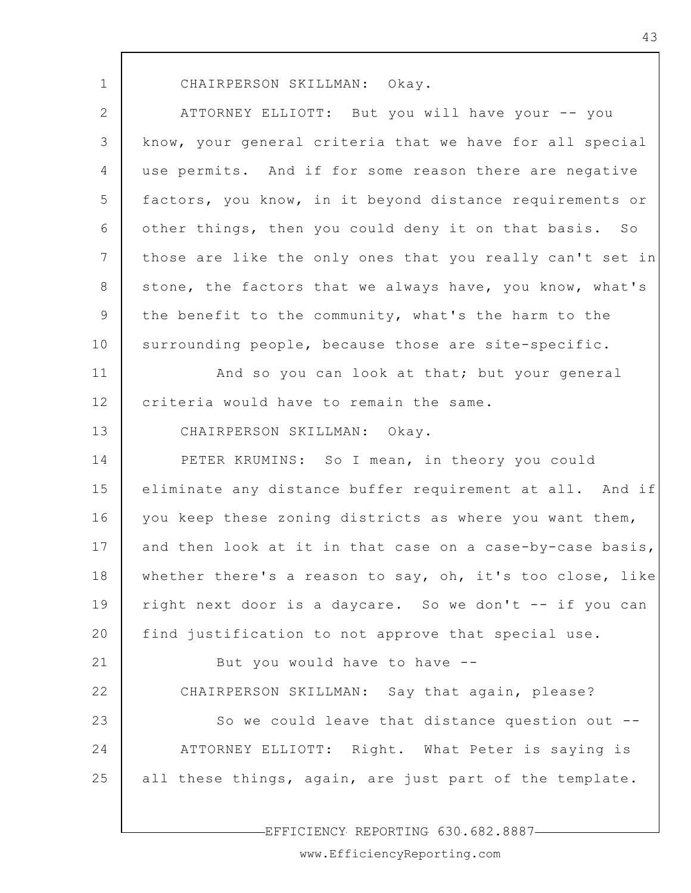CHAIRPERSON SKILLMAN: Okay.

ATTORNEY ELLIOTT: But you will have your -- you know, your general criteria that we have for all special use permits. And if for some reason there are negative factors, you know, in it beyond distance requirements or other things, then you could deny it on that basis. So those are like the only ones that you really can't set in stone, the factors that we always have, you know, what's the benefit to the community, what's the harm to the surrounding people, because those are site-specific.

And so you can look at that; but your general criteria would have to remain the same.

CHAIRPERSON SKILLMAN: Okay.

PETER KRUMINS: So I mean, in theory you could eliminate any distance buffer requirement at all. And if you keep these zoning districts as where you want them, and then look at it in that case on a case-by-case basis, whether there's a reason to say, oh, it's too close, like right next door is a daycare. So we don't -- if you can find justification to not approve that special use.

But you would have to have --

CHAIRPERSON SKILLMAN: Say that again, please?

So we could leave that distance question out --

ATTORNEY ELLIOTT: Right. What Peter is saying is all these things, again, are just part of the template.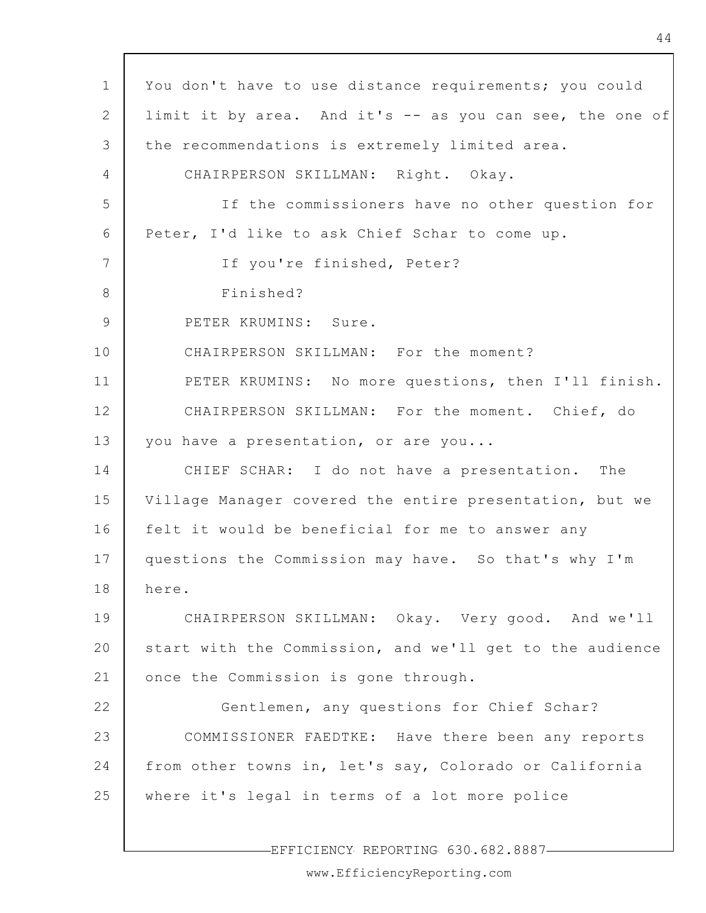You don't have to use distance requirements; you could limit it by area. And it's -- as you can see, the one of the recommendations is extremely limited area.

CHAIRPERSON SKILLMAN: Right. Okay.

If the commissioners have no other question for Peter, I'd like to ask Chief Schar to come up.

If you're finished, Peter?

Finished?

PETER KRUMINS: Sure.

CHAIRPERSON SKILLMAN: For the moment?

PETER KRUMINS: No more questions, then I'll finish.

CHAIRPERSON SKILLMAN: For the moment. Chief, do you have a presentation, or are you...

CHIEF SCHAR: I do not have a presentation. The Village Manager covered the entire presentation, but we felt it would be beneficial for me to answer any questions the Commission may have. So that's why I'm here.

CHAIRPERSON SKILLMAN: Okay. Very good. And we'll start with the Commission, and we'll get to the audience once the Commission is gone through.

Gentlemen, any questions for Chief Schar?

COMMISSIONER FAEDTKE: Have there been any reports from other towns in, let's say, Colorado or California where it's legal in terms of a lot more police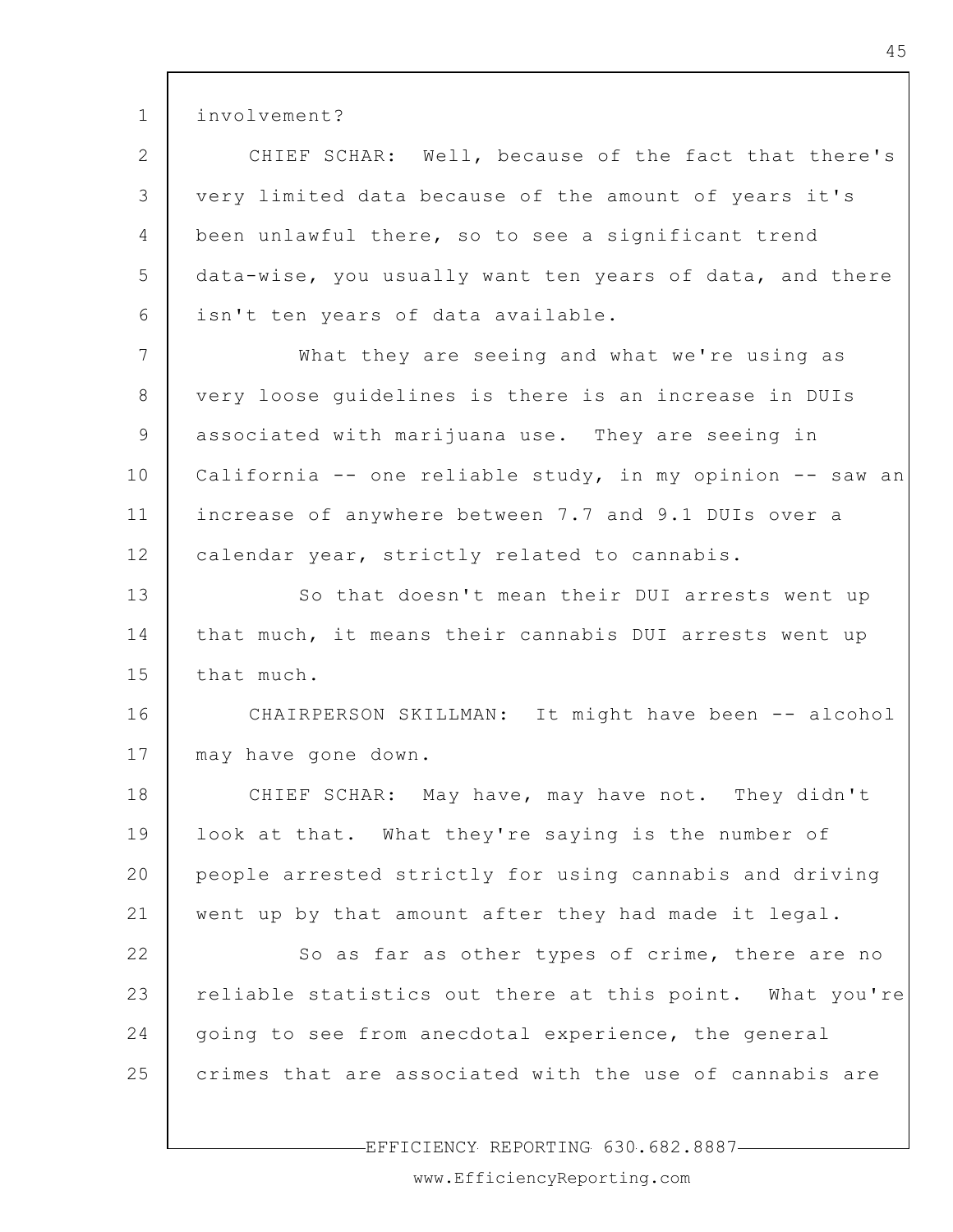involvement?

CHIEF SCHAR: Well, because of the fact that there's very limited data because of the amount of years it's been unlawful there, so to see a significant trend data-wise, you usually want ten years of data, and there isn't ten years of data available.

What they are seeing and what we're using as very loose guidelines is there is an increase in DUIs associated with marijuana use. They are seeing in California -- one reliable study, in my opinion -- saw an increase of anywhere between 7.7 and 9.1 DUIs over a calendar year, strictly related to cannabis.

So that doesn't mean their DUI arrests went up that much, it means their cannabis DUI arrests went up that much.

CHAIRPERSON SKILLMAN: It might have been -- alcohol may have gone down.

CHIEF SCHAR: May have, may have not. They didn't look at that. What they're saying is the number of people arrested strictly for using cannabis and driving went up by that amount after they had made it legal.

So as far as other types of crime, there are no reliable statistics out there at this point. What you're going to see from anecdotal experience, the general crimes that are associated with the use of cannabis are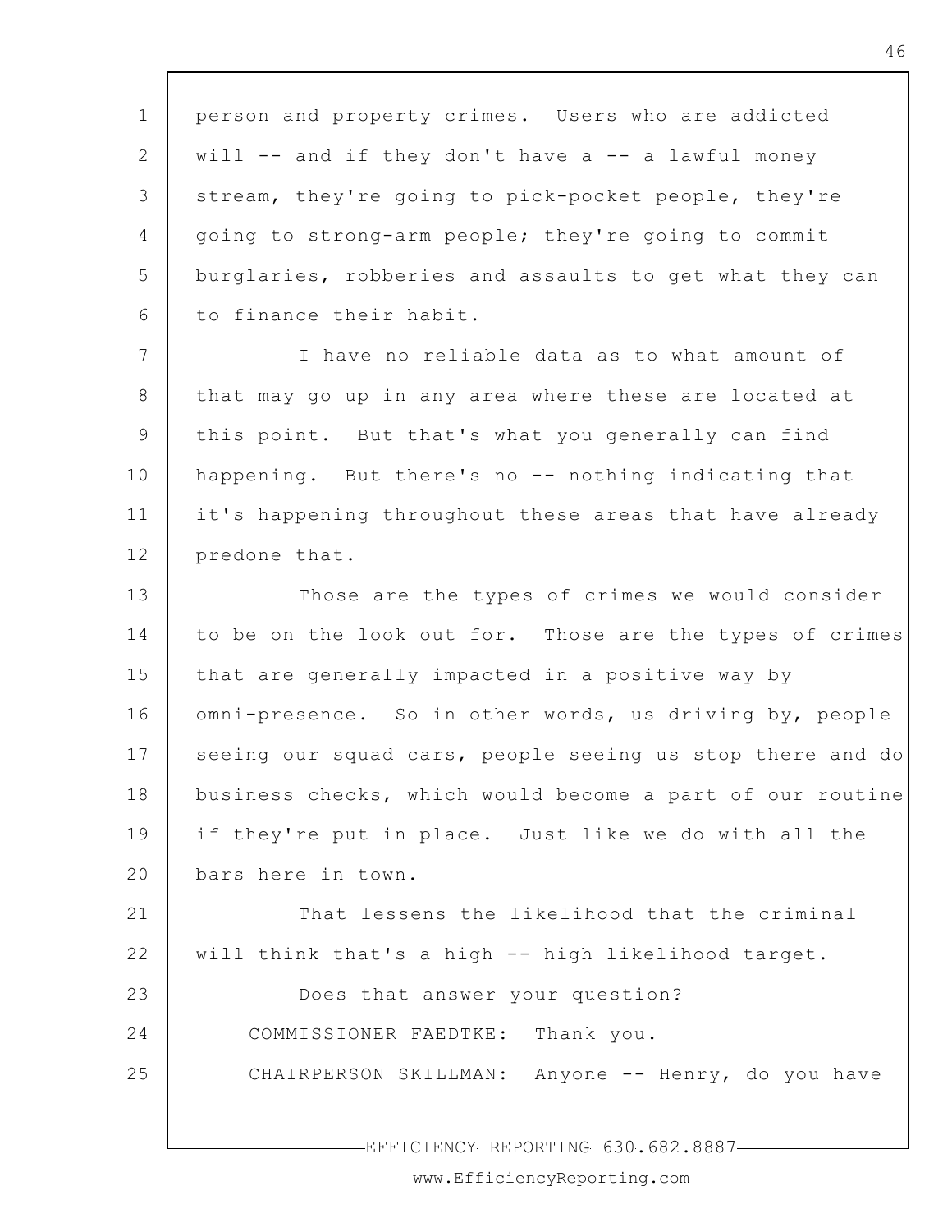person and property crimes. Users who are addicted will -- and if they don't have a -- a lawful money stream, they're going to pick-pocket people, they're going to strong-arm people; they're going to commit burglaries, robberies and assaults to get what they can to finance their habit.

I have no reliable data as to what amount of that may go up in any area where these are located at this point. But that's what you generally can find happening. But there's no -- nothing indicating that it's happening throughout these areas that have already predone that.

Those are the types of crimes we would consider to be on the look out for. Those are the types of crimes that are generally impacted in a positive way by omni-presence. So in other words, us driving by, people seeing our squad cars, people seeing us stop there and do business checks, which would become a part of our routine if they're put in place. Just like we do with all the bars here in town.

That lessens the likelihood that the criminal will think that's a high -- high likelihood target.

Does that answer your question?

COMMISSIONER FAEDTKE: Thank you.

CHAIRPERSON SKILLMAN: Anyone -- Henry, do you have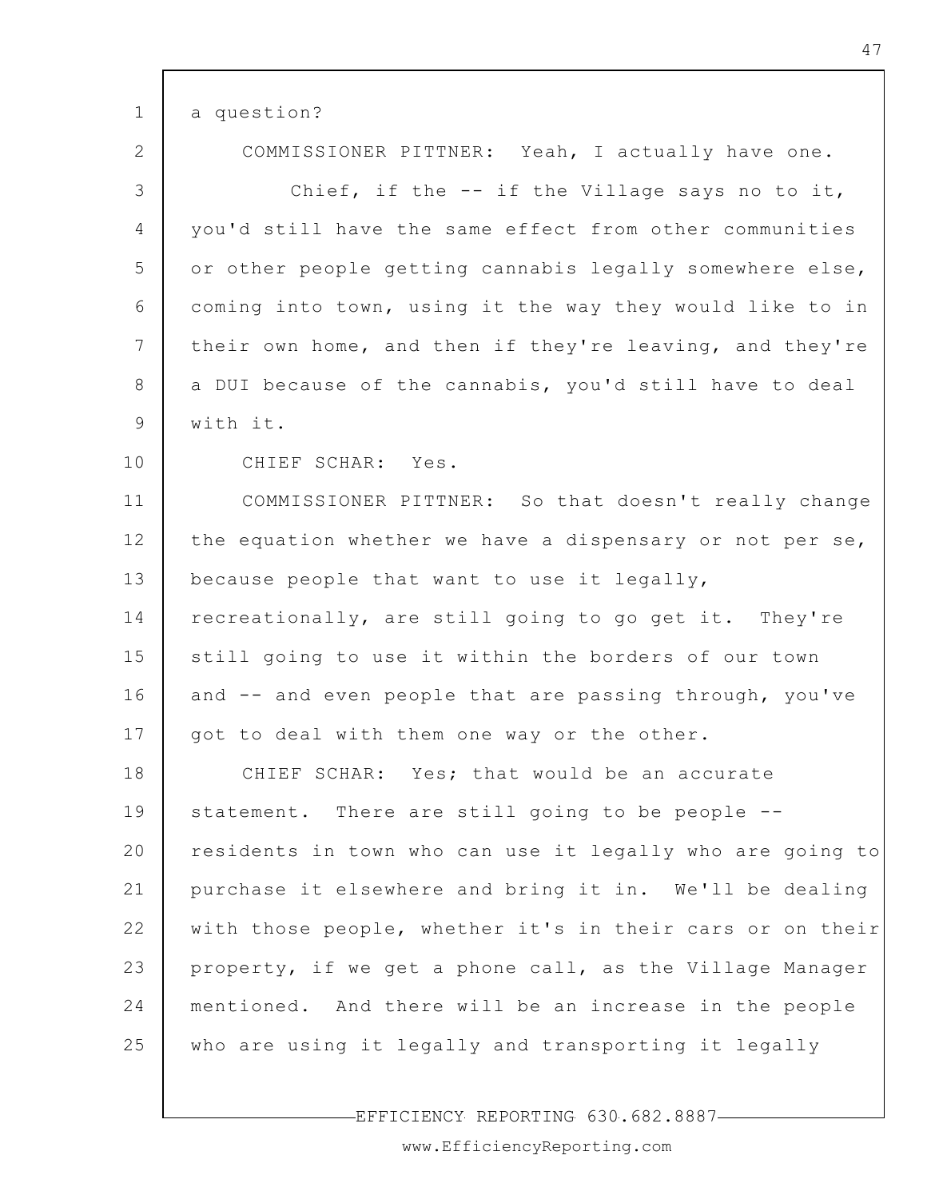a question?

COMMISSIONER PITTNER: Yeah, I actually have one.

Chief, if the -- if the Village says no to it, you'd still have the same effect from other communities or other people getting cannabis legally somewhere else, coming into town, using it the way they would like to in their own home, and then if they're leaving, and they're a DUI because of the cannabis, you'd still have to deal with it.

CHIEF SCHAR: Yes.

COMMISSIONER PITTNER: So that doesn't really change the equation whether we have a dispensary or not per se, because people that want to use it legally, recreationally, are still going to go get it. They're still going to use it within the borders of our town and -- and even people that are passing through, you've got to deal with them one way or the other.

CHIEF SCHAR: Yes; that would be an accurate statement. There are still going to be people -- residents in town who can use it legally who are going to purchase it elsewhere and bring it in. We'll be dealing with those people, whether it's in their cars or on their property, if we get a phone call, as the Village Manager mentioned. And there will be an increase in the people who are using it legally and transporting it legally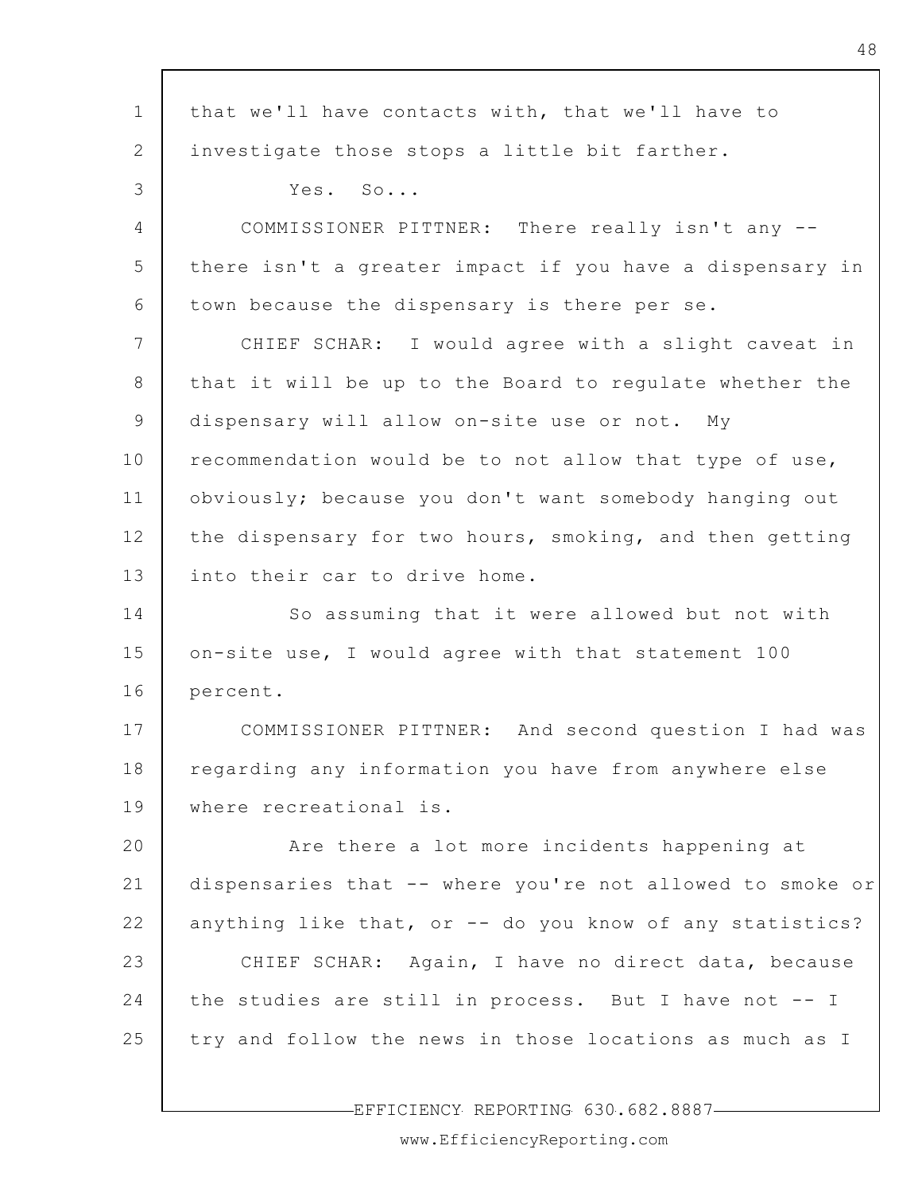that we'll have contacts with, that we'll have to investigate those stops a little bit farther.

Yes. So...

COMMISSIONER PITTNER: There really isn't any -- there isn't a greater impact if you have a dispensary in town because the dispensary is there per se.

CHIEF SCHAR: I would agree with a slight caveat in that it will be up to the Board to regulate whether the dispensary will allow on-site use or not. My recommendation would be to not allow that type of use, obviously; because you don't want somebody hanging out the dispensary for two hours, smoking, and then getting into their car to drive home.

So assuming that it were allowed but not with on-site use, I would agree with that statement 100 percent.

COMMISSIONER PITTNER: And second question I had was regarding any information you have from anywhere else where recreational is.

Are there a lot more incidents happening at dispensaries that -- where you're not allowed to smoke or anything like that, or -- do you know of any statistics?

CHIEF SCHAR: Again, I have no direct data, because the studies are still in process. But I have not -- I try and follow the news in those locations as much as I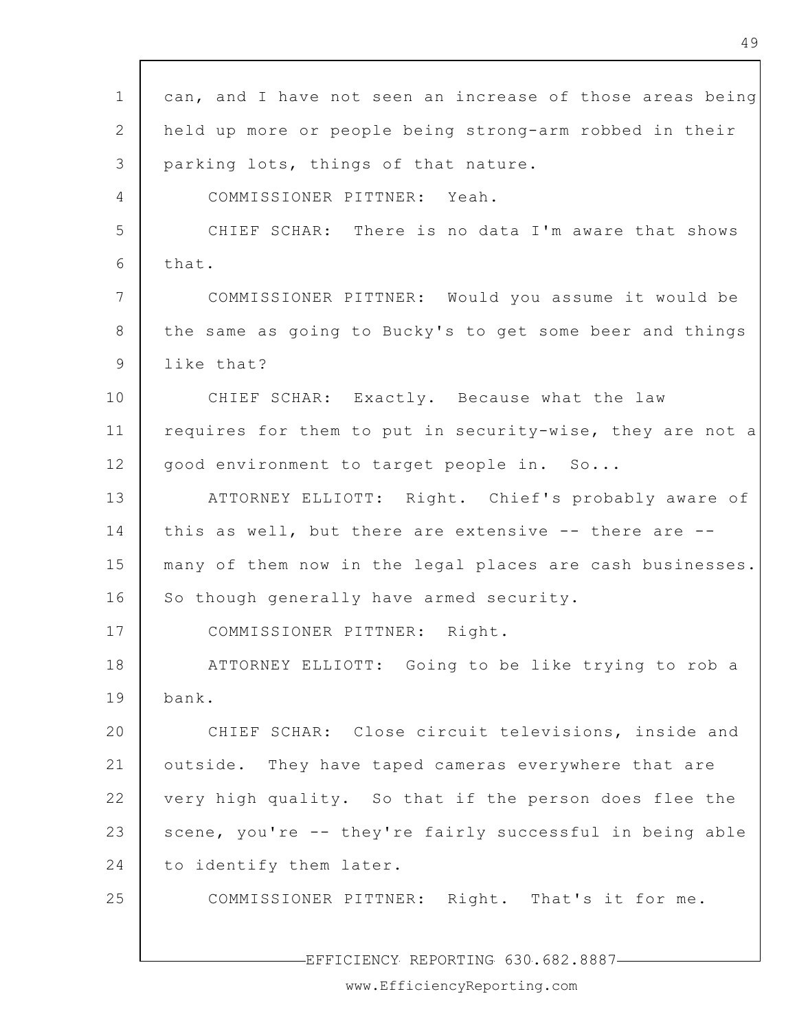can, and I have not seen an increase of those areas being held up more or people being strong-arm robbed in their parking lots, things of that nature.

COMMISSIONER PITTNER: Yeah.

CHIEF SCHAR: There is no data I'm aware that shows that.

COMMISSIONER PITTNER: Would you assume it would be the same as going to Bucky's to get some beer and things like that?

CHIEF SCHAR: Exactly. Because what the law requires for them to put in security-wise, they are not a good environment to target people in. So...

ATTORNEY ELLIOTT: Right. Chief's probably aware of this as well, but there are extensive -- there are -- many of them now in the legal places are cash businesses. So though generally have armed security.

COMMISSIONER PITTNER: Right.

ATTORNEY ELLIOTT: Going to be like trying to rob a bank.

CHIEF SCHAR: Close circuit televisions, inside and outside. They have taped cameras everywhere that are very high quality. So that if the person does flee the scene, you're -- they're fairly successful in being able to identify them later.

COMMISSIONER PITTNER: Right. That's it for me.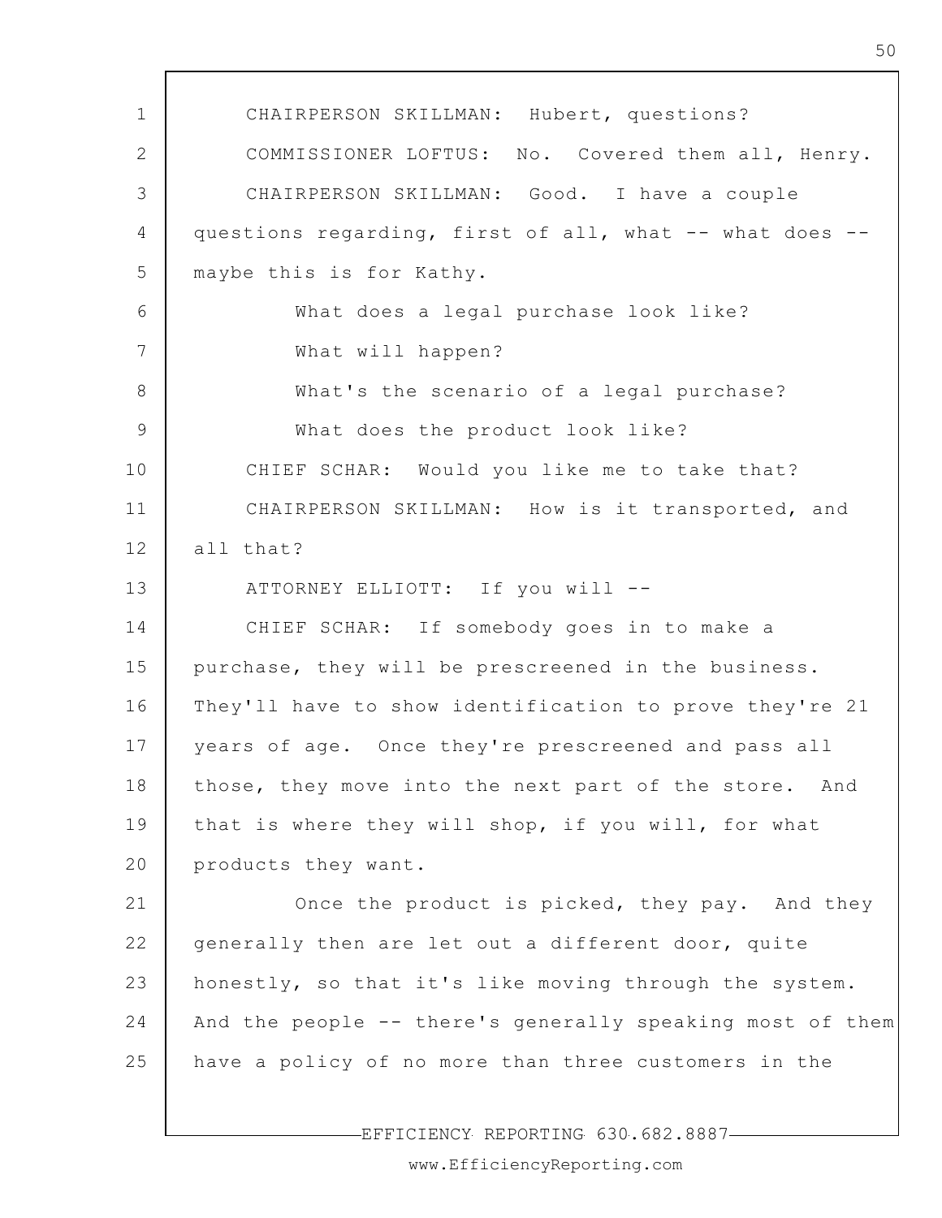CHAIRPERSON SKILLMAN: Hubert, questions?

COMMISSIONER LOFTUS: No. Covered them all, Henry.

CHAIRPERSON SKILLMAN: Good. I have a couple questions regarding, first of all, what -- what does -- maybe this is for Kathy.

What does a legal purchase look like?

What will happen?

What's the scenario of a legal purchase?

What does the product look like?

CHIEF SCHAR: Would you like me to take that?

CHAIRPERSON SKILLMAN: How is it transported, and all that?

ATTORNEY ELLIOTT: If you will --

CHIEF SCHAR: If somebody goes in to make a purchase, they will be prescreened in the business. They'll have to show identification to prove they're 21 years of age. Once they're prescreened and pass all those, they move into the next part of the store. And that is where they will shop, if you will, for what products they want.

Once the product is picked, they pay. And they generally then are let out a different door, quite honestly, so that it's like moving through the system. And the people -- there's generally speaking most of them have a policy of no more than three customers in the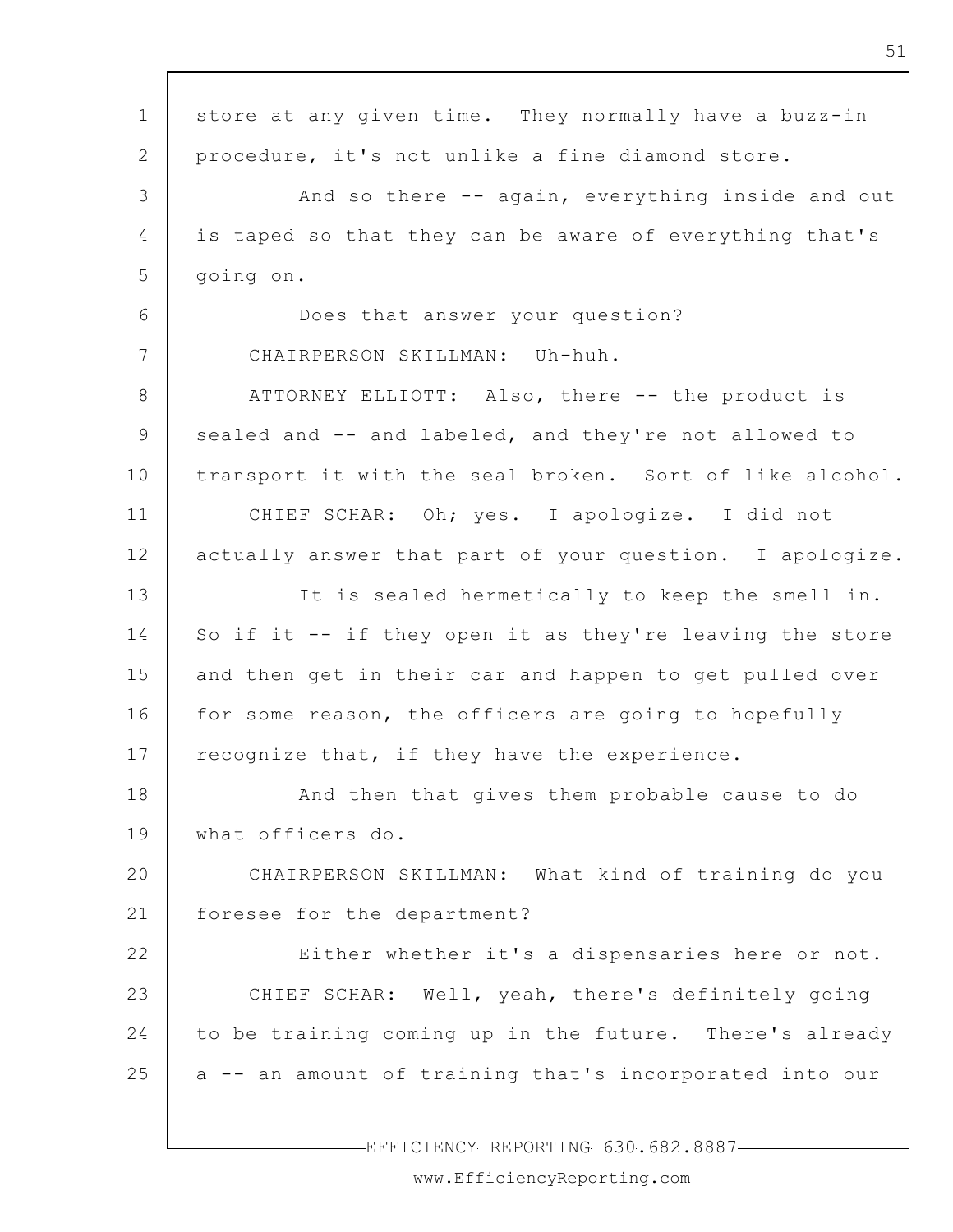store at any given time. They normally have a buzz-in procedure, it's not unlike a fine diamond store.

And so there -- again, everything inside and out is taped so that they can be aware of everything that's going on.

Does that answer your question?

CHAIRPERSON SKILLMAN: Uh-huh.

ATTORNEY ELLIOTT: Also, there -- the product is sealed and -- and labeled, and they're not allowed to transport it with the seal broken. Sort of like alcohol.

CHIEF SCHAR: Oh; yes. I apologize. I did not actually answer that part of your question. I apologize.

It is sealed hermetically to keep the smell in. So if it -- if they open it as they're leaving the store and then get in their car and happen to get pulled over for some reason, the officers are going to hopefully recognize that, if they have the experience.

And then that gives them probable cause to do what officers do.

CHAIRPERSON SKILLMAN: What kind of training do you foresee for the department?

Either whether it's a dispensaries here or not.

CHIEF SCHAR: Well, yeah, there's definitely going to be training coming up in the future. There's already a -- an amount of training that's incorporated into our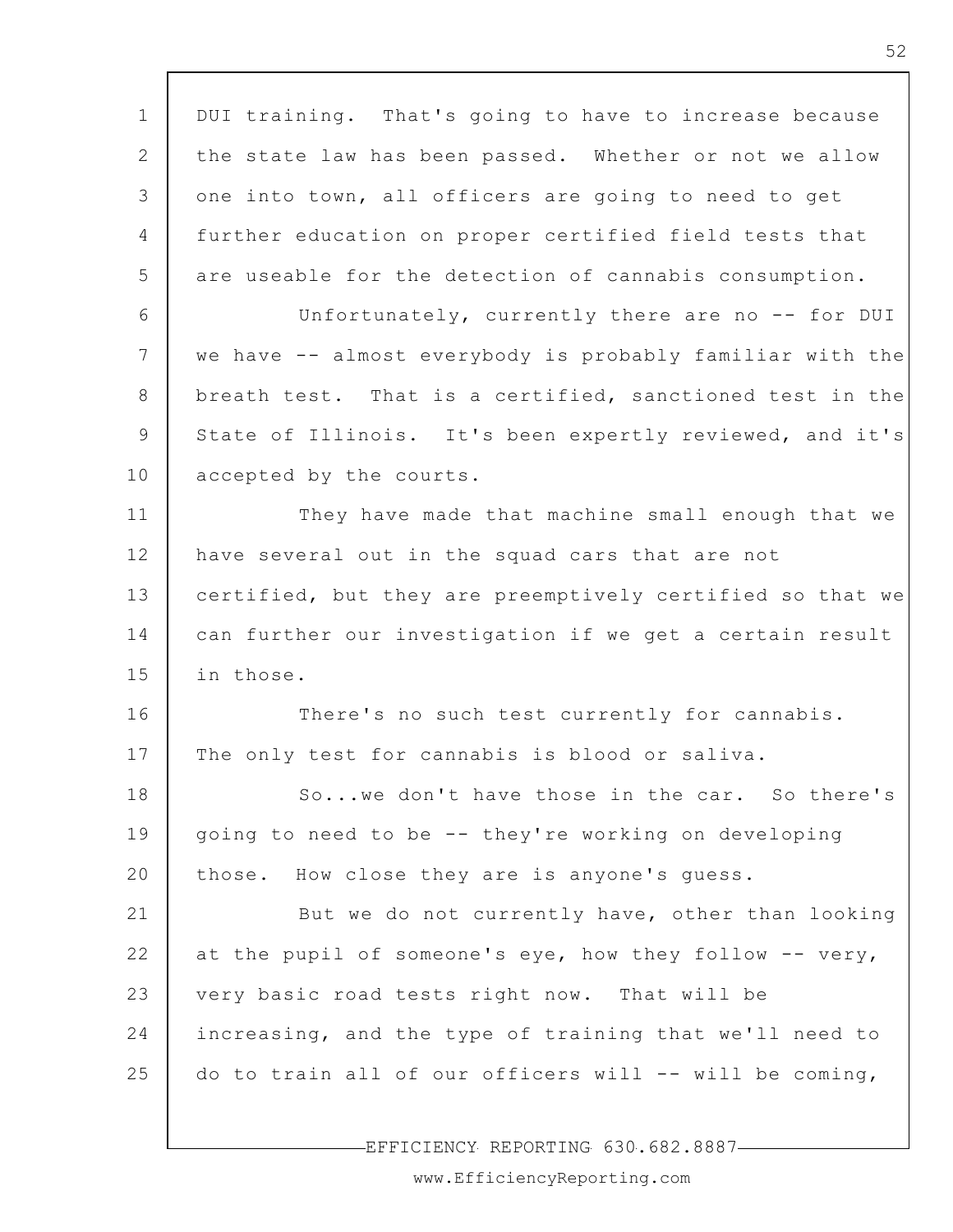DUI training. That's going to have to increase because the state law has been passed. Whether or not we allow one into town, all officers are going to need to get further education on proper certified field tests that are useable for the detection of cannabis consumption.

Unfortunately, currently there are no -- for DUI we have -- almost everybody is probably familiar with the breath test. That is a certified, sanctioned test in the State of Illinois. It's been expertly reviewed, and it's accepted by the courts.

They have made that machine small enough that we have several out in the squad cars that are not certified, but they are preemptively certified so that we can further our investigation if we get a certain result in those.

There's no such test currently for cannabis. The only test for cannabis is blood or saliva.

So...we don't have those in the car. So there's going to need to be -- they're working on developing those. How close they are is anyone's guess.

But we do not currently have, other than looking at the pupil of someone's eye, how they follow -- very, very basic road tests right now. That will be increasing, and the type of training that we'll need to do to train all of our officers will -- will be coming,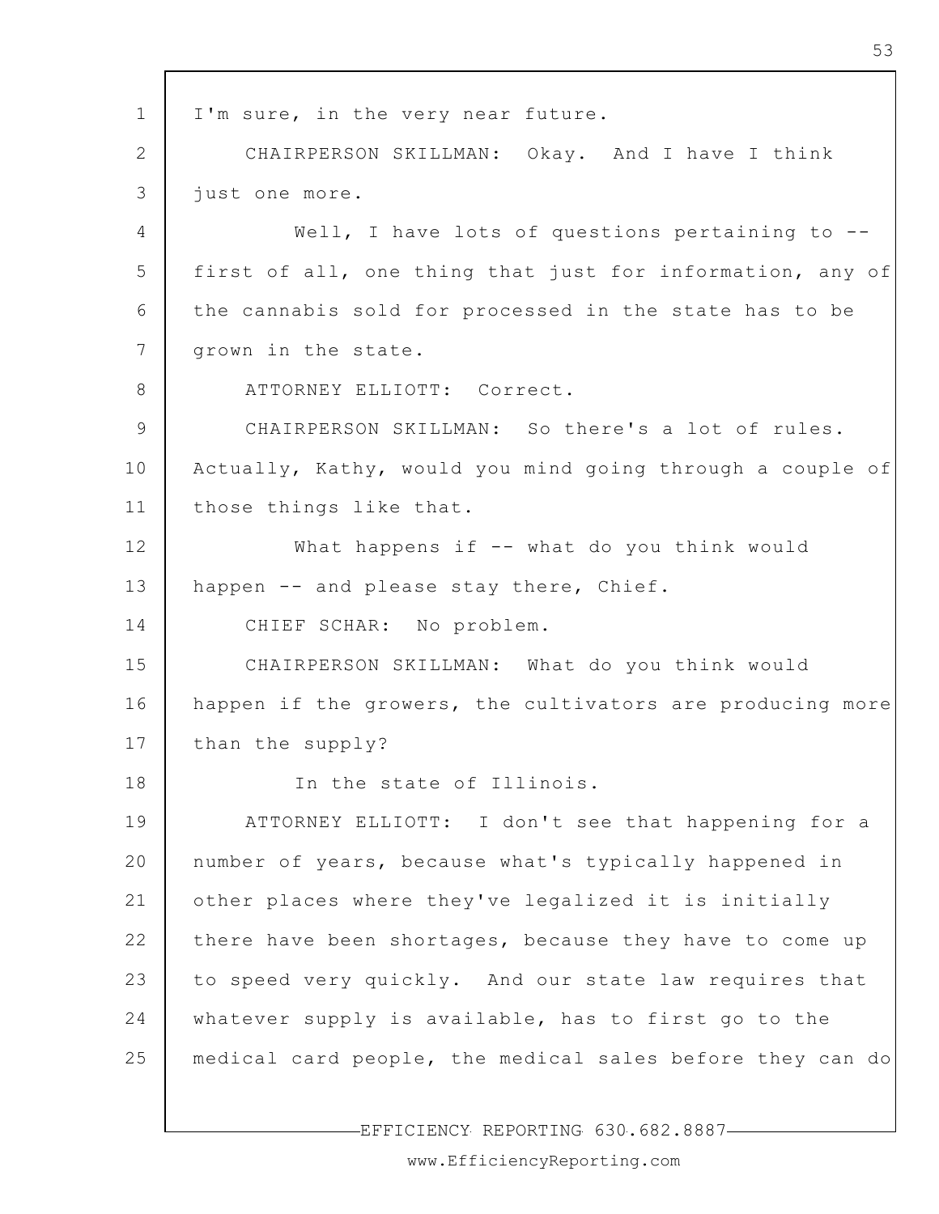I'm sure, in the very near future.

CHAIRPERSON SKILLMAN: Okay. And I have I think just one more.

Well, I have lots of questions pertaining to -- first of all, one thing that just for information, any of the cannabis sold for processed in the state has to be grown in the state.

ATTORNEY ELLIOTT: Correct.

CHAIRPERSON SKILLMAN: So there's a lot of rules. Actually, Kathy, would you mind going through a couple of those things like that.

What happens if -- what do you think would happen -- and please stay there, Chief.

CHIEF SCHAR: No problem.

CHAIRPERSON SKILLMAN: What do you think would happen if the growers, the cultivators are producing more than the supply?

In the state of Illinois.

ATTORNEY ELLIOTT: I don't see that happening for a number of years, because what's typically happened in other places where they've legalized it is initially there have been shortages, because they have to come up to speed very quickly. And our state law requires that whatever supply is available, has to first go to the medical card people, the medical sales before they can do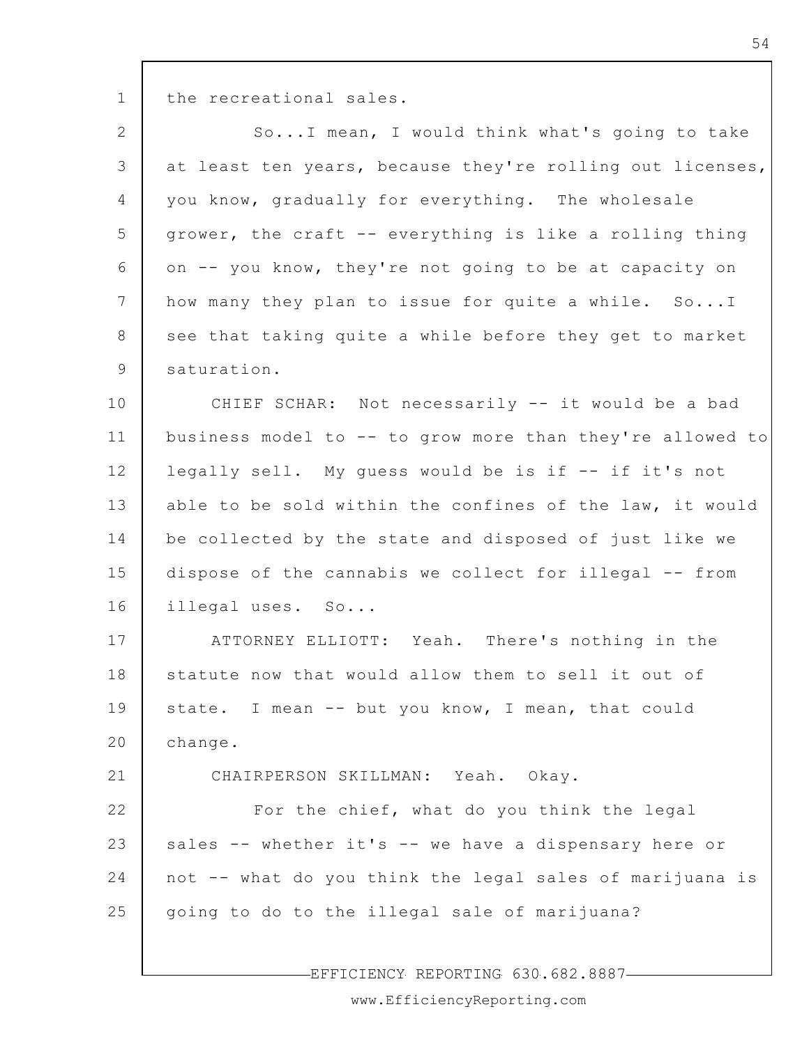the recreational sales.

So...I mean, I would think what's going to take at least ten years, because they're rolling out licenses, you know, gradually for everything. The wholesale grower, the craft -- everything is like a rolling thing on -- you know, they're not going to be at capacity on how many they plan to issue for quite a while. So...I see that taking quite a while before they get to market saturation.

CHIEF SCHAR: Not necessarily -- it would be a bad business model to -- to grow more than they're allowed to legally sell. My guess would be is if -- if it's not able to be sold within the confines of the law, it would be collected by the state and disposed of just like we dispose of the cannabis we collect for illegal -- from illegal uses. So...

ATTORNEY ELLIOTT: Yeah. There's nothing in the statute now that would allow them to sell it out of state. I mean -- but you know, I mean, that could change.

CHAIRPERSON SKILLMAN: Yeah. Okay.

For the chief, what do you think the legal sales -- whether it's -- we have a dispensary here or not -- what do you think the legal sales of marijuana is going to do to the illegal sale of marijuana?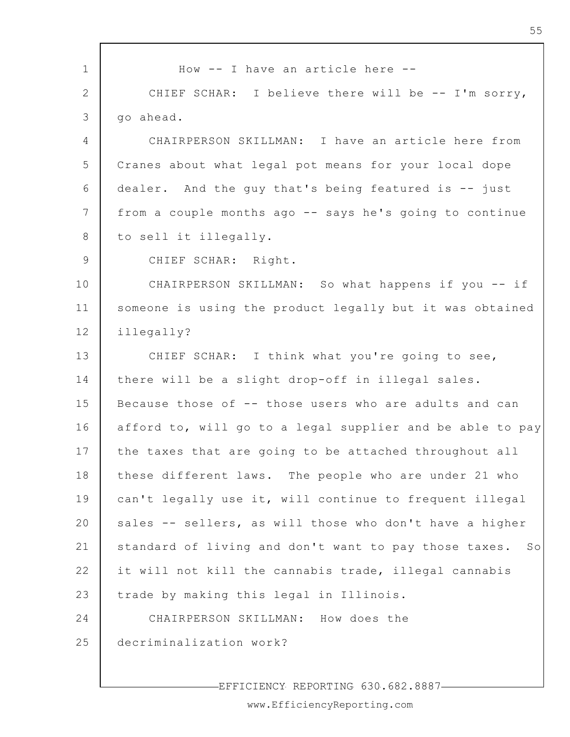How -- I have an article here --

CHIEF SCHAR: I believe there will be -- I'm sorry, go ahead.

CHAIRPERSON SKILLMAN: I have an article here from Cranes about what legal pot means for your local dope dealer. And the guy that's being featured is -- just from a couple months ago -- says he's going to continue to sell it illegally.

CHIEF SCHAR: Right.

CHAIRPERSON SKILLMAN: So what happens if you -- if someone is using the product legally but it was obtained illegally?

CHIEF SCHAR: I think what you're going to see, there will be a slight drop-off in illegal sales. Because those of -- those users who are adults and can afford to, will go to a legal supplier and be able to pay the taxes that are going to be attached throughout all these different laws. The people who are under 21 who can't legally use it, will continue to frequent illegal sales -- sellers, as will those who don't have a higher standard of living and don't want to pay those taxes. So it will not kill the cannabis trade, illegal cannabis trade by making this legal in Illinois.

CHAIRPERSON SKILLMAN: How does the decriminalization work?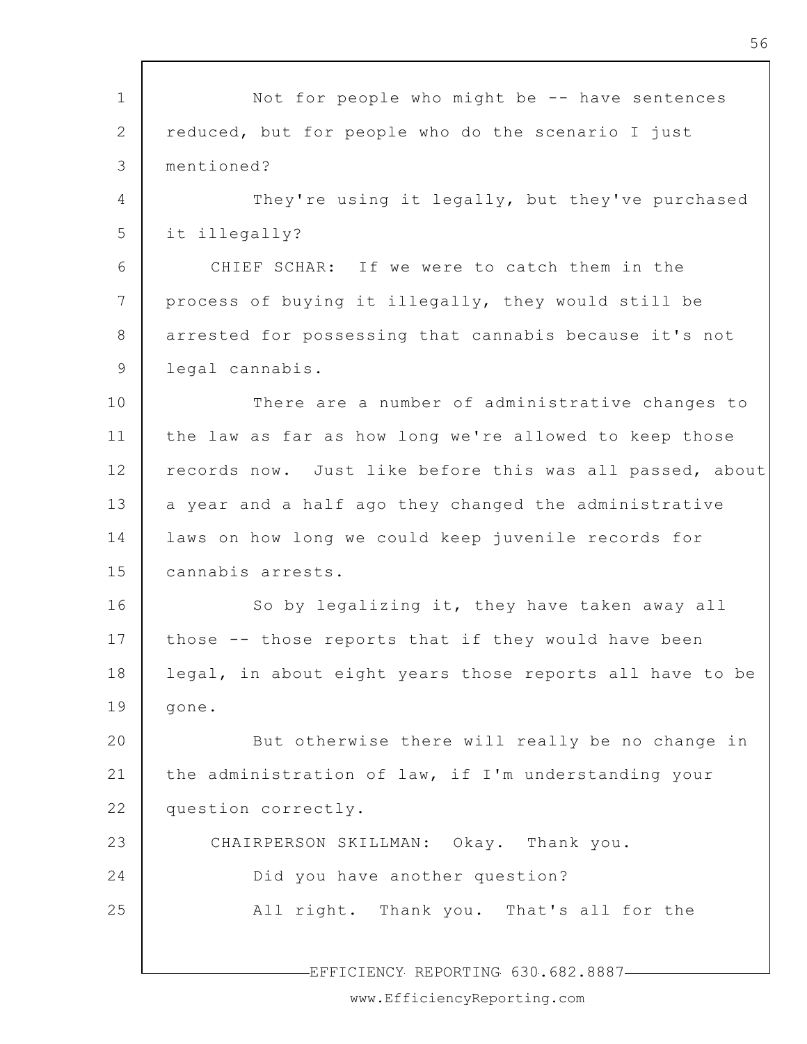Not for people who might be -- have sentences reduced, but for people who do the scenario I just mentioned?

They're using it legally, but they've purchased it illegally?

CHIEF SCHAR: If we were to catch them in the process of buying it illegally, they would still be arrested for possessing that cannabis because it's not legal cannabis.

There are a number of administrative changes to the law as far as how long we're allowed to keep those records now. Just like before this was all passed, about a year and a half ago they changed the administrative laws on how long we could keep juvenile records for cannabis arrests.

So by legalizing it, they have taken away all those -- those reports that if they would have been legal, in about eight years those reports all have to be gone.

But otherwise there will really be no change in the administration of law, if I'm understanding your question correctly.

CHAIRPERSON SKILLMAN: Okay. Thank you.

Did you have another question?

All right. Thank you. That's all for the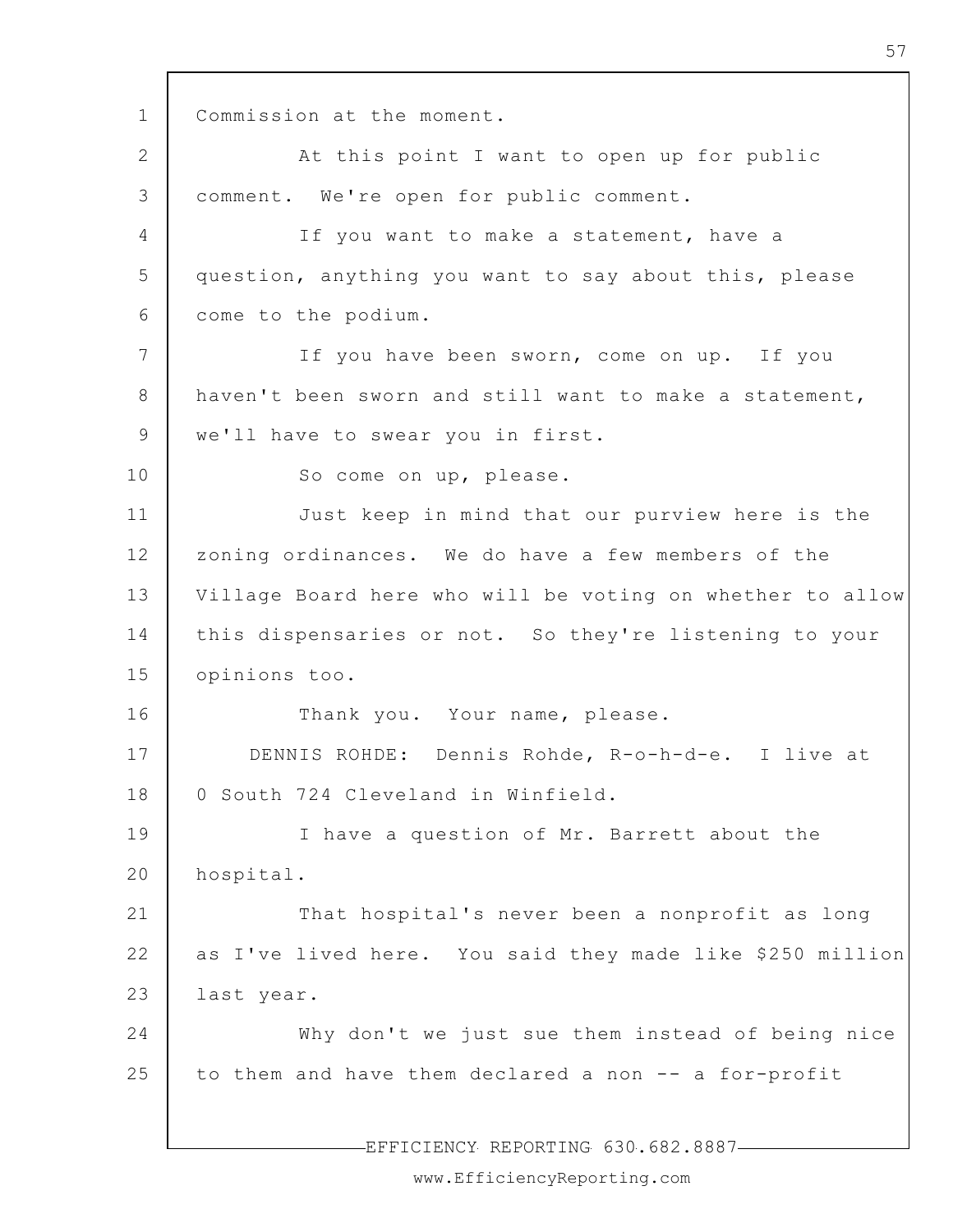Commission at the moment.

At this point I want to open up for public comment. We're open for public comment.

If you want to make a statement, have a question, anything you want to say about this, please come to the podium.

If you have been sworn, come on up. If you haven't been sworn and still want to make a statement, we'll have to swear you in first.

So come on up, please.

Just keep in mind that our purview here is the zoning ordinances. We do have a few members of the Village Board here who will be voting on whether to allow this dispensaries or not. So they're listening to your opinions too.

Thank you. Your name, please.

DENNIS ROHDE: Dennis Rohde, R-o-h-d-e. I live at 0 South 724 Cleveland in Winfield.

I have a question of Mr. Barrett about the hospital.

That hospital's never been a nonprofit as long as I've lived here. You said they made like $250 million last year.

Why don't we just sue them instead of being nice to them and have them declared a non -- a for-profit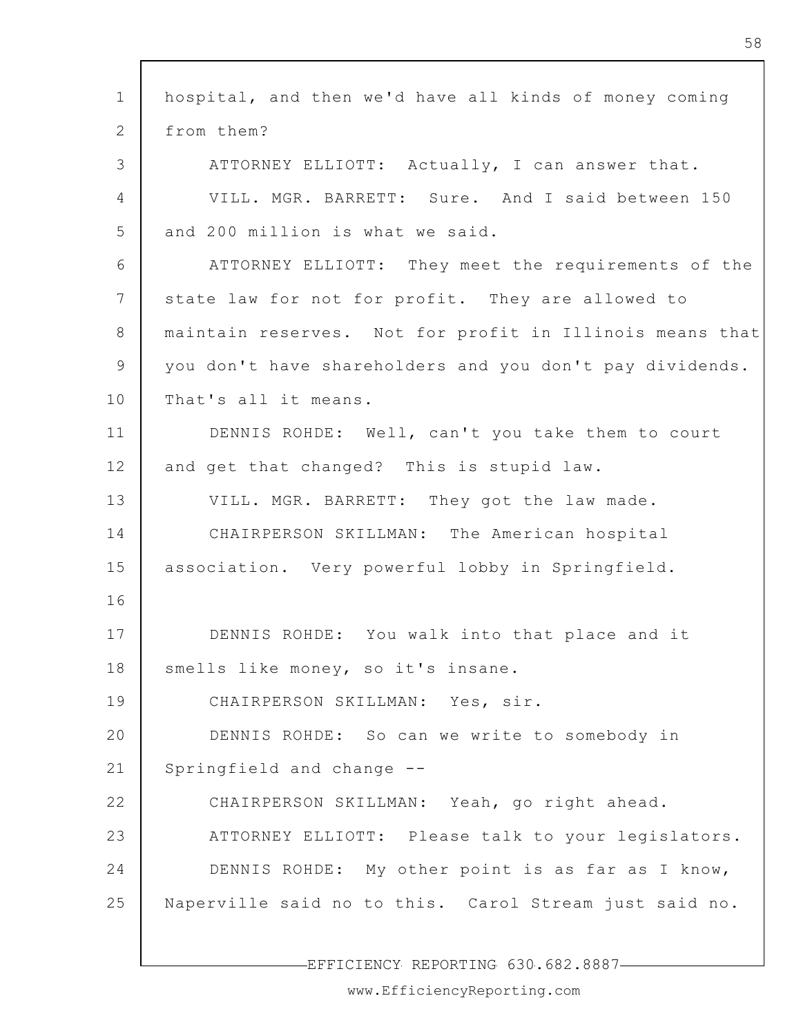hospital, and then we'd have all kinds of money coming from them?

ATTORNEY ELLIOTT: Actually, I can answer that.

VILL. MGR. BARRETT: Sure. And I said between 150 and 200 million is what we said.

ATTORNEY ELLIOTT: They meet the requirements of the state law for not for profit. They are allowed to maintain reserves. Not for profit in Illinois means that you don't have shareholders and you don't pay dividends. That's all it means.

DENNIS ROHDE: Well, can't you take them to court and get that changed? This is stupid law.

VILL. MGR. BARRETT: They got the law made.

CHAIRPERSON SKILLMAN: The American hospital association. Very powerful lobby in Springfield.

DENNIS ROHDE: You walk into that place and it smells like money, so it's insane.

CHAIRPERSON SKILLMAN: Yes, sir.

DENNIS ROHDE: So can we write to somebody in Springfield and change --

CHAIRPERSON SKILLMAN: Yeah, go right ahead.

ATTORNEY ELLIOTT: Please talk to your legislators.

DENNIS ROHDE: My other point is as far as I know, Naperville said no to this. Carol Stream just said no.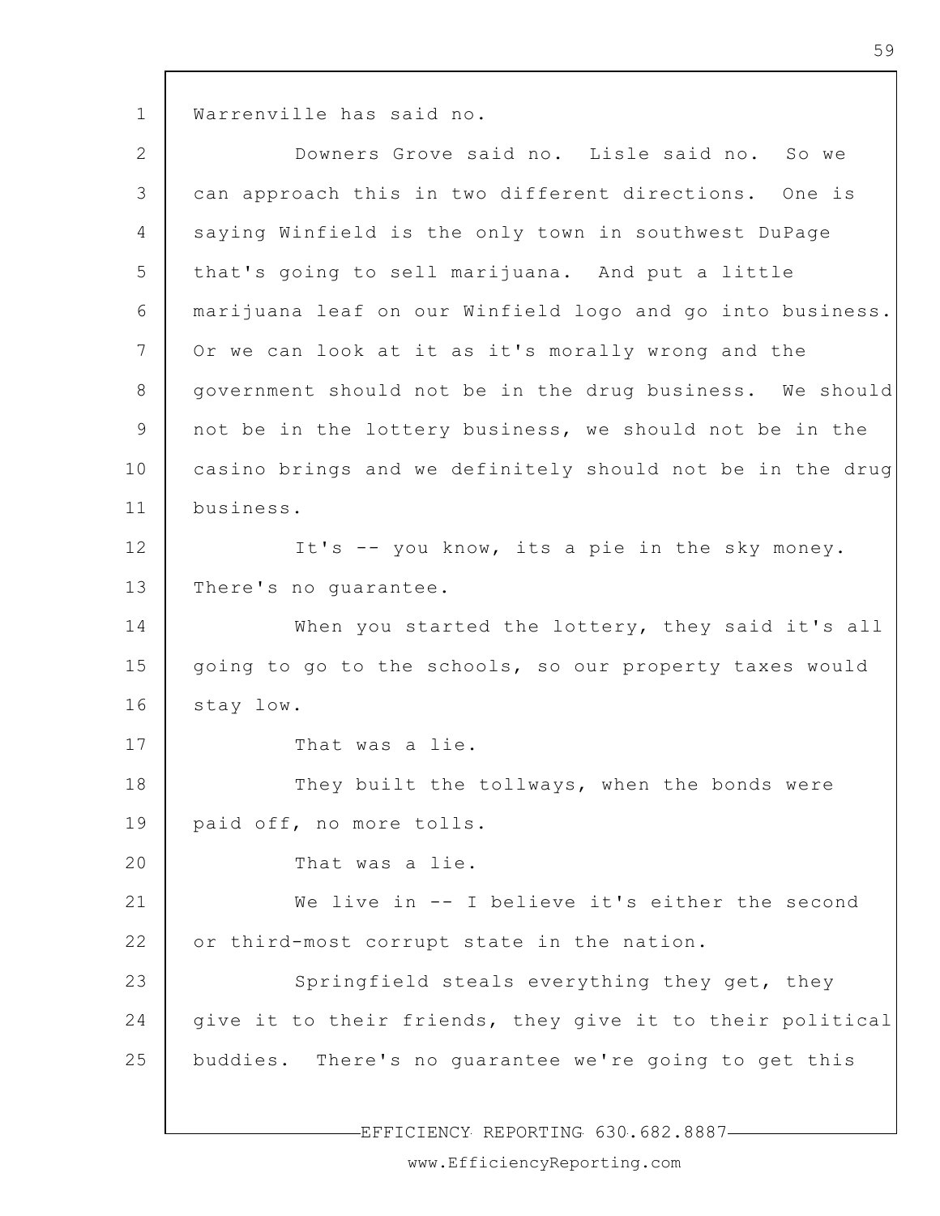Warrenville has said no.

Downers Grove said no. Lisle said no. So we can approach this in two different directions. One is saying Winfield is the only town in southwest DuPage that's going to sell marijuana. And put a little marijuana leaf on our Winfield logo and go into business. Or we can look at it as it's morally wrong and the government should not be in the drug business. We should not be in the lottery business, we should not be in the casino brings and we definitely should not be in the drug business.

It's -- you know, its a pie in the sky money. There's no guarantee.

When you started the lottery, they said it's all going to go to the schools, so our property taxes would stay low.

That was a lie.

They built the tollways, when the bonds were paid off, no more tolls.

That was a lie.

We live in -- I believe it's either the second or third-most corrupt state in the nation.

Springfield steals everything they get, they give it to their friends, they give it to their political buddies. There's no guarantee we're going to get this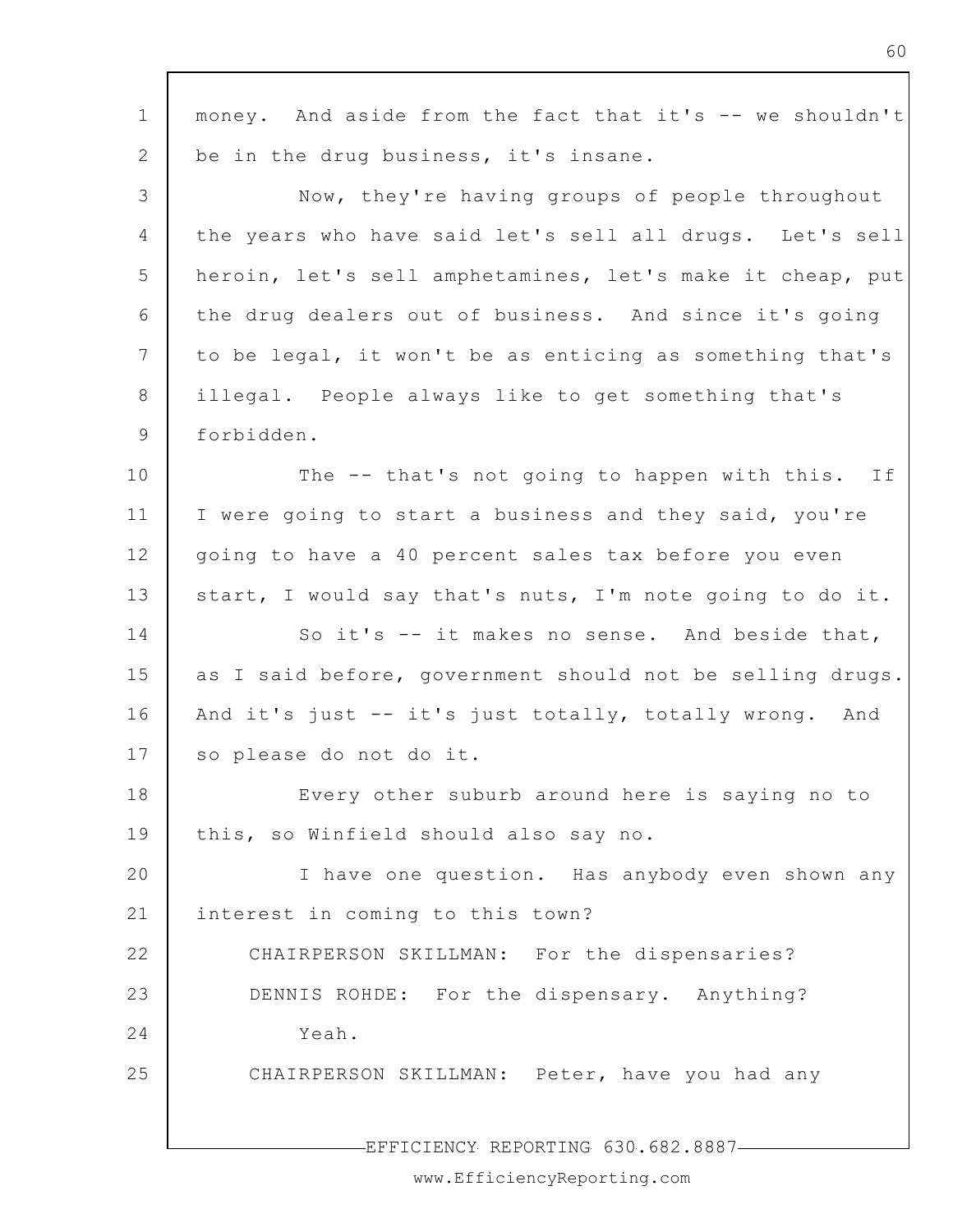money. And aside from the fact that it's -- we shouldn't be in the drug business, it's insane.

Now, they're having groups of people throughout the years who have said let's sell all drugs. Let's sell heroin, let's sell amphetamines, let's make it cheap, put the drug dealers out of business. And since it's going to be legal, it won't be as enticing as something that's illegal. People always like to get something that's forbidden.

The -- that's not going to happen with this. If I were going to start a business and they said, you're going to have a 40 percent sales tax before you even start, I would say that's nuts, I'm note going to do it.

So it's -- it makes no sense. And beside that, as I said before, government should not be selling drugs. And it's just -- it's just totally, totally wrong. And so please do not do it.

Every other suburb around here is saying no to this, so Winfield should also say no.

I have one question. Has anybody even shown any interest in coming to this town?

CHAIRPERSON SKILLMAN: For the dispensaries?

DENNIS ROHDE: For the dispensary. Anything?

Yeah.

CHAIRPERSON SKILLMAN: Peter, have you had any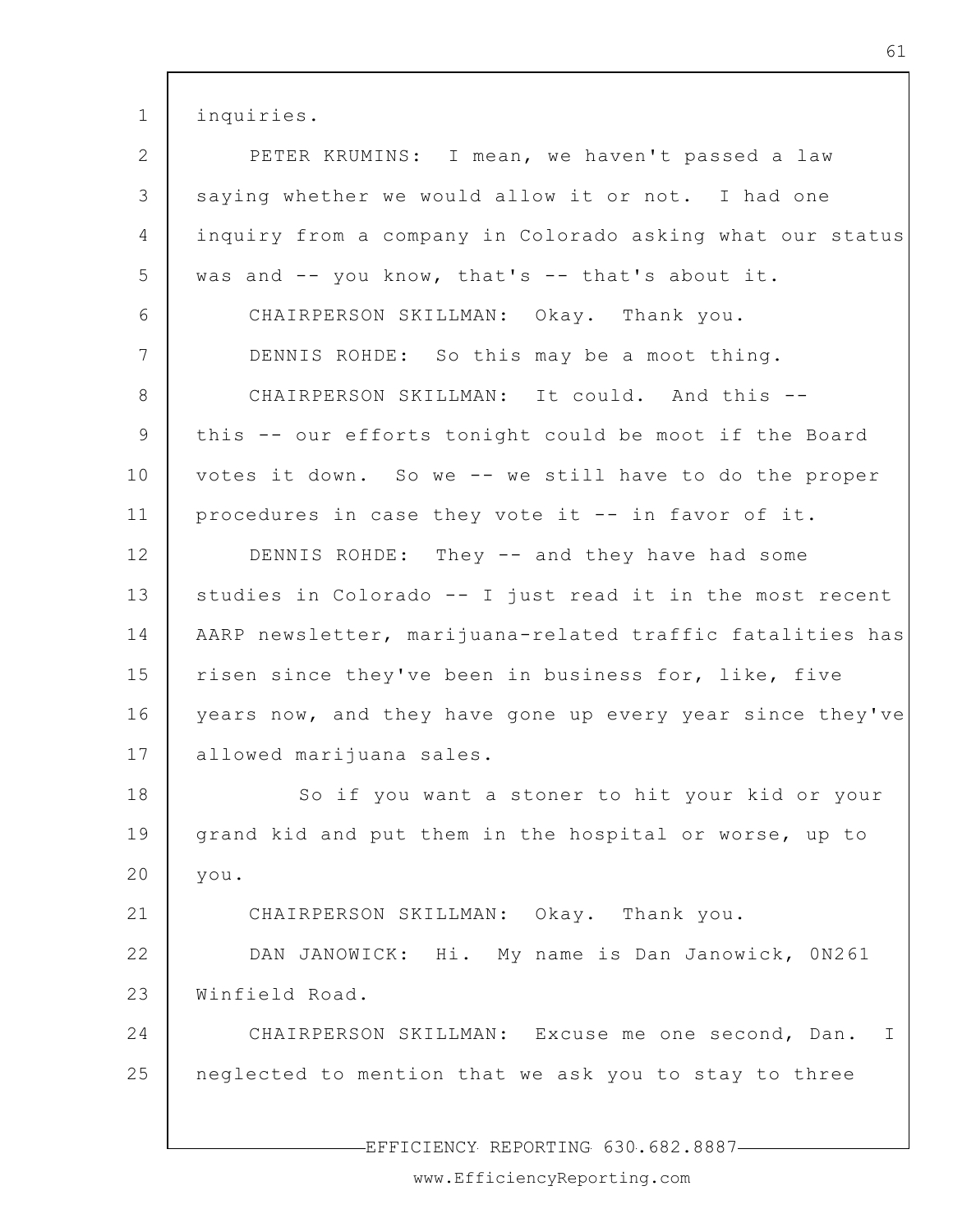inquiries.

PETER KRUMINS: I mean, we haven't passed a law saying whether we would allow it or not. I had one inquiry from a company in Colorado asking what our status was and -- you know, that's -- that's about it.

CHAIRPERSON SKILLMAN: Okay. Thank you.

DENNIS ROHDE: So this may be a moot thing.

CHAIRPERSON SKILLMAN: It could. And this -- this -- our efforts tonight could be moot if the Board votes it down. So we -- we still have to do the proper procedures in case they vote it -- in favor of it.

DENNIS ROHDE: They -- and they have had some studies in Colorado -- I just read it in the most recent AARP newsletter, marijuana-related traffic fatalities has risen since they've been in business for, like, five years now, and they have gone up every year since they've allowed marijuana sales.

So if you want a stoner to hit your kid or your grand kid and put them in the hospital or worse, up to you.

CHAIRPERSON SKILLMAN: Okay. Thank you.

DAN JANOWICK: Hi. My name is Dan Janowick, 0N261 Winfield Road.

CHAIRPERSON SKILLMAN: Excuse me one second, Dan. I neglected to mention that we ask you to stay to three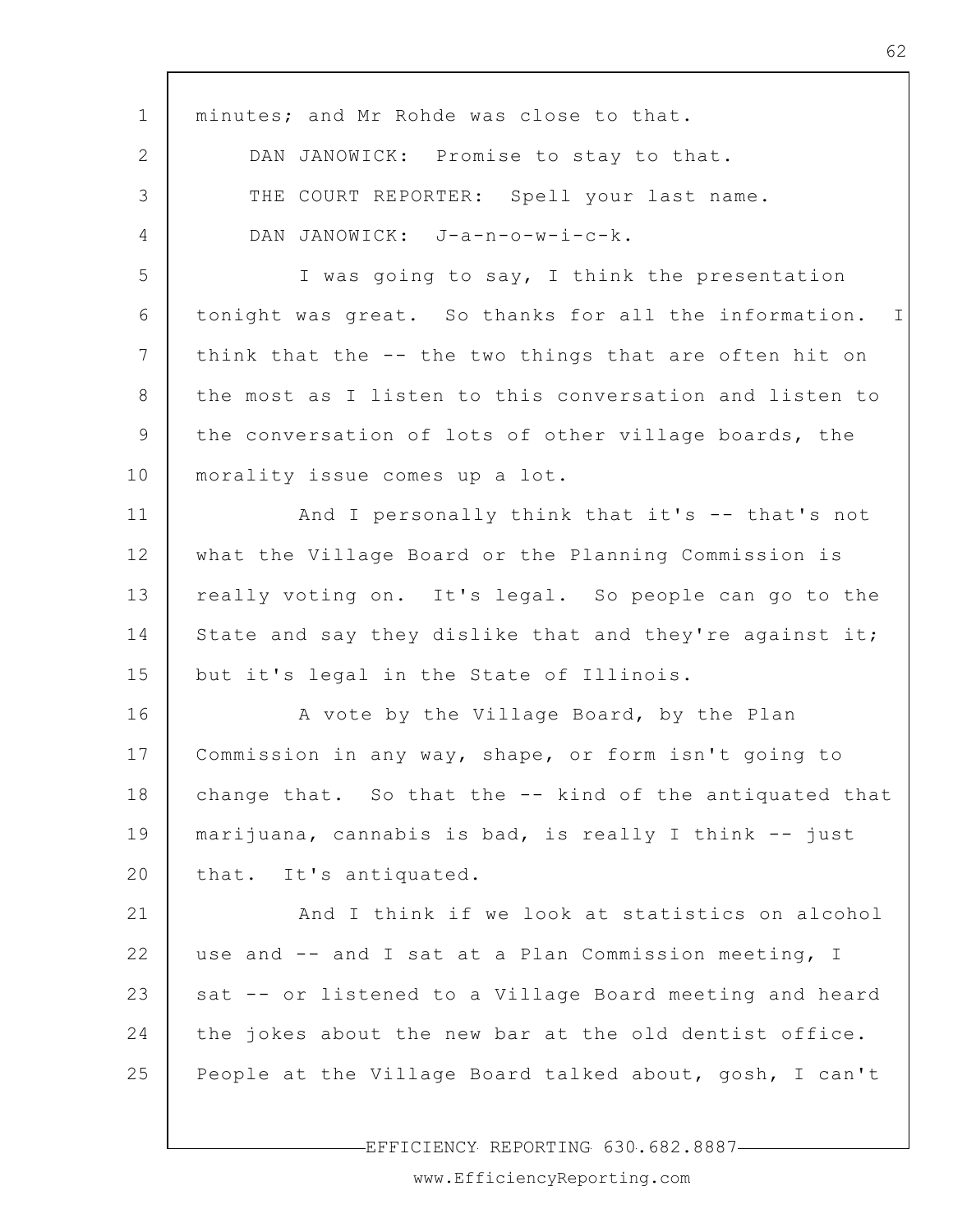minutes; and Mr Rohde was close to that.

DAN JANOWICK: Promise to stay to that.

THE COURT REPORTER: Spell your last name.

DAN JANOWICK: J-a-n-o-w-i-c-k.

I was going to say, I think the presentation tonight was great. So thanks for all the information. I think that the -- the two things that are often hit on the most as I listen to this conversation and listen to the conversation of lots of other village boards, the morality issue comes up a lot.

And I personally think that it's -- that's not what the Village Board or the Planning Commission is really voting on. It's legal. So people can go to the State and say they dislike that and they're against it; but it's legal in the State of Illinois.

A vote by the Village Board, by the Plan Commission in any way, shape, or form isn't going to change that. So that the -- kind of the antiquated that marijuana, cannabis is bad, is really I think -- just that. It's antiquated.

And I think if we look at statistics on alcohol use and -- and I sat at a Plan Commission meeting, I sat -- or listened to a Village Board meeting and heard the jokes about the new bar at the old dentist office. People at the Village Board talked about, gosh, I can't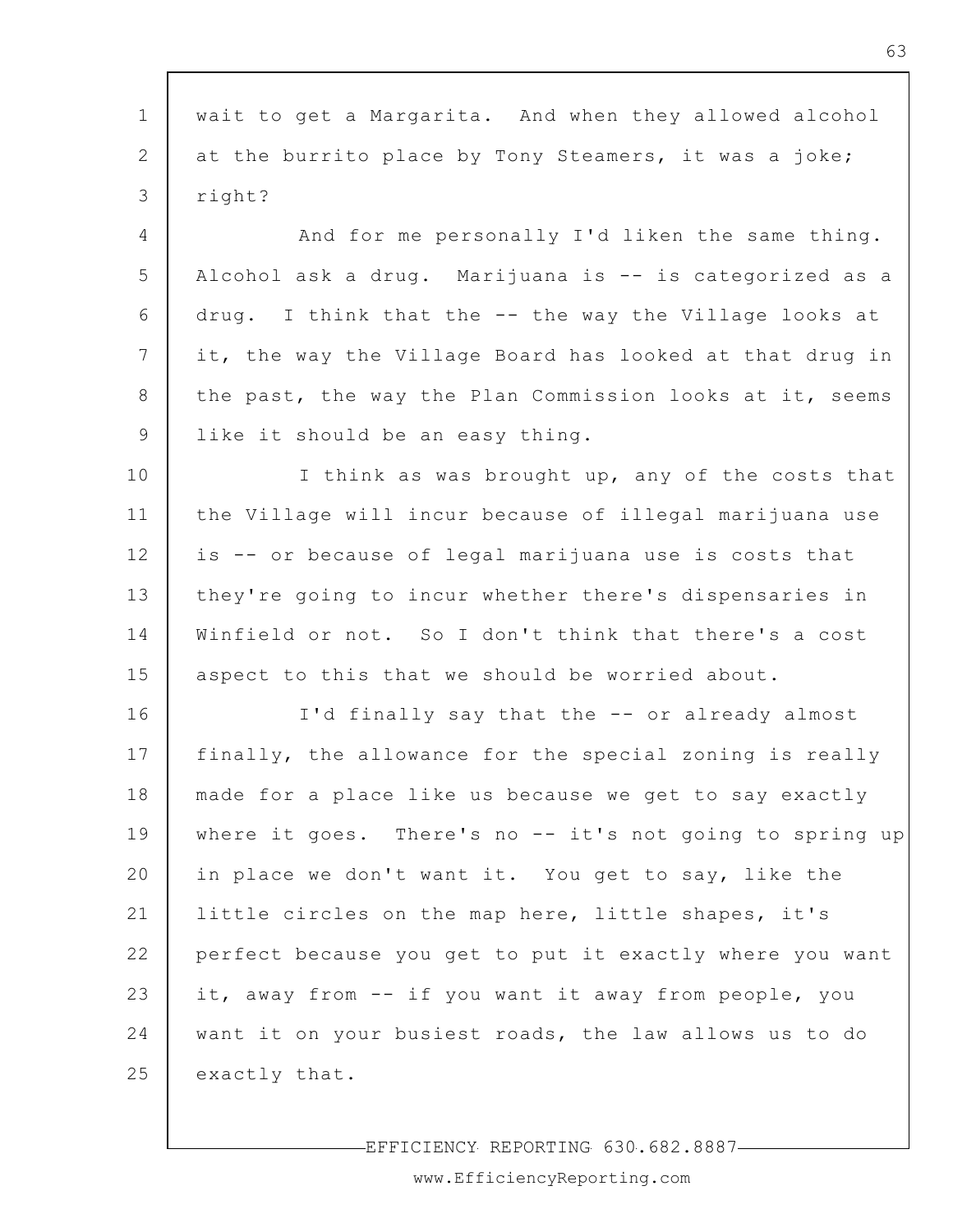wait to get a Margarita. And when they allowed alcohol at the burrito place by Tony Steamers, it was a joke; right?

And for me personally I'd liken the same thing. Alcohol ask a drug. Marijuana is -- is categorized as a drug. I think that the -- the way the Village looks at it, the way the Village Board has looked at that drug in the past, the way the Plan Commission looks at it, seems like it should be an easy thing.

I think as was brought up, any of the costs that the Village will incur because of illegal marijuana use is -- or because of legal marijuana use is costs that they're going to incur whether there's dispensaries in Winfield or not. So I don't think that there's a cost aspect to this that we should be worried about.

I'd finally say that the -- or already almost finally, the allowance for the special zoning is really made for a place like us because we get to say exactly where it goes. There's no -- it's not going to spring up in place we don't want it. You get to say, like the little circles on the map here, little shapes, it's perfect because you get to put it exactly where you want it, away from -- if you want it away from people, you want it on your busiest roads, the law allows us to do exactly that.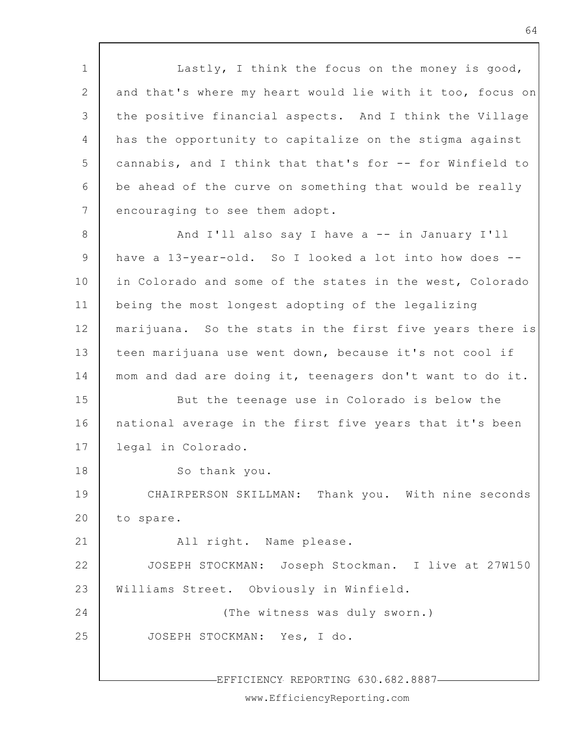Lastly, I think the focus on the money is good, and that's where my heart would lie with it too, focus on the positive financial aspects. And I think the Village has the opportunity to capitalize on the stigma against cannabis, and I think that that's for -- for Winfield to be ahead of the curve on something that would be really encouraging to see them adopt.

And I'll also say I have a -- in January I'll have a 13-year-old. So I looked a lot into how does -- in Colorado and some of the states in the west, Colorado being the most longest adopting of the legalizing marijuana. So the stats in the first five years there is teen marijuana use went down, because it's not cool if mom and dad are doing it, teenagers don't want to do it.

But the teenage use in Colorado is below the national average in the first five years that it's been legal in Colorado.

So thank you.

CHAIRPERSON SKILLMAN: Thank you. With nine seconds to spare.

All right. Name please.

JOSEPH STOCKMAN: Joseph Stockman. I live at 27W150 Williams Street. Obviously in Winfield.

(The witness was duly sworn.)

JOSEPH STOCKMAN: Yes, I do.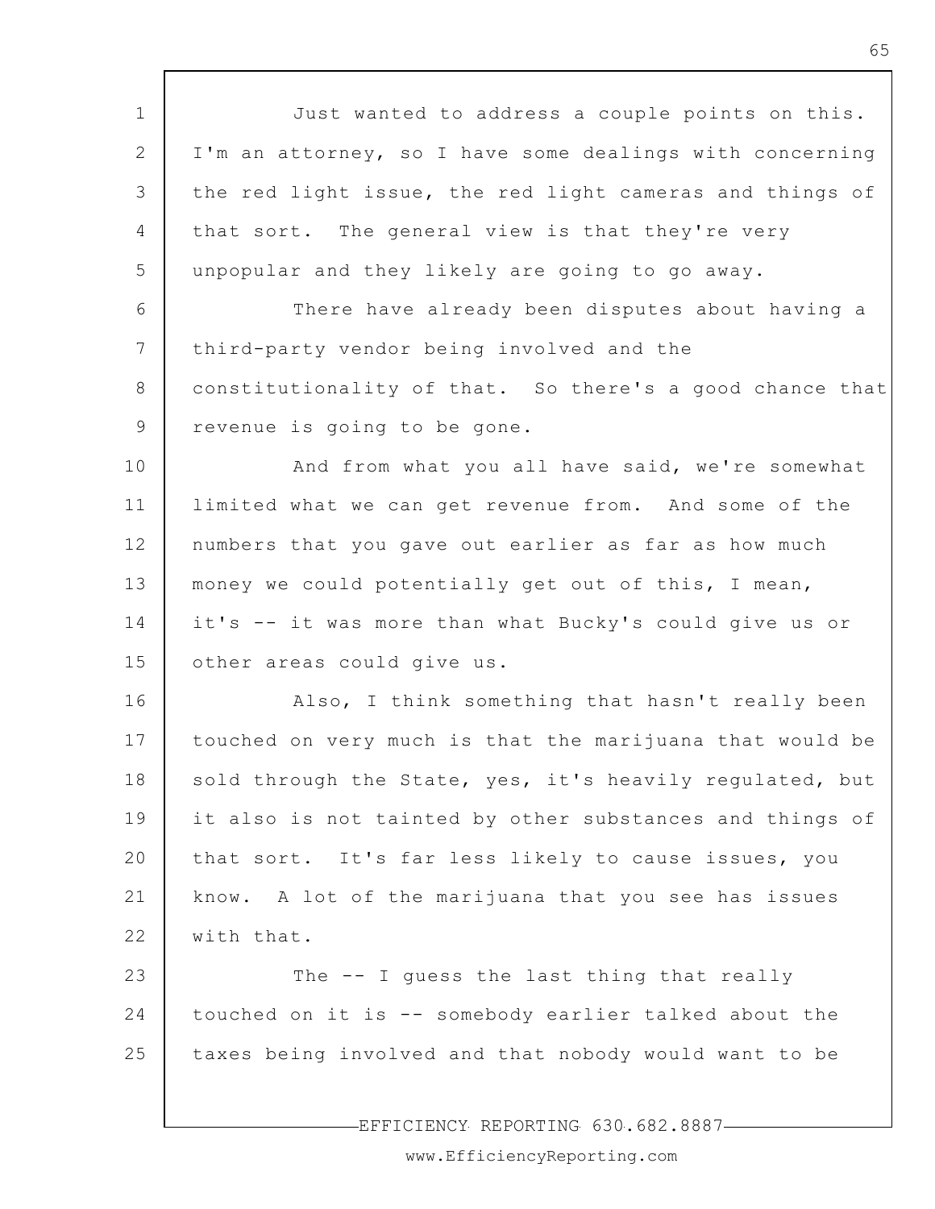Just wanted to address a couple points on this. I'm an attorney, so I have some dealings with concerning the red light issue, the red light cameras and things of that sort. The general view is that they're very unpopular and they likely are going to go away.

There have already been disputes about having a third-party vendor being involved and the constitutionality of that. So there's a good chance that revenue is going to be gone.

And from what you all have said, we're somewhat limited what we can get revenue from. And some of the numbers that you gave out earlier as far as how much money we could potentially get out of this, I mean, it's -- it was more than what Bucky's could give us or other areas could give us.

Also, I think something that hasn't really been touched on very much is that the marijuana that would be sold through the State, yes, it's heavily regulated, but it also is not tainted by other substances and things of that sort. It's far less likely to cause issues, you know. A lot of the marijuana that you see has issues with that.

The -- I guess the last thing that really touched on it is -- somebody earlier talked about the taxes being involved and that nobody would want to be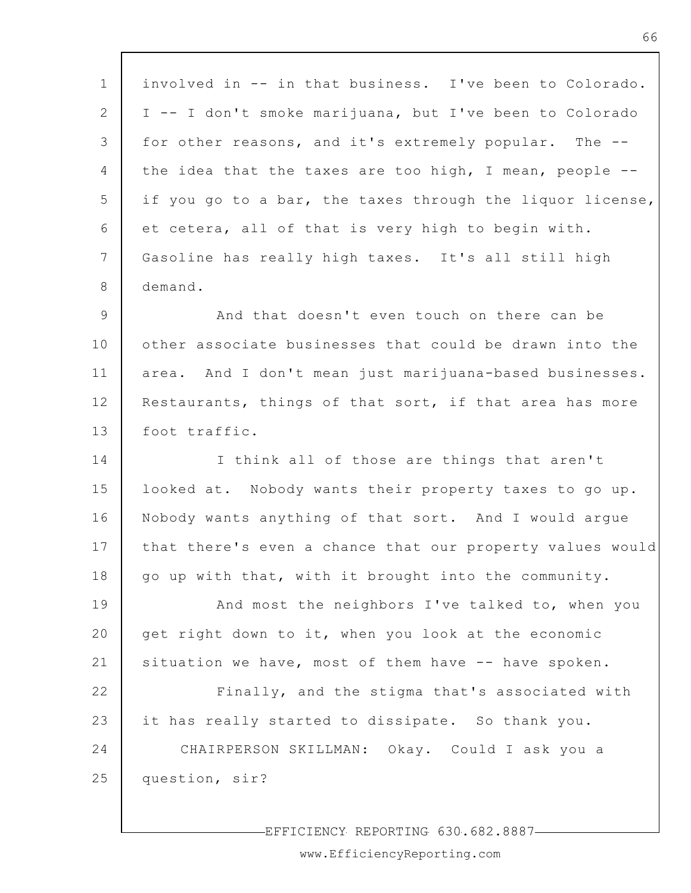involved in -- in that business. I've been to Colorado. I -- I don't smoke marijuana, but I've been to Colorado for other reasons, and it's extremely popular. The -- the idea that the taxes are too high, I mean, people -- if you go to a bar, the taxes through the liquor license, et cetera, all of that is very high to begin with. Gasoline has really high taxes. It's all still high demand.

And that doesn't even touch on there can be other associate businesses that could be drawn into the area. And I don't mean just marijuana-based businesses. Restaurants, things of that sort, if that area has more foot traffic.

I think all of those are things that aren't looked at. Nobody wants their property taxes to go up. Nobody wants anything of that sort. And I would argue that there's even a chance that our property values would go up with that, with it brought into the community.

And most the neighbors I've talked to, when you get right down to it, when you look at the economic situation we have, most of them have -- have spoken.

Finally, and the stigma that's associated with it has really started to dissipate. So thank you.

CHAIRPERSON SKILLMAN: Okay. Could I ask you a question, sir?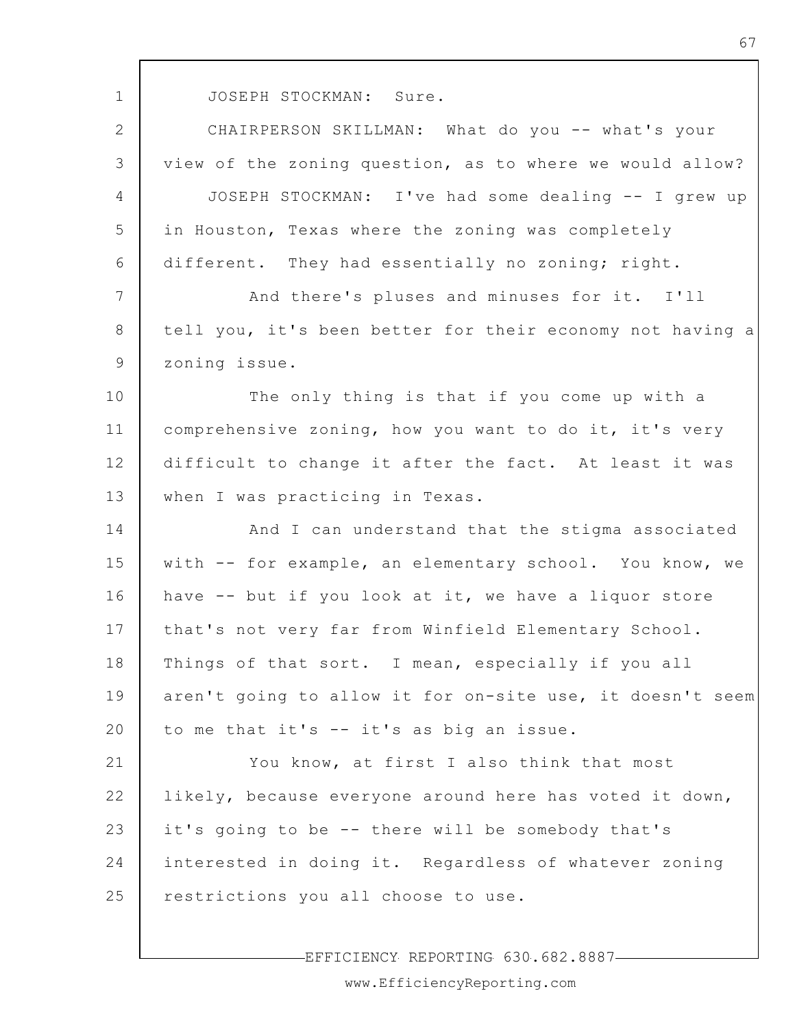JOSEPH STOCKMAN: Sure.

CHAIRPERSON SKILLMAN: What do you -- what's your view of the zoning question, as to where we would allow?

JOSEPH STOCKMAN: I've had some dealing -- I grew up in Houston, Texas where the zoning was completely different. They had essentially no zoning; right.

And there's pluses and minuses for it. I'll tell you, it's been better for their economy not having a zoning issue.

The only thing is that if you come up with a comprehensive zoning, how you want to do it, it's very difficult to change it after the fact. At least it was when I was practicing in Texas.

And I can understand that the stigma associated with -- for example, an elementary school. You know, we have -- but if you look at it, we have a liquor store that's not very far from Winfield Elementary School. Things of that sort. I mean, especially if you all aren't going to allow it for on-site use, it doesn't seem to me that it's -- it's as big an issue.

You know, at first I also think that most likely, because everyone around here has voted it down, it's going to be -- there will be somebody that's interested in doing it. Regardless of whatever zoning restrictions you all choose to use.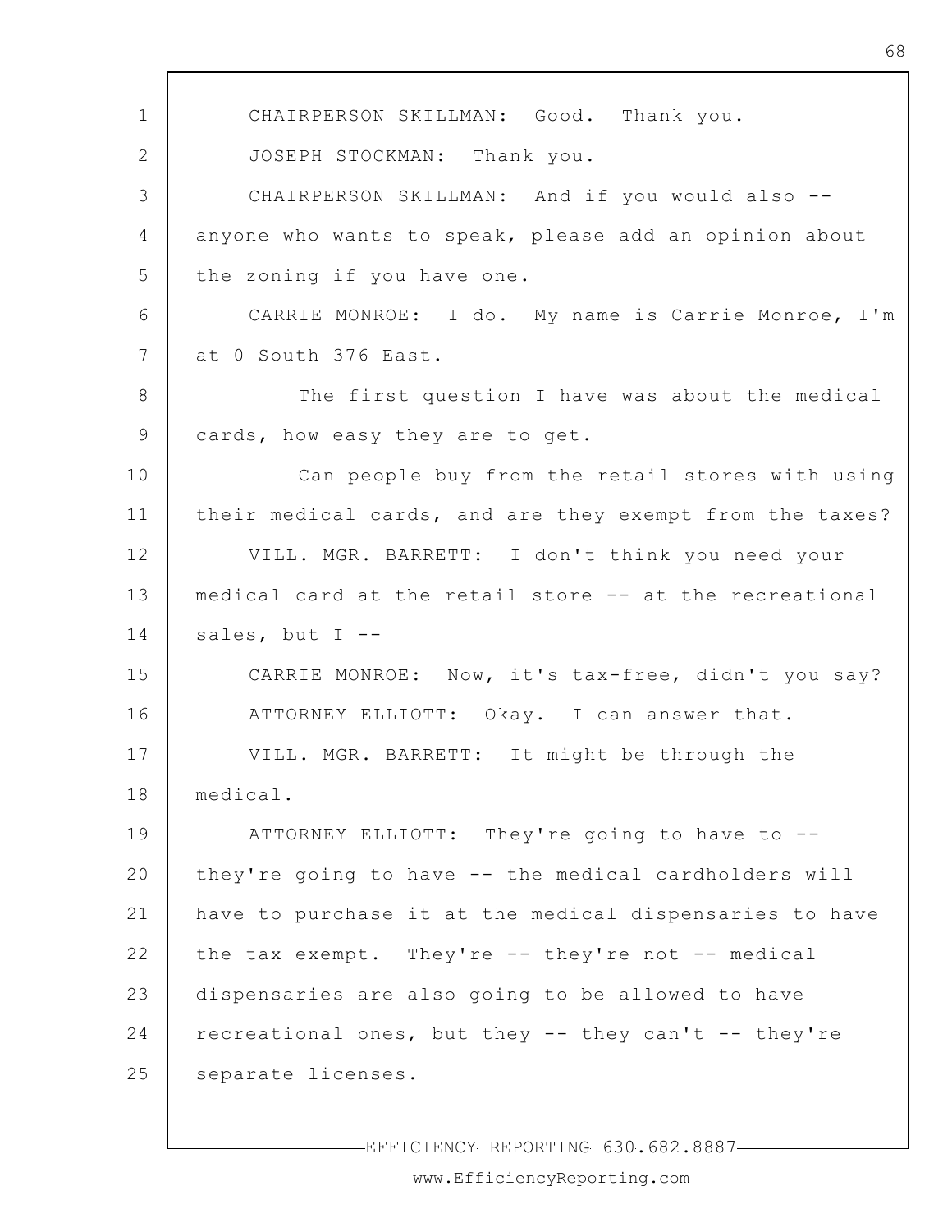CHAIRPERSON SKILLMAN: Good. Thank you.

JOSEPH STOCKMAN: Thank you.

CHAIRPERSON SKILLMAN: And if you would also -- anyone who wants to speak, please add an opinion about the zoning if you have one.

CARRIE MONROE: I do. My name is Carrie Monroe, I'm at 0 South 376 East.

The first question I have was about the medical cards, how easy they are to get.

Can people buy from the retail stores with using their medical cards, and are they exempt from the taxes?

VILL. MGR. BARRETT: I don't think you need your medical card at the retail store -- at the recreational sales, but I --

CARRIE MONROE: Now, it's tax-free, didn't you say?

ATTORNEY ELLIOTT: Okay. I can answer that.

VILL. MGR. BARRETT: It might be through the medical.

ATTORNEY ELLIOTT: They're going to have to -- they're going to have -- the medical cardholders will have to purchase it at the medical dispensaries to have the tax exempt. They're -- they're not -- medical dispensaries are also going to be allowed to have recreational ones, but they -- they can't -- they're separate licenses.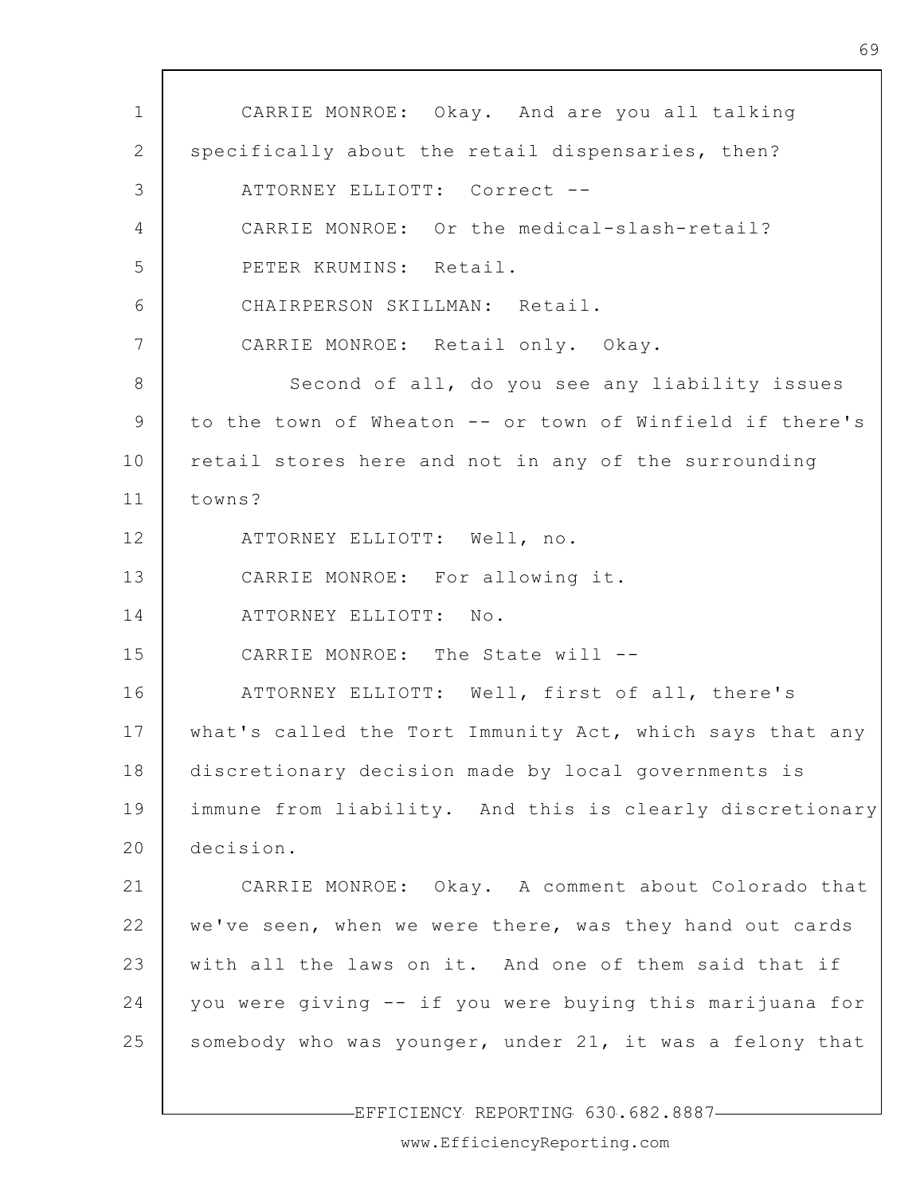CARRIE MONROE: Okay. And are you all talking specifically about the retail dispensaries, then?

ATTORNEY ELLIOTT: Correct --

CARRIE MONROE: Or the medical-slash-retail?

PETER KRUMINS: Retail.

CHAIRPERSON SKILLMAN: Retail.

CARRIE MONROE: Retail only. Okay.

Second of all, do you see any liability issues to the town of Wheaton -- or town of Winfield if there's retail stores here and not in any of the surrounding towns?

ATTORNEY ELLIOTT: Well, no.

CARRIE MONROE: For allowing it.

ATTORNEY ELLIOTT: No.

CARRIE MONROE: The State will --

ATTORNEY ELLIOTT: Well, first of all, there's what's called the Tort Immunity Act, which says that any discretionary decision made by local governments is immune from liability. And this is clearly discretionary decision.

CARRIE MONROE: Okay. A comment about Colorado that we've seen, when we were there, was they hand out cards with all the laws on it. And one of them said that if you were giving -- if you were buying this marijuana for somebody who was younger, under 21, it was a felony that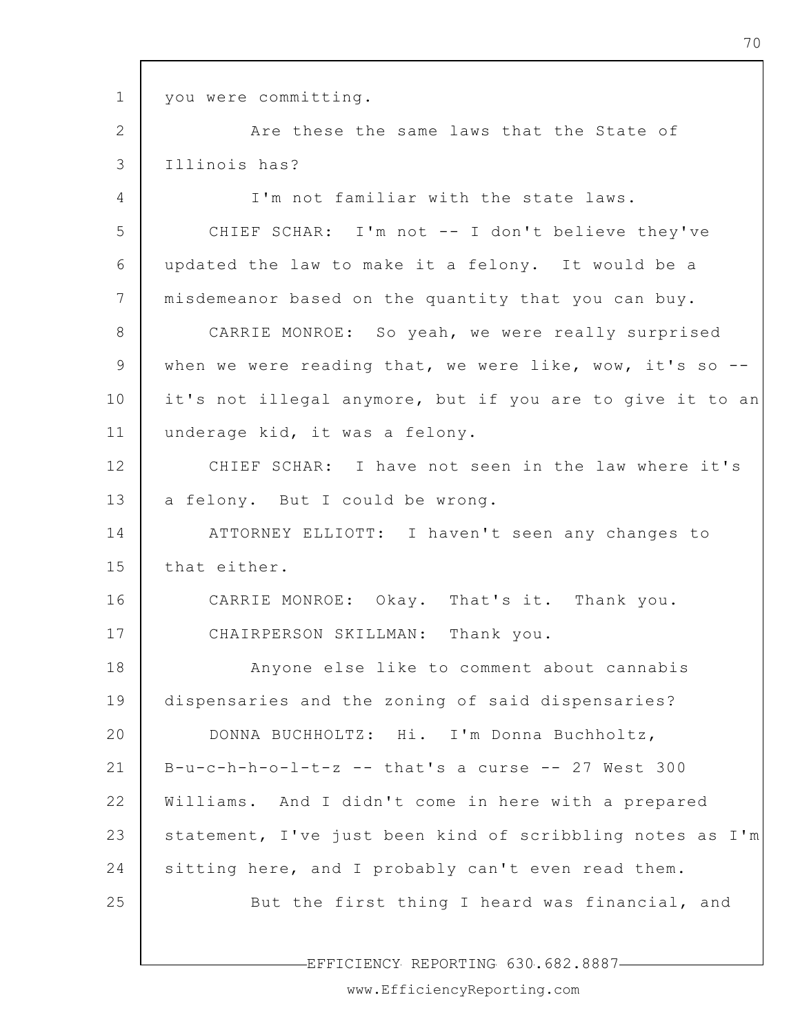you were committing.

Are these the same laws that the State of Illinois has?

I'm not familiar with the state laws.

CHIEF SCHAR: I'm not -- I don't believe they've updated the law to make it a felony. It would be a misdemeanor based on the quantity that you can buy.

CARRIE MONROE: So yeah, we were really surprised when we were reading that, we were like, wow, it's so -- it's not illegal anymore, but if you are to give it to an underage kid, it was a felony.

CHIEF SCHAR: I have not seen in the law where it's a felony. But I could be wrong.

ATTORNEY ELLIOTT: I haven't seen any changes to that either.

CARRIE MONROE: Okay. That's it. Thank you.

CHAIRPERSON SKILLMAN: Thank you.

Anyone else like to comment about cannabis dispensaries and the zoning of said dispensaries?

DONNA BUCHHOLTZ: Hi. I'm Donna Buchholtz, B-u-c-h-h-o-l-t-z -- that's a curse -- 27 West 300 Williams. And I didn't come in here with a prepared statement, I've just been kind of scribbling notes as I'm sitting here, and I probably can't even read them.

But the first thing I heard was financial, and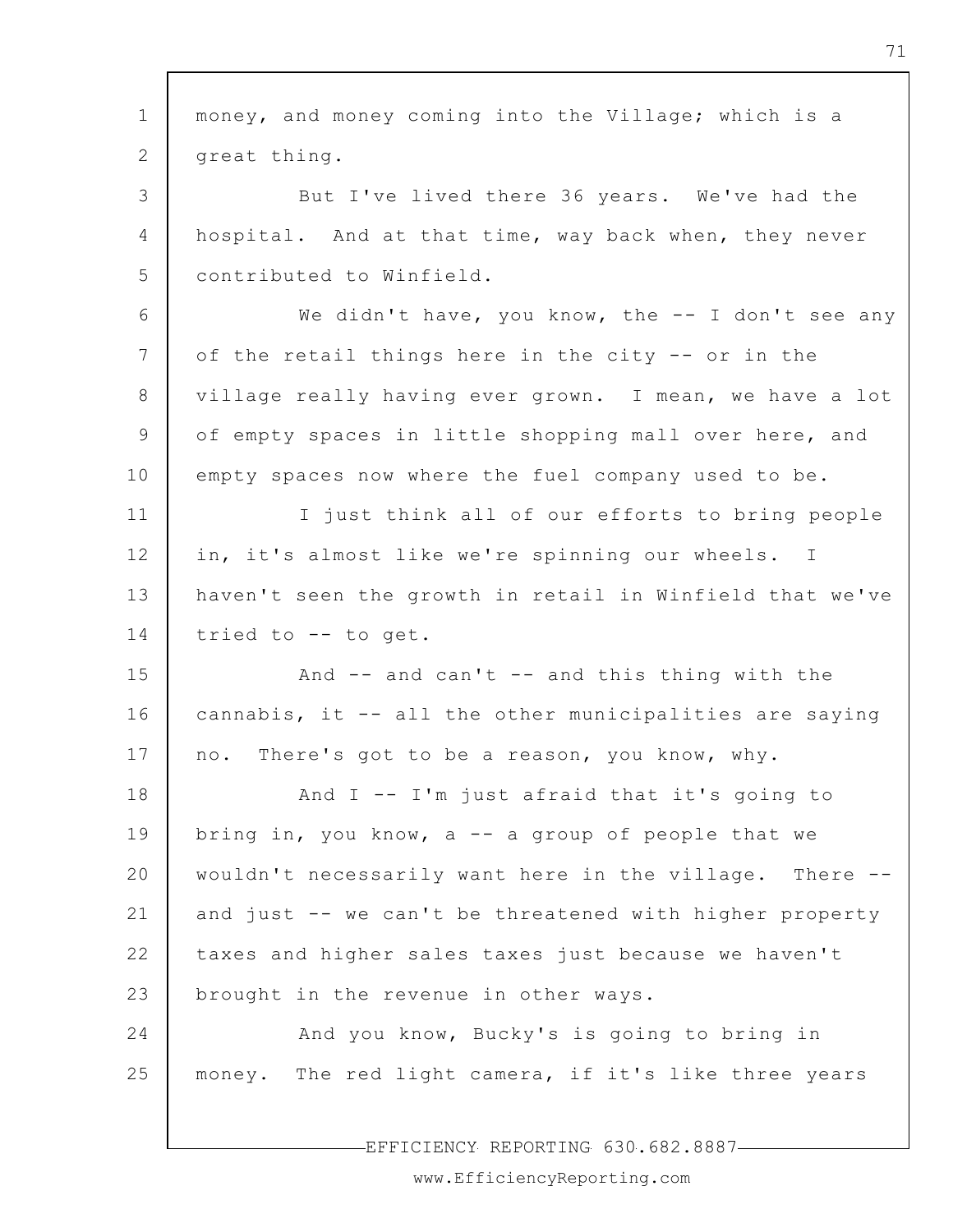money, and money coming into the Village; which is a great thing.

But I've lived there 36 years. We've had the hospital. And at that time, way back when, they never contributed to Winfield.

We didn't have, you know, the -- I don't see any of the retail things here in the city -- or in the village really having ever grown. I mean, we have a lot of empty spaces in little shopping mall over here, and empty spaces now where the fuel company used to be.

I just think all of our efforts to bring people in, it's almost like we're spinning our wheels. I haven't seen the growth in retail in Winfield that we've tried to -- to get.

And -- and can't -- and this thing with the cannabis, it -- all the other municipalities are saying no. There's got to be a reason, you know, why.

And I -- I'm just afraid that it's going to bring in, you know, a -- a group of people that we wouldn't necessarily want here in the village. There -- and just -- we can't be threatened with higher property taxes and higher sales taxes just because we haven't brought in the revenue in other ways.

And you know, Bucky's is going to bring in money. The red light camera, if it's like three years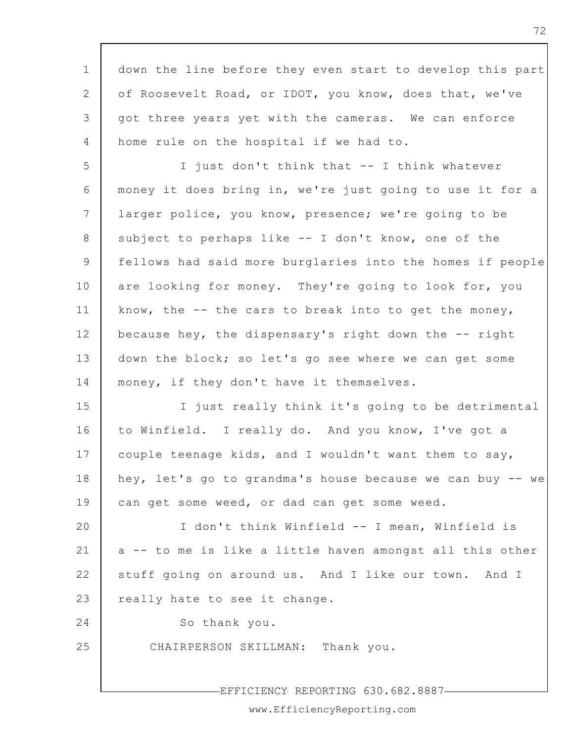down the line before they even start to develop this part of Roosevelt Road, or IDOT, you know, does that, we've got three years yet with the cameras. We can enforce home rule on the hospital if we had to.

I just don't think that -- I think whatever money it does bring in, we're just going to use it for a larger police, you know, presence; we're going to be subject to perhaps like -- I don't know, one of the fellows had said more burglaries into the homes if people are looking for money. They're going to look for, you know, the -- the cars to break into to get the money, because hey, the dispensary's right down the -- right down the block; so let's go see where we can get some money, if they don't have it themselves.

I just really think it's going to be detrimental to Winfield. I really do. And you know, I've got a couple teenage kids, and I wouldn't want them to say, hey, let's go to grandma's house because we can buy -- we can get some weed, or dad can get some weed.

I don't think Winfield -- I mean, Winfield is a -- to me is like a little haven amongst all this other stuff going on around us. And I like our town. And I really hate to see it change.

So thank you.

CHAIRPERSON SKILLMAN: Thank you.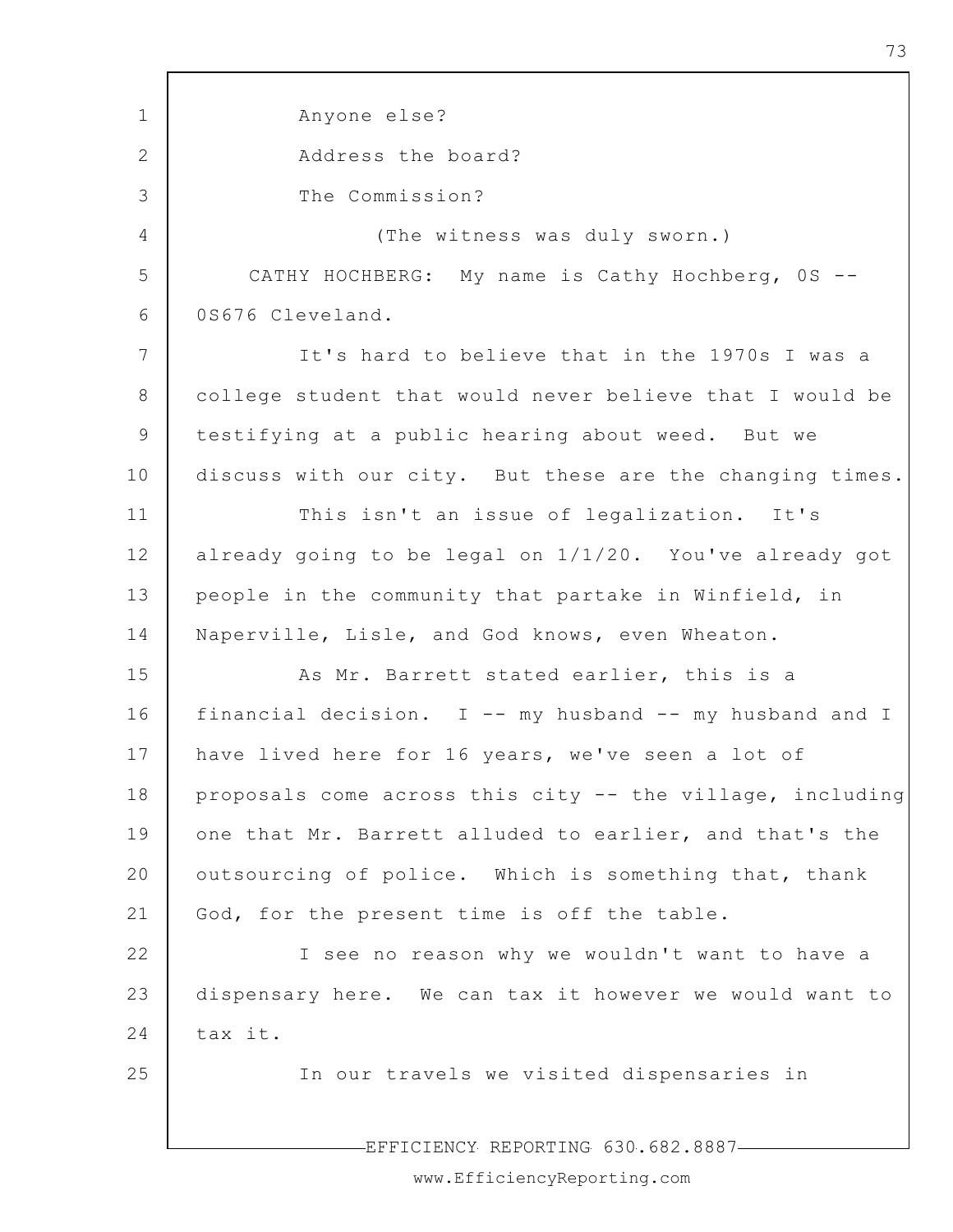Anyone else?

Address the board?

The Commission?

(The witness was duly sworn.)

CATHY HOCHBERG: My name is Cathy Hochberg, 0S -- 0S676 Cleveland.

It's hard to believe that in the 1970s I was a college student that would never believe that I would be testifying at a public hearing about weed. But we discuss with our city. But these are the changing times.

This isn't an issue of legalization. It's already going to be legal on 1/1/20. You've already got people in the community that partake in Winfield, in Naperville, Lisle, and God knows, even Wheaton.

As Mr. Barrett stated earlier, this is a financial decision. I -- my husband -- my husband and I have lived here for 16 years, we've seen a lot of proposals come across this city -- the village, including one that Mr. Barrett alluded to earlier, and that's the outsourcing of police. Which is something that, thank God, for the present time is off the table.

I see no reason why we wouldn't want to have a dispensary here. We can tax it however we would want to tax it.

In our travels we visited dispensaries in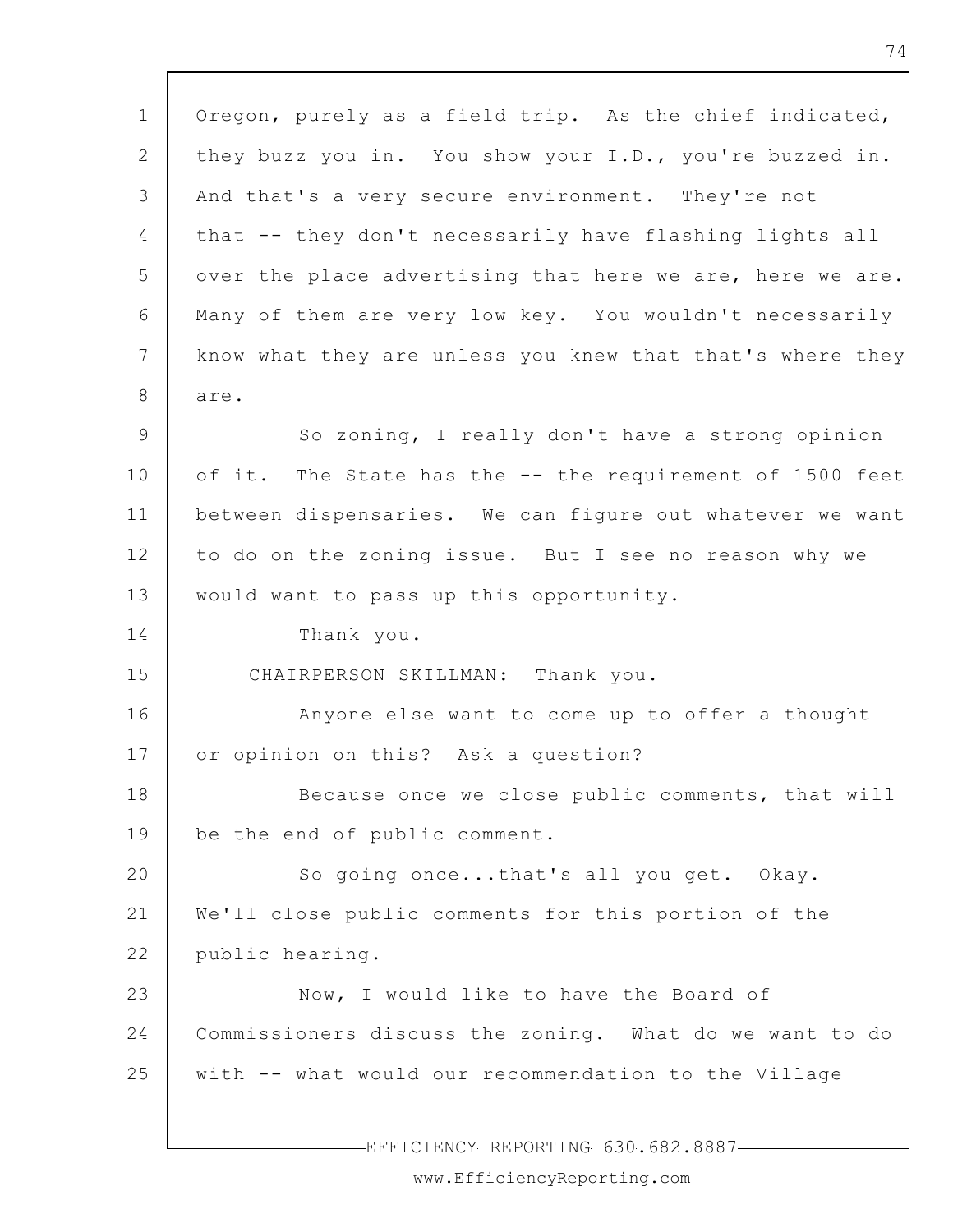Oregon, purely as a field trip. As the chief indicated, they buzz you in. You show your I.D., you're buzzed in. And that's a very secure environment. They're not that -- they don't necessarily have flashing lights all over the place advertising that here we are, here we are. Many of them are very low key. You wouldn't necessarily know what they are unless you knew that that's where they are.

So zoning, I really don't have a strong opinion of it. The State has the -- the requirement of 1500 feet between dispensaries. We can figure out whatever we want to do on the zoning issue. But I see no reason why we would want to pass up this opportunity.

Thank you.

CHAIRPERSON SKILLMAN: Thank you.

Anyone else want to come up to offer a thought or opinion on this? Ask a question?

Because once we close public comments, that will be the end of public comment.

So going once...that's all you get. Okay. We'll close public comments for this portion of the public hearing.

Now, I would like to have the Board of Commissioners discuss the zoning. What do we want to do with -- what would our recommendation to the Village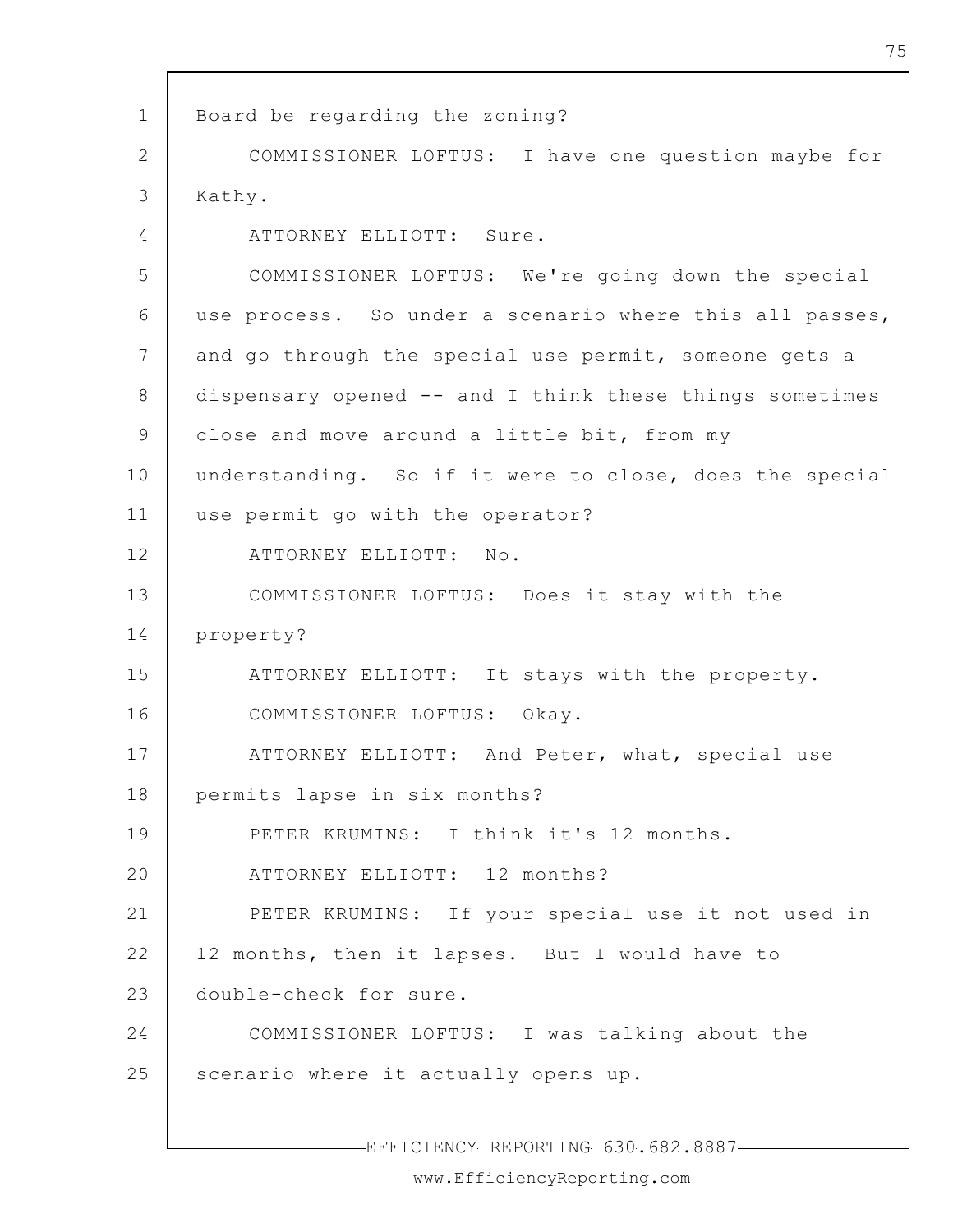Board be regarding the zoning?

COMMISSIONER LOFTUS: I have one question maybe for Kathy.

ATTORNEY ELLIOTT: Sure.

COMMISSIONER LOFTUS: We're going down the special use process. So under a scenario where this all passes, and go through the special use permit, someone gets a dispensary opened -- and I think these things sometimes close and move around a little bit, from my understanding. So if it were to close, does the special use permit go with the operator?

ATTORNEY ELLIOTT: No.

COMMISSIONER LOFTUS: Does it stay with the property?

ATTORNEY ELLIOTT: It stays with the property.

COMMISSIONER LOFTUS: Okay.

ATTORNEY ELLIOTT: And Peter, what, special use permits lapse in six months?

PETER KRUMINS: I think it's 12 months.

ATTORNEY ELLIOTT: 12 months?

PETER KRUMINS: If your special use it not used in 12 months, then it lapses. But I would have to double-check for sure.

COMMISSIONER LOFTUS: I was talking about the scenario where it actually opens up.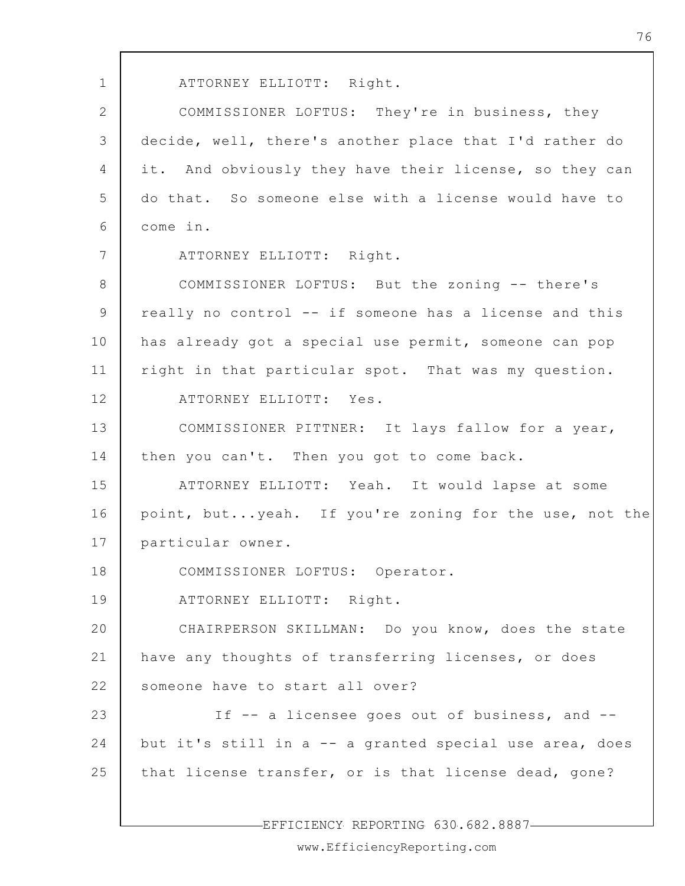ATTORNEY ELLIOTT: Right.

COMMISSIONER LOFTUS: They're in business, they decide, well, there's another place that I'd rather do it. And obviously they have their license, so they can do that. So someone else with a license would have to come in.

ATTORNEY ELLIOTT: Right.

COMMISSIONER LOFTUS: But the zoning -- there's really no control -- if someone has a license and this has already got a special use permit, someone can pop right in that particular spot. That was my question.

ATTORNEY ELLIOTT: Yes.

COMMISSIONER PITTNER: It lays fallow for a year, then you can't. Then you got to come back.

ATTORNEY ELLIOTT: Yeah. It would lapse at some point, but...yeah. If you're zoning for the use, not the particular owner.

COMMISSIONER LOFTUS: Operator.

ATTORNEY ELLIOTT: Right.

CHAIRPERSON SKILLMAN: Do you know, does the state have any thoughts of transferring licenses, or does someone have to start all over?

If -- a licensee goes out of business, and -- but it's still in a -- a granted special use area, does that license transfer, or is that license dead, gone?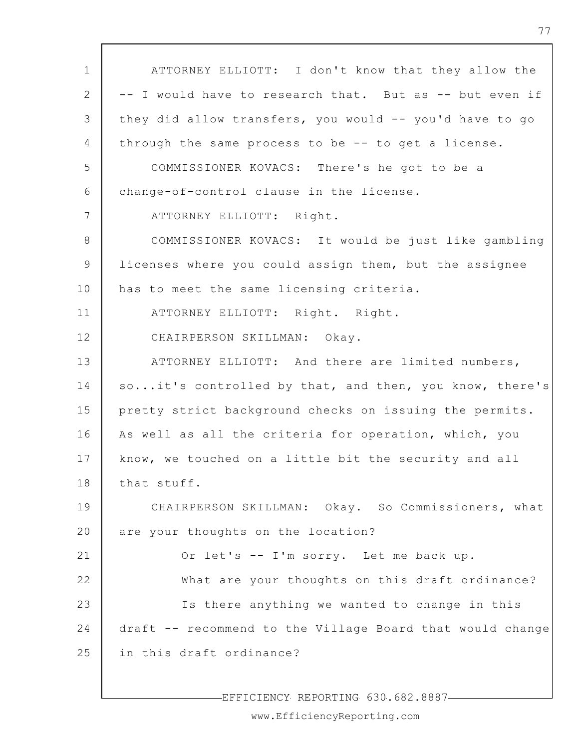ATTORNEY ELLIOTT: I don't know that they allow the -- I would have to research that. But as -- but even if they did allow transfers, you would -- you'd have to go through the same process to be -- to get a license.

COMMISSIONER KOVACS: There's he got to be a change-of-control clause in the license.

ATTORNEY ELLIOTT: Right.

COMMISSIONER KOVACS: It would be just like gambling licenses where you could assign them, but the assignee has to meet the same licensing criteria.

ATTORNEY ELLIOTT: Right. Right.

CHAIRPERSON SKILLMAN: Okay.

ATTORNEY ELLIOTT: And there are limited numbers, so...it's controlled by that, and then, you know, there's pretty strict background checks on issuing the permits. As well as all the criteria for operation, which, you know, we touched on a little bit the security and all that stuff.

CHAIRPERSON SKILLMAN: Okay. So Commissioners, what are your thoughts on the location?

Or let's -- I'm sorry. Let me back up.

What are your thoughts on this draft ordinance?

Is there anything we wanted to change in this draft -- recommend to the Village Board that would change in this draft ordinance?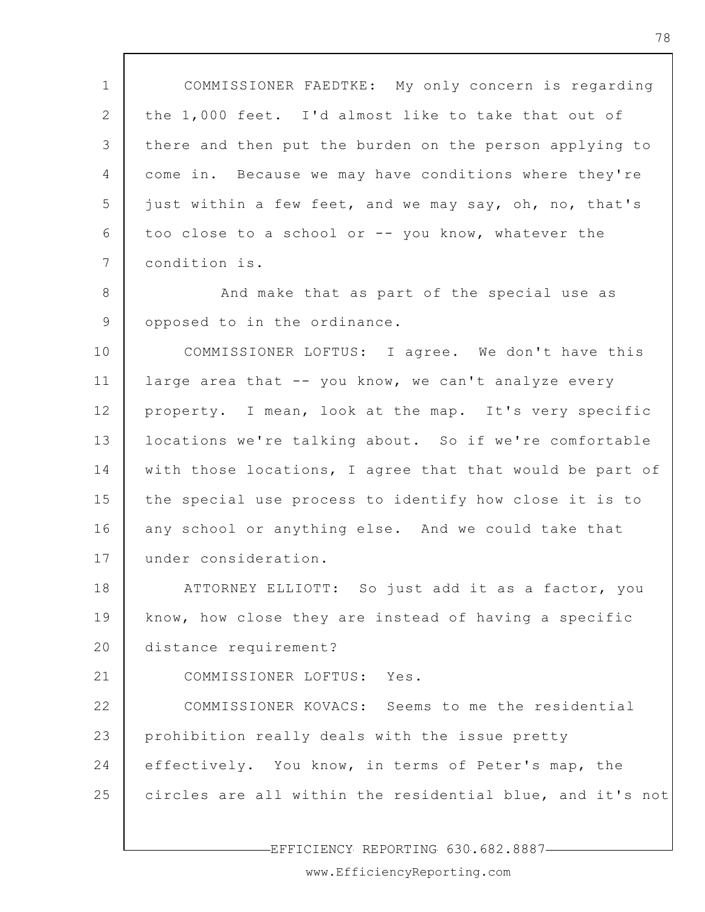COMMISSIONER FAEDTKE: My only concern is regarding the 1,000 feet. I'd almost like to take that out of there and then put the burden on the person applying to come in. Because we may have conditions where they're just within a few feet, and we may say, oh, no, that's too close to a school or -- you know, whatever the condition is.

And make that as part of the special use as opposed to in the ordinance.

COMMISSIONER LOFTUS: I agree. We don't have this large area that -- you know, we can't analyze every property. I mean, look at the map. It's very specific locations we're talking about. So if we're comfortable with those locations, I agree that that would be part of the special use process to identify how close it is to any school or anything else. And we could take that under consideration.

ATTORNEY ELLIOTT: So just add it as a factor, you know, how close they are instead of having a specific distance requirement?

COMMISSIONER LOFTUS: Yes.

COMMISSIONER KOVACS: Seems to me the residential prohibition really deals with the issue pretty effectively. You know, in terms of Peter's map, the circles are all within the residential blue, and it's not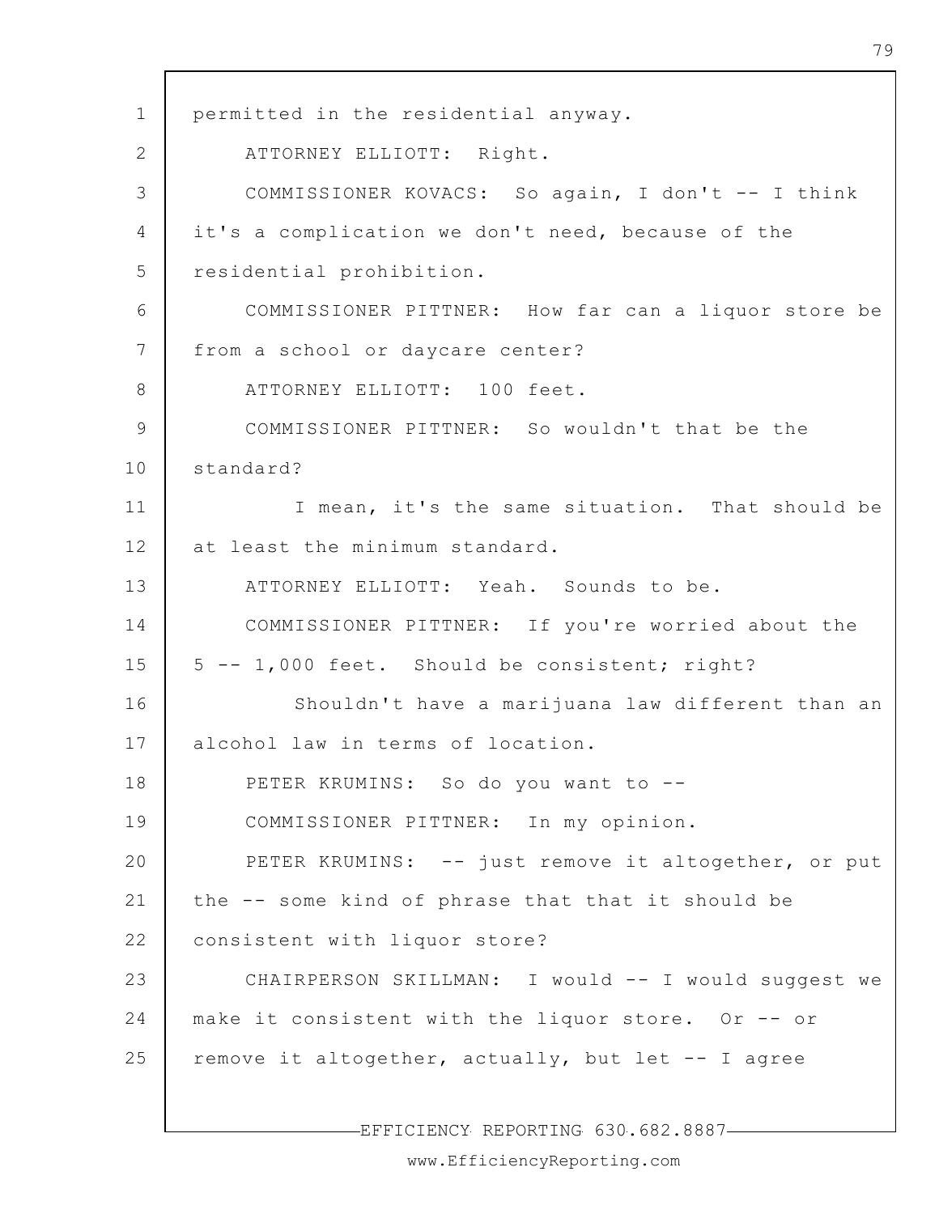permitted in the residential anyway.

ATTORNEY ELLIOTT: Right.

COMMISSIONER KOVACS: So again, I don't -- I think it's a complication we don't need, because of the residential prohibition.

COMMISSIONER PITTNER: How far can a liquor store be from a school or daycare center?

ATTORNEY ELLIOTT: 100 feet.

COMMISSIONER PITTNER: So wouldn't that be the standard?

I mean, it's the same situation. That should be at least the minimum standard.

ATTORNEY ELLIOTT: Yeah. Sounds to be.

COMMISSIONER PITTNER: If you're worried about the 5 -- 1,000 feet. Should be consistent; right?

Shouldn't have a marijuana law different than an alcohol law in terms of location.

PETER KRUMINS: So do you want to --

COMMISSIONER PITTNER: In my opinion.

PETER KRUMINS: -- just remove it altogether, or put the -- some kind of phrase that that it should be consistent with liquor store?

CHAIRPERSON SKILLMAN: I would -- I would suggest we make it consistent with the liquor store. Or -- or remove it altogether, actually, but let -- I agree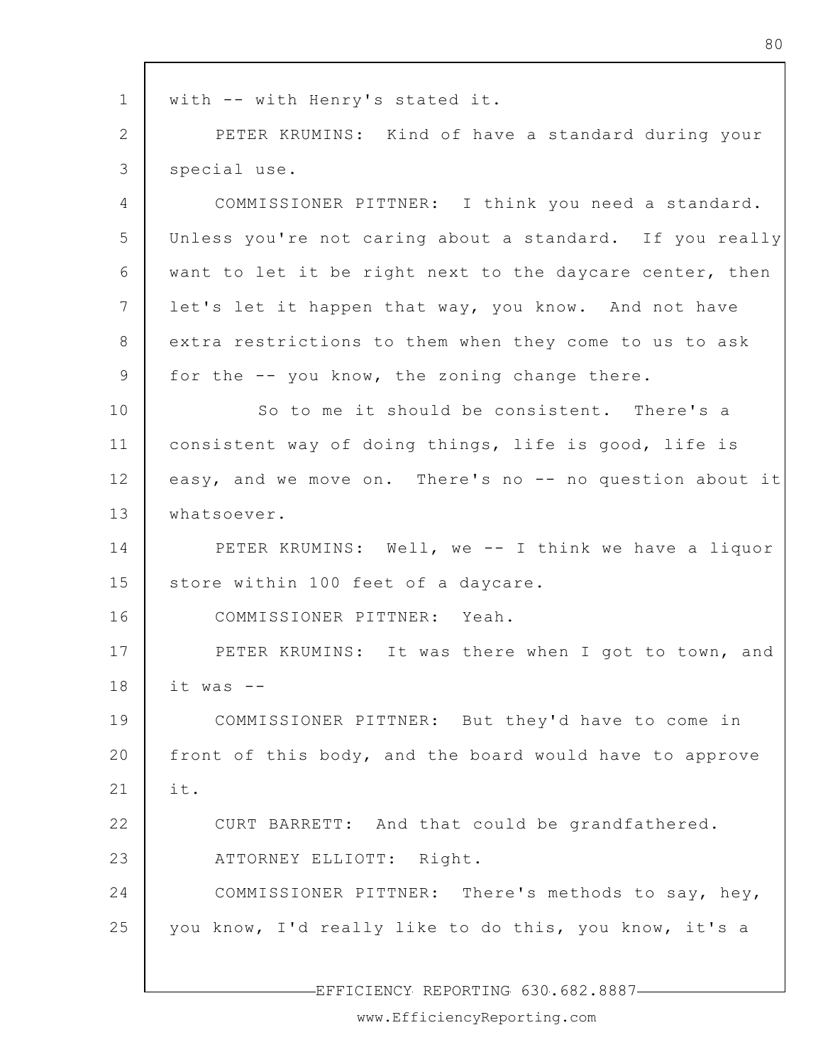with -- with Henry's stated it.

PETER KRUMINS: Kind of have a standard during your special use.

COMMISSIONER PITTNER: I think you need a standard. Unless you're not caring about a standard. If you really want to let it be right next to the daycare center, then let's let it happen that way, you know. And not have extra restrictions to them when they come to us to ask for the -- you know, the zoning change there.

So to me it should be consistent. There's a consistent way of doing things, life is good, life is easy, and we move on. There's no -- no question about it whatsoever.

PETER KRUMINS: Well, we -- I think we have a liquor store within 100 feet of a daycare.

COMMISSIONER PITTNER: Yeah.

PETER KRUMINS: It was there when I got to town, and it was --

COMMISSIONER PITTNER: But they'd have to come in front of this body, and the board would have to approve it.

CURT BARRETT: And that could be grandfathered.

ATTORNEY ELLIOTT: Right.

COMMISSIONER PITTNER: There's methods to say, hey, you know, I'd really like to do this, you know, it's a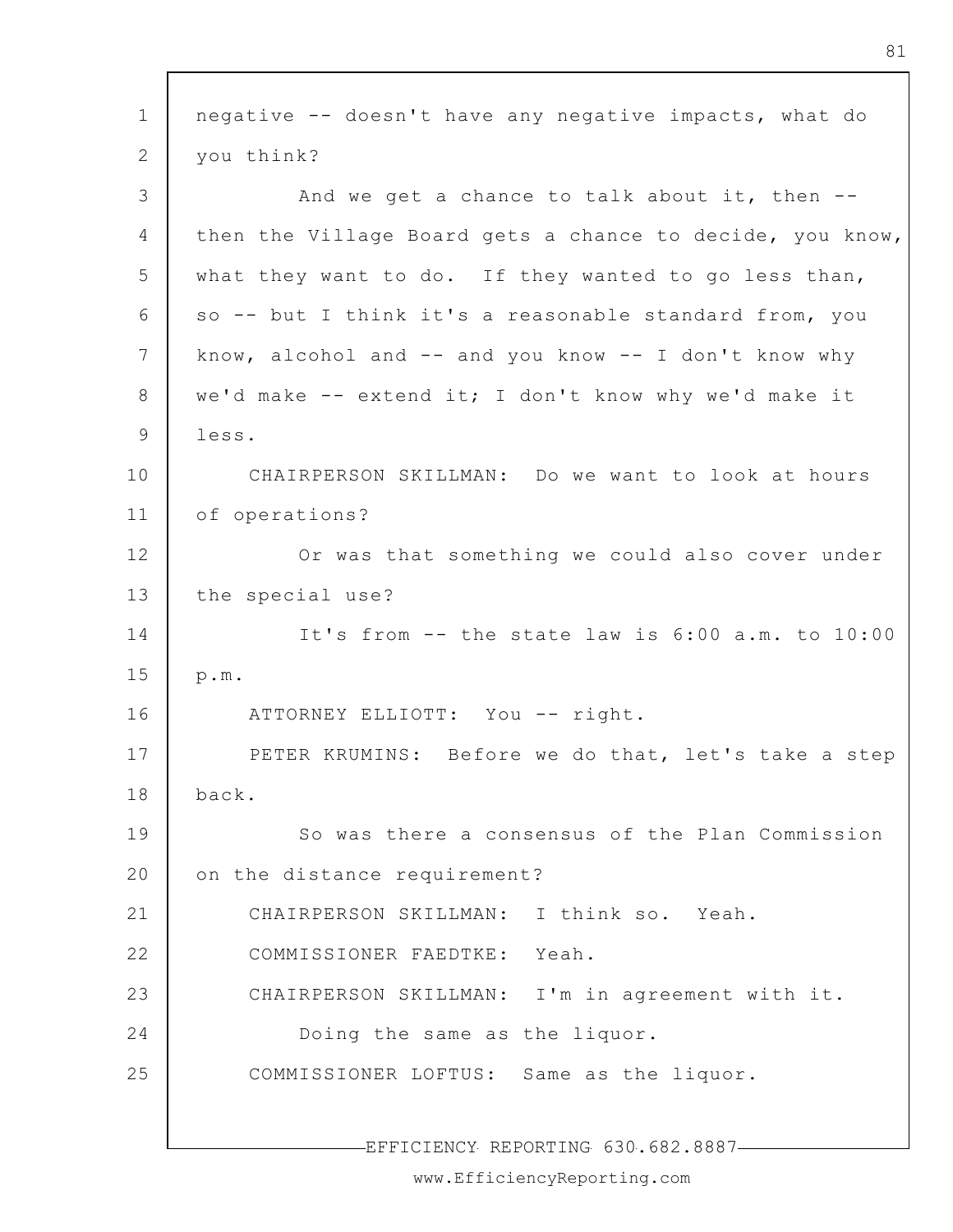negative -- doesn't have any negative impacts, what do you think?

And we get a chance to talk about it, then -- then the Village Board gets a chance to decide, you know, what they want to do. If they wanted to go less than, so -- but I think it's a reasonable standard from, you know, alcohol and -- and you know -- I don't know why we'd make -- extend it; I don't know why we'd make it less.

CHAIRPERSON SKILLMAN: Do we want to look at hours of operations?

Or was that something we could also cover under the special use?

It's from -- the state law is 6:00 a.m. to 10:00 p.m.

ATTORNEY ELLIOTT: You -- right.

PETER KRUMINS: Before we do that, let's take a step back.

So was there a consensus of the Plan Commission on the distance requirement?

CHAIRPERSON SKILLMAN: I think so. Yeah.

COMMISSIONER FAEDTKE: Yeah.

CHAIRPERSON SKILLMAN: I'm in agreement with it.

Doing the same as the liquor.

COMMISSIONER LOFTUS: Same as the liquor.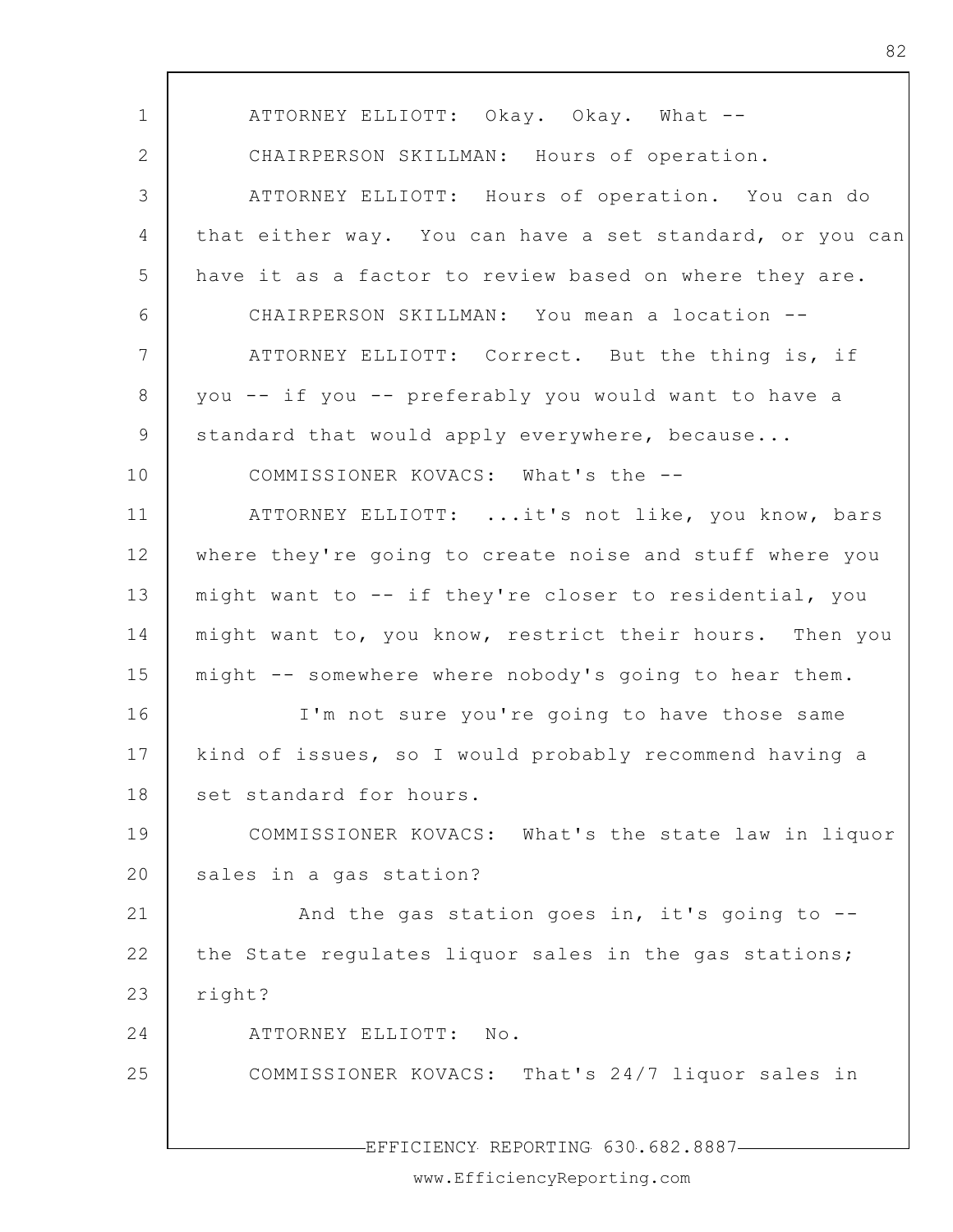ATTORNEY ELLIOTT: Okay. Okay. What --

CHAIRPERSON SKILLMAN: Hours of operation.

ATTORNEY ELLIOTT: Hours of operation. You can do that either way. You can have a set standard, or you can have it as a factor to review based on where they are.

CHAIRPERSON SKILLMAN: You mean a location --

ATTORNEY ELLIOTT: Correct. But the thing is, if you -- if you -- preferably you would want to have a standard that would apply everywhere, because...

COMMISSIONER KOVACS: What's the --

ATTORNEY ELLIOTT: ...it's not like, you know, bars where they're going to create noise and stuff where you might want to -- if they're closer to residential, you might want to, you know, restrict their hours. Then you might -- somewhere where nobody's going to hear them.

I'm not sure you're going to have those same kind of issues, so I would probably recommend having a set standard for hours.

COMMISSIONER KOVACS: What's the state law in liquor sales in a gas station?

And the gas station goes in, it's going to -- the State regulates liquor sales in the gas stations; right?

ATTORNEY ELLIOTT: No.

COMMISSIONER KOVACS: That's 24/7 liquor sales in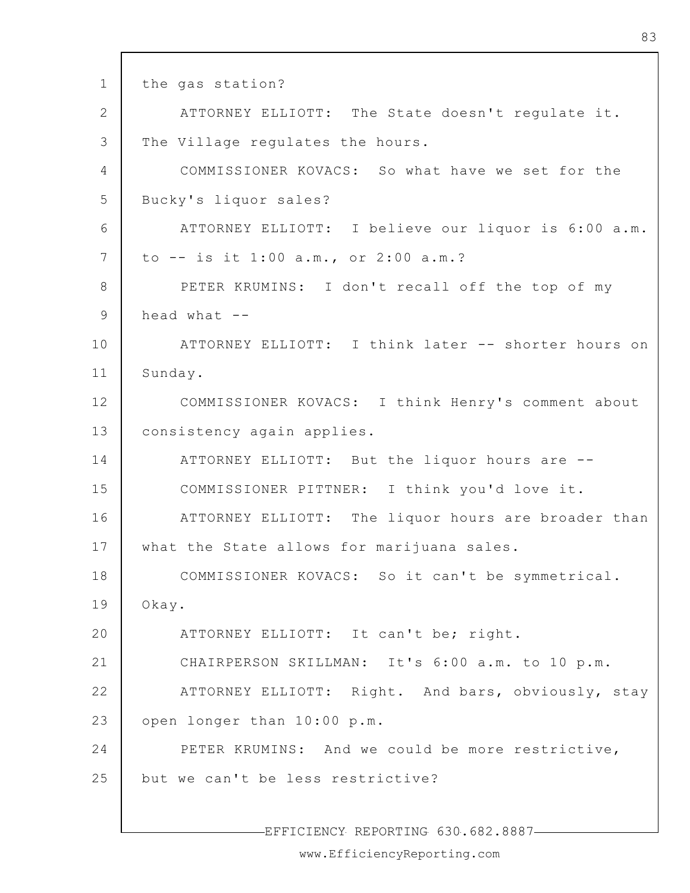the gas station?

ATTORNEY ELLIOTT: The State doesn't regulate it. The Village regulates the hours.

COMMISSIONER KOVACS: So what have we set for the Bucky's liquor sales?

ATTORNEY ELLIOTT: I believe our liquor is 6:00 a.m. to -- is it 1:00 a.m., or 2:00 a.m.?

PETER KRUMINS: I don't recall off the top of my head what --

ATTORNEY ELLIOTT: I think later -- shorter hours on Sunday.

COMMISSIONER KOVACS: I think Henry's comment about consistency again applies.

ATTORNEY ELLIOTT: But the liquor hours are --

COMMISSIONER PITTNER: I think you'd love it.

ATTORNEY ELLIOTT: The liquor hours are broader than what the State allows for marijuana sales.

COMMISSIONER KOVACS: So it can't be symmetrical. Okay.

ATTORNEY ELLIOTT: It can't be; right.

CHAIRPERSON SKILLMAN: It's 6:00 a.m. to 10 p.m.

ATTORNEY ELLIOTT: Right. And bars, obviously, stay open longer than 10:00 p.m.

PETER KRUMINS: And we could be more restrictive, but we can't be less restrictive?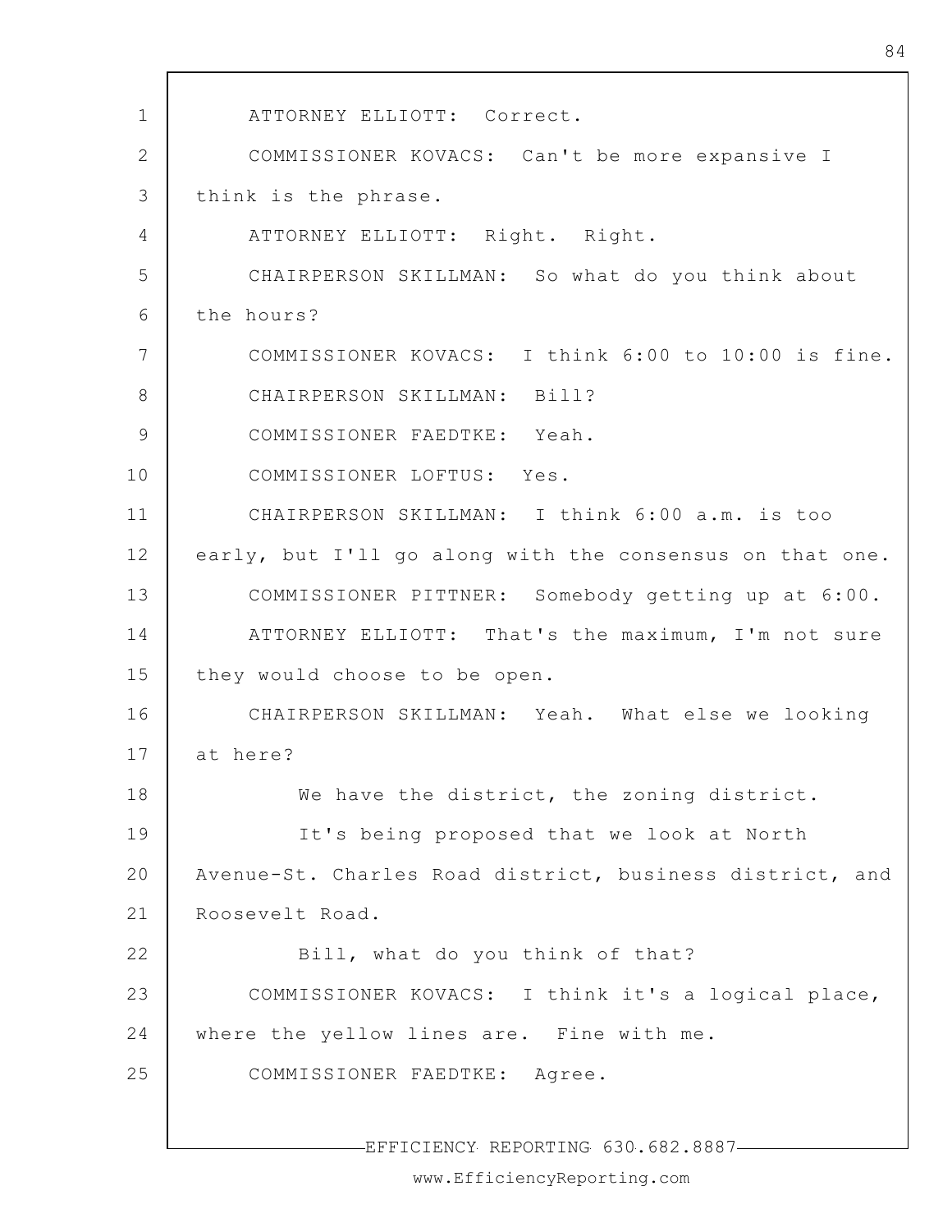ATTORNEY ELLIOTT: Correct.

COMMISSIONER KOVACS: Can't be more expansive I think is the phrase.

ATTORNEY ELLIOTT: Right. Right.

CHAIRPERSON SKILLMAN: So what do you think about the hours?

COMMISSIONER KOVACS: I think 6:00 to 10:00 is fine.

CHAIRPERSON SKILLMAN: Bill?

COMMISSIONER FAEDTKE: Yeah.

COMMISSIONER LOFTUS: Yes.

CHAIRPERSON SKILLMAN: I think 6:00 a.m. is too early, but I'll go along with the consensus on that one.

COMMISSIONER PITTNER: Somebody getting up at 6:00.

ATTORNEY ELLIOTT: That's the maximum, I'm not sure they would choose to be open.

CHAIRPERSON SKILLMAN: Yeah. What else we looking at here?

We have the district, the zoning district.

It's being proposed that we look at North Avenue-St. Charles Road district, business district, and Roosevelt Road.

Bill, what do you think of that?

COMMISSIONER KOVACS: I think it's a logical place, where the yellow lines are. Fine with me.

COMMISSIONER FAEDTKE: Agree.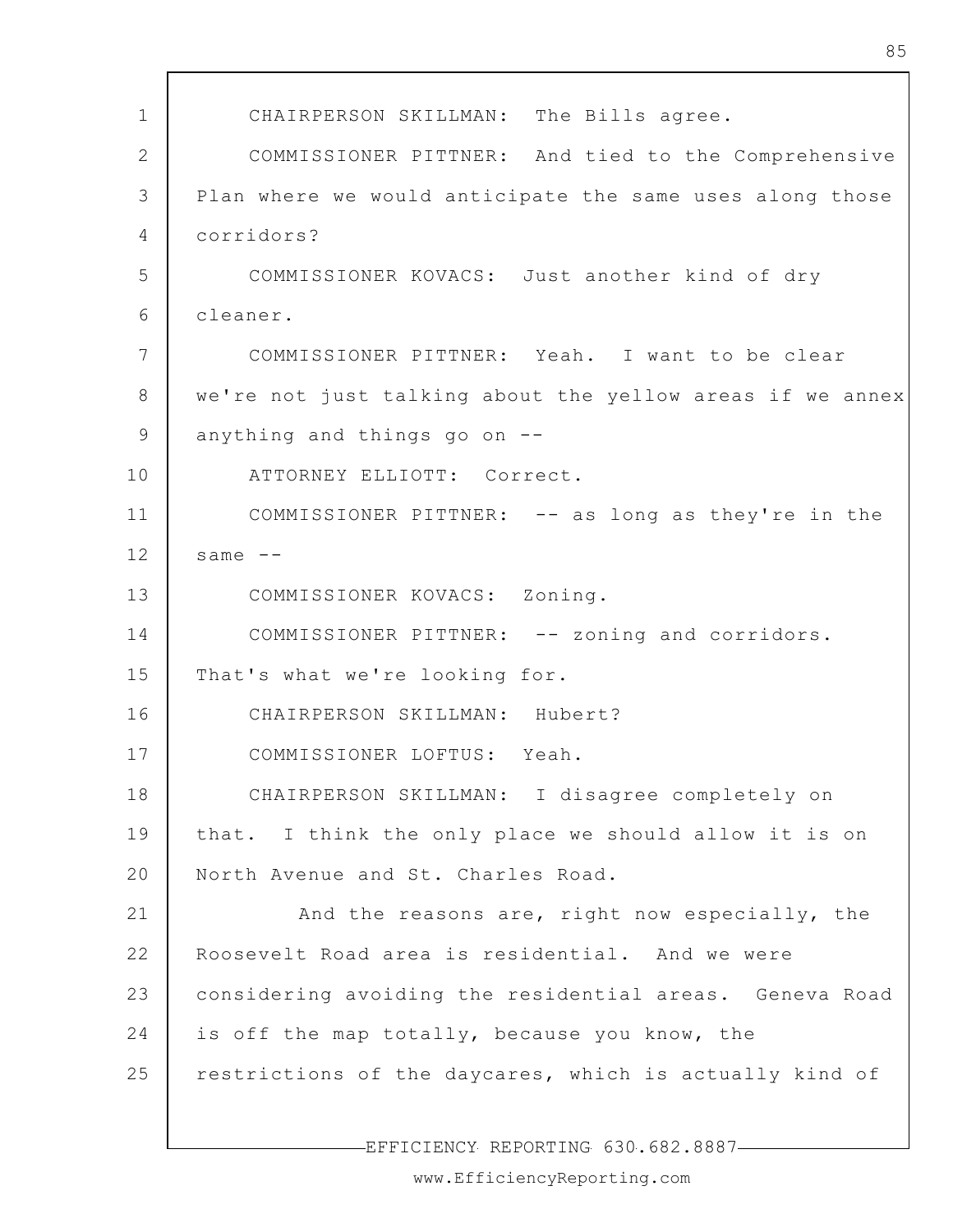CHAIRPERSON SKILLMAN: The Bills agree.

COMMISSIONER PITTNER: And tied to the Comprehensive Plan where we would anticipate the same uses along those corridors?

COMMISSIONER KOVACS: Just another kind of dry cleaner.

COMMISSIONER PITTNER: Yeah. I want to be clear we're not just talking about the yellow areas if we annex anything and things go on --

ATTORNEY ELLIOTT: Correct.

COMMISSIONER PITTNER: -- as long as they're in the same --

COMMISSIONER KOVACS: Zoning.

COMMISSIONER PITTNER: -- zoning and corridors. That's what we're looking for.

CHAIRPERSON SKILLMAN: Hubert?

COMMISSIONER LOFTUS: Yeah.

CHAIRPERSON SKILLMAN: I disagree completely on that. I think the only place we should allow it is on North Avenue and St. Charles Road.

And the reasons are, right now especially, the Roosevelt Road area is residential. And we were considering avoiding the residential areas. Geneva Road is off the map totally, because you know, the restrictions of the daycares, which is actually kind of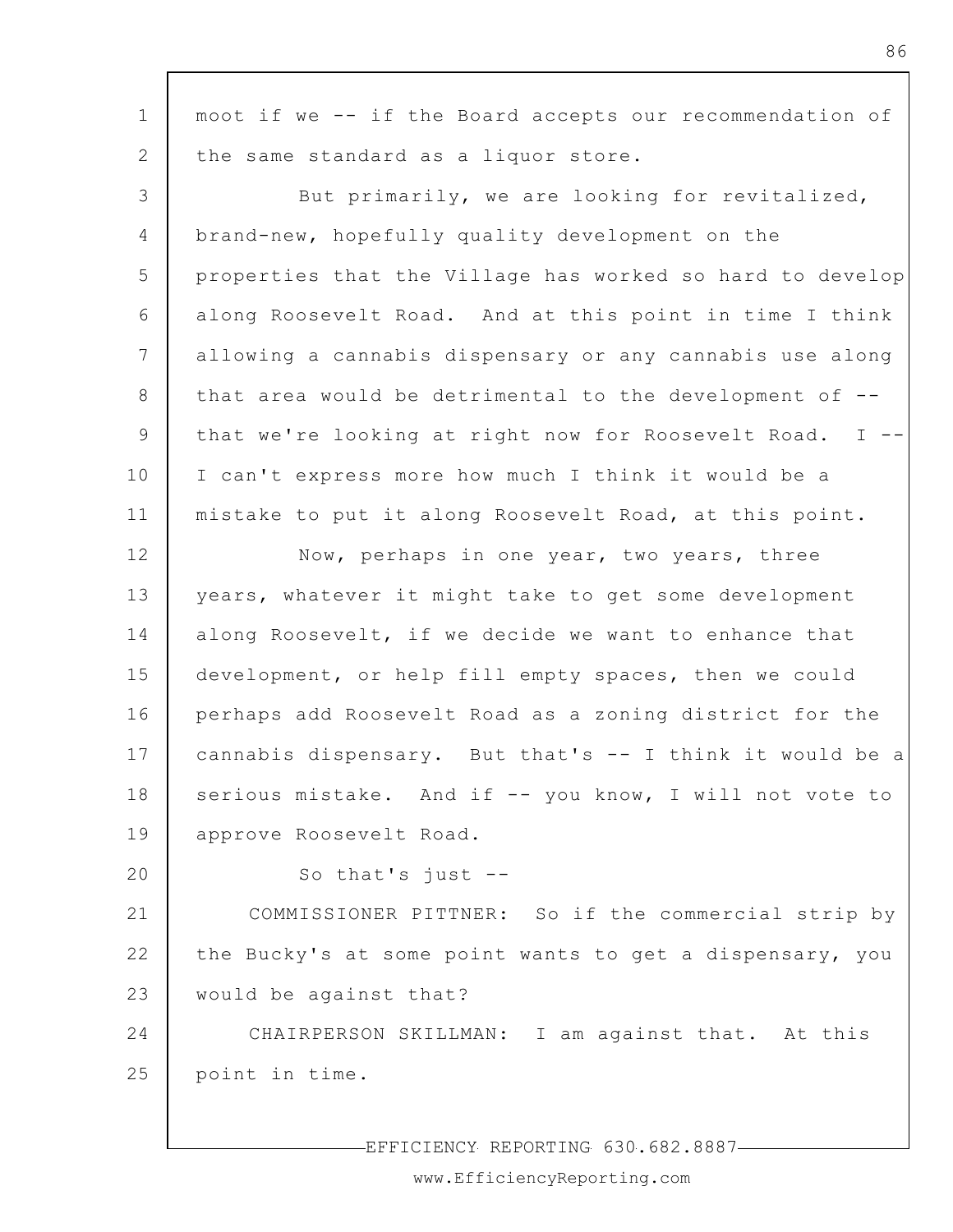moot if we -- if the Board accepts our recommendation of the same standard as a liquor store.

But primarily, we are looking for revitalized, brand-new, hopefully quality development on the properties that the Village has worked so hard to develop along Roosevelt Road. And at this point in time I think allowing a cannabis dispensary or any cannabis use along that area would be detrimental to the development of -- that we're looking at right now for Roosevelt Road. I -- I can't express more how much I think it would be a mistake to put it along Roosevelt Road, at this point.

Now, perhaps in one year, two years, three years, whatever it might take to get some development along Roosevelt, if we decide we want to enhance that development, or help fill empty spaces, then we could perhaps add Roosevelt Road as a zoning district for the cannabis dispensary. But that's -- I think it would be a serious mistake. And if -- you know, I will not vote to approve Roosevelt Road.

So that's just --

COMMISSIONER PITTNER: So if the commercial strip by the Bucky's at some point wants to get a dispensary, you would be against that?

CHAIRPERSON SKILLMAN: I am against that. At this point in time.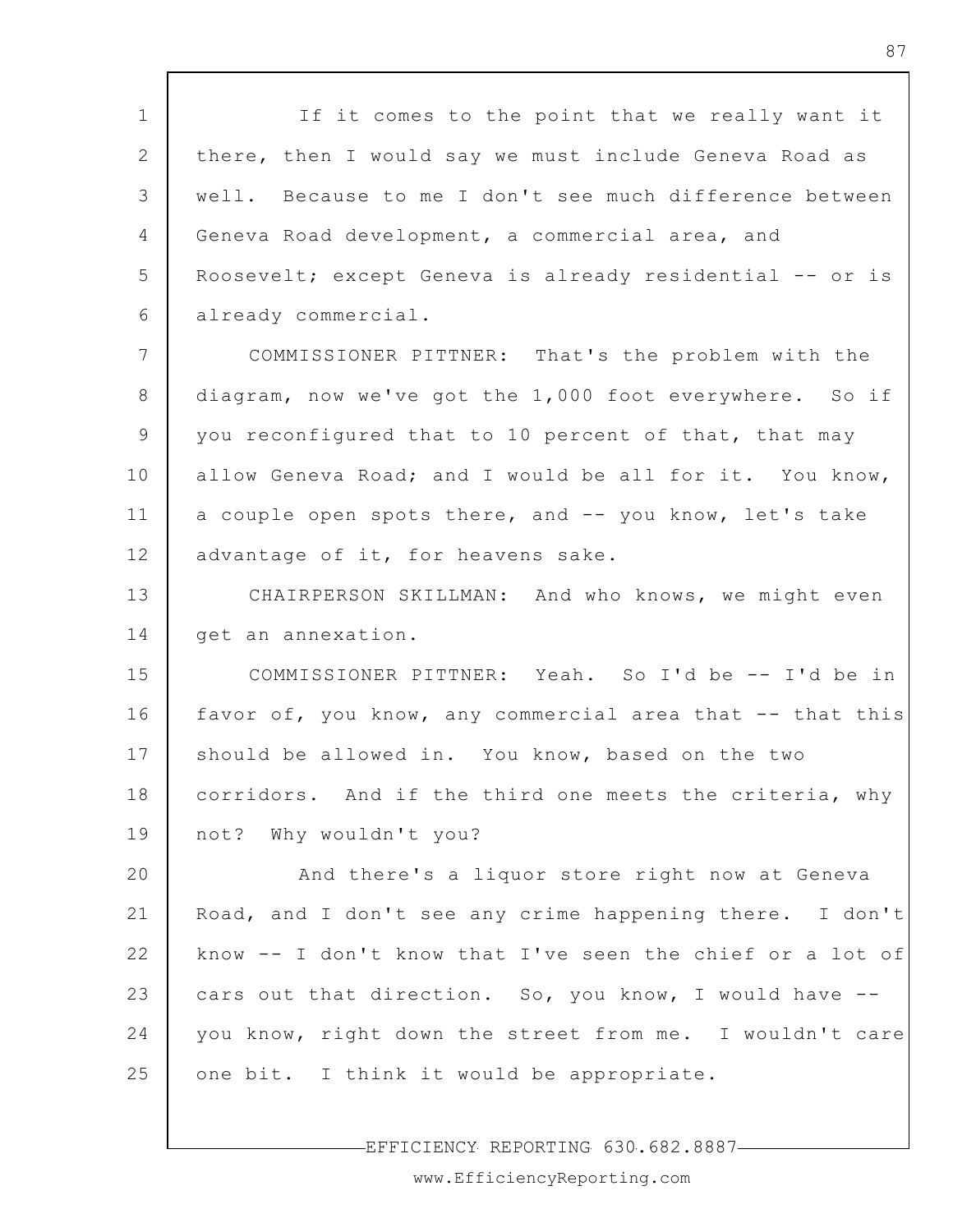If it comes to the point that we really want it there, then I would say we must include Geneva Road as well. Because to me I don't see much difference between Geneva Road development, a commercial area, and Roosevelt; except Geneva is already residential -- or is already commercial.

COMMISSIONER PITTNER: That's the problem with the diagram, now we've got the 1,000 foot everywhere. So if you reconfigured that to 10 percent of that, that may allow Geneva Road; and I would be all for it. You know, a couple open spots there, and -- you know, let's take advantage of it, for heavens sake.

CHAIRPERSON SKILLMAN: And who knows, we might even get an annexation.

COMMISSIONER PITTNER: Yeah. So I'd be -- I'd be in favor of, you know, any commercial area that -- that this should be allowed in. You know, based on the two corridors. And if the third one meets the criteria, why not? Why wouldn't you?

And there's a liquor store right now at Geneva Road, and I don't see any crime happening there. I don't know -- I don't know that I've seen the chief or a lot of cars out that direction. So, you know, I would have -- you know, right down the street from me. I wouldn't care one bit. I think it would be appropriate.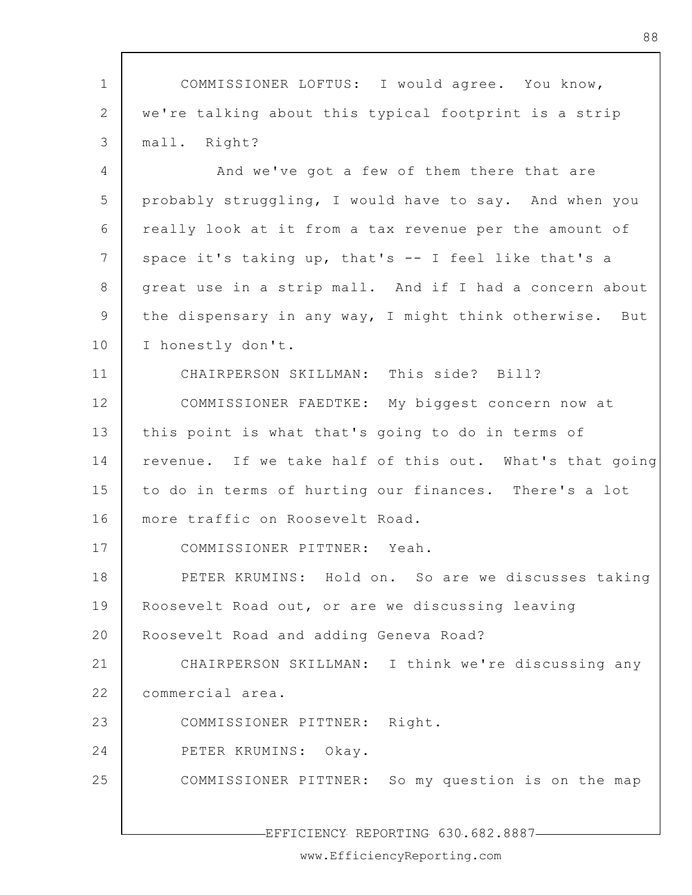COMMISSIONER LOFTUS: I would agree. You know, we're talking about this typical footprint is a strip mall. Right?

And we've got a few of them there that are probably struggling, I would have to say. And when you really look at it from a tax revenue per the amount of space it's taking up, that's -- I feel like that's a great use in a strip mall. And if I had a concern about the dispensary in any way, I might think otherwise. But I honestly don't.

CHAIRPERSON SKILLMAN: This side? Bill?

COMMISSIONER FAEDTKE: My biggest concern now at this point is what that's going to do in terms of revenue. If we take half of this out. What's that going to do in terms of hurting our finances. There's a lot more traffic on Roosevelt Road.

COMMISSIONER PITTNER: Yeah.

PETER KRUMINS: Hold on. So are we discusses taking Roosevelt Road out, or are we discussing leaving Roosevelt Road and adding Geneva Road?

CHAIRPERSON SKILLMAN: I think we're discussing any commercial area.

COMMISSIONER PITTNER: Right.

PETER KRUMINS: Okay.

COMMISSIONER PITTNER: So my question is on the map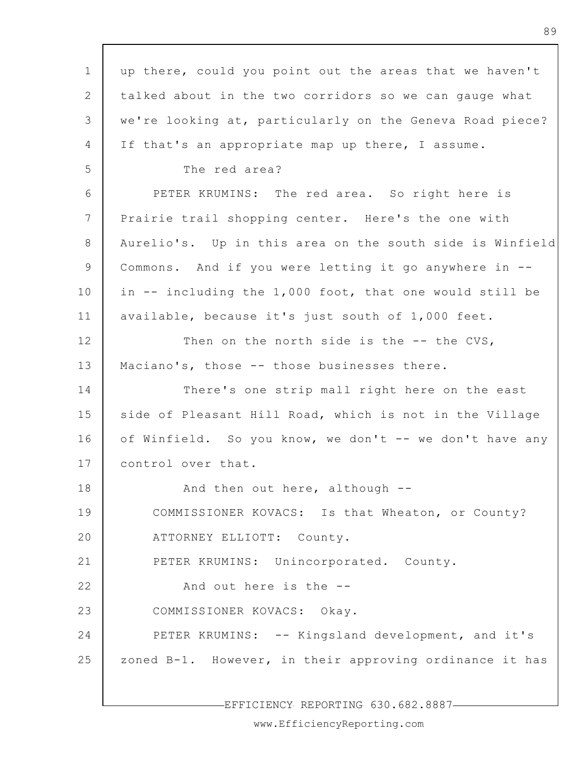up there, could you point out the areas that we haven't talked about in the two corridors so we can gauge what we're looking at, particularly on the Geneva Road piece? If that's an appropriate map up there, I assume.

The red area?

PETER KRUMINS: The red area. So right here is Prairie trail shopping center. Here's the one with Aurelio's. Up in this area on the south side is Winfield Commons. And if you were letting it go anywhere in -- in -- including the 1,000 foot, that one would still be available, because it's just south of 1,000 feet.

Then on the north side is the -- the CVS, Maciano's, those -- those businesses there.

There's one strip mall right here on the east side of Pleasant Hill Road, which is not in the Village of Winfield. So you know, we don't -- we don't have any control over that.

And then out here, although --

COMMISSIONER KOVACS: Is that Wheaton, or County?

ATTORNEY ELLIOTT: County.

PETER KRUMINS: Unincorporated. County.

And out here is the --

COMMISSIONER KOVACS: Okay.

PETER KRUMINS: -- Kingsland development, and it's zoned B-1. However, in their approving ordinance it has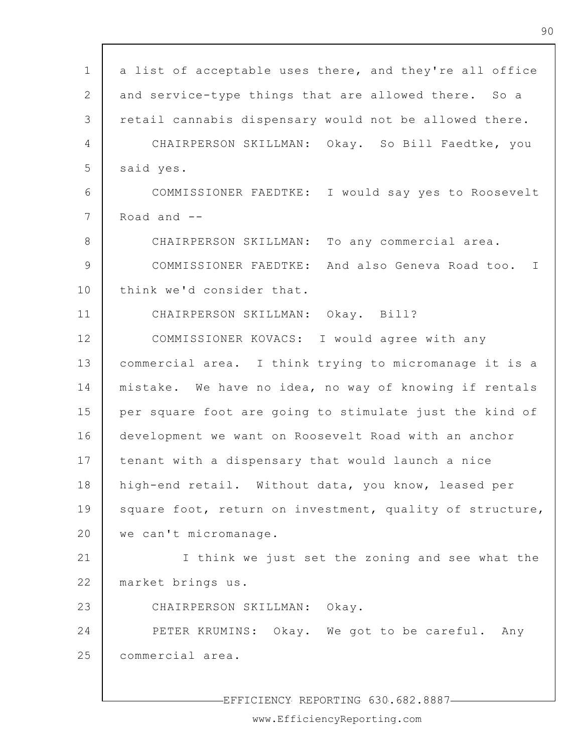a list of acceptable uses there, and they're all office and service-type things that are allowed there. So a retail cannabis dispensary would not be allowed there.

CHAIRPERSON SKILLMAN: Okay. So Bill Faedtke, you said yes.

COMMISSIONER FAEDTKE: I would say yes to Roosevelt Road and --

CHAIRPERSON SKILLMAN: To any commercial area.

COMMISSIONER FAEDTKE: And also Geneva Road too. I think we'd consider that.

CHAIRPERSON SKILLMAN: Okay. Bill?

COMMISSIONER KOVACS: I would agree with any commercial area. I think trying to micromanage it is a mistake. We have no idea, no way of knowing if rentals per square foot are going to stimulate just the kind of development we want on Roosevelt Road with an anchor tenant with a dispensary that would launch a nice high-end retail. Without data, you know, leased per square foot, return on investment, quality of structure, we can't micromanage.

I think we just set the zoning and see what the market brings us.

CHAIRPERSON SKILLMAN: Okay.

PETER KRUMINS: Okay. We got to be careful. Any commercial area.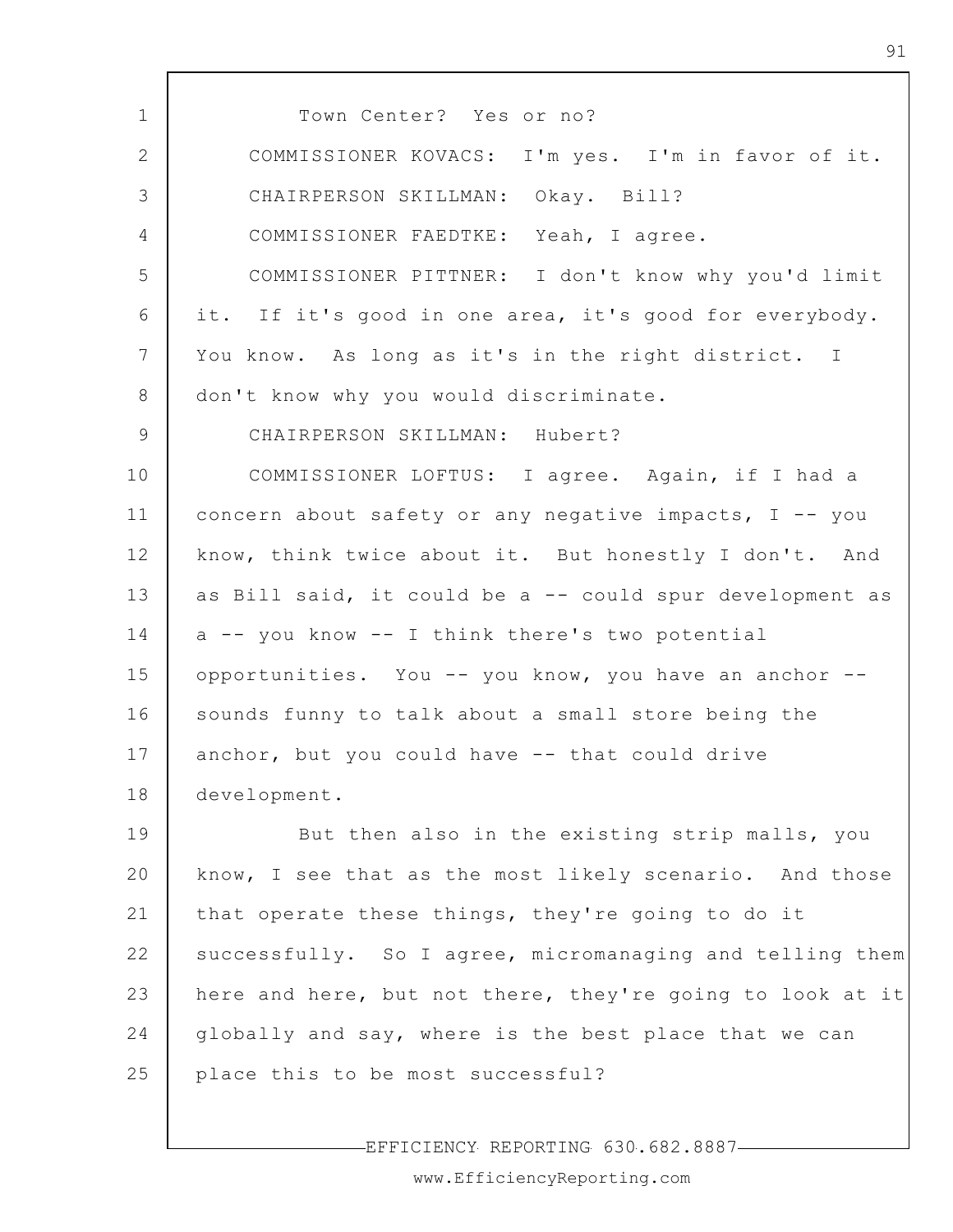Town Center? Yes or no?

COMMISSIONER KOVACS: I'm yes. I'm in favor of it.

CHAIRPERSON SKILLMAN: Okay. Bill?

COMMISSIONER FAEDTKE: Yeah, I agree.

COMMISSIONER PITTNER: I don't know why you'd limit it. If it's good in one area, it's good for everybody. You know. As long as it's in the right district. I don't know why you would discriminate.

CHAIRPERSON SKILLMAN: Hubert?

COMMISSIONER LOFTUS: I agree. Again, if I had a concern about safety or any negative impacts, I -- you know, think twice about it. But honestly I don't. And as Bill said, it could be a -- could spur development as a -- you know -- I think there's two potential opportunities. You -- you know, you have an anchor -- sounds funny to talk about a small store being the anchor, but you could have -- that could drive development.

But then also in the existing strip malls, you know, I see that as the most likely scenario. And those that operate these things, they're going to do it successfully. So I agree, micromanaging and telling them here and here, but not there, they're going to look at it globally and say, where is the best place that we can place this to be most successful?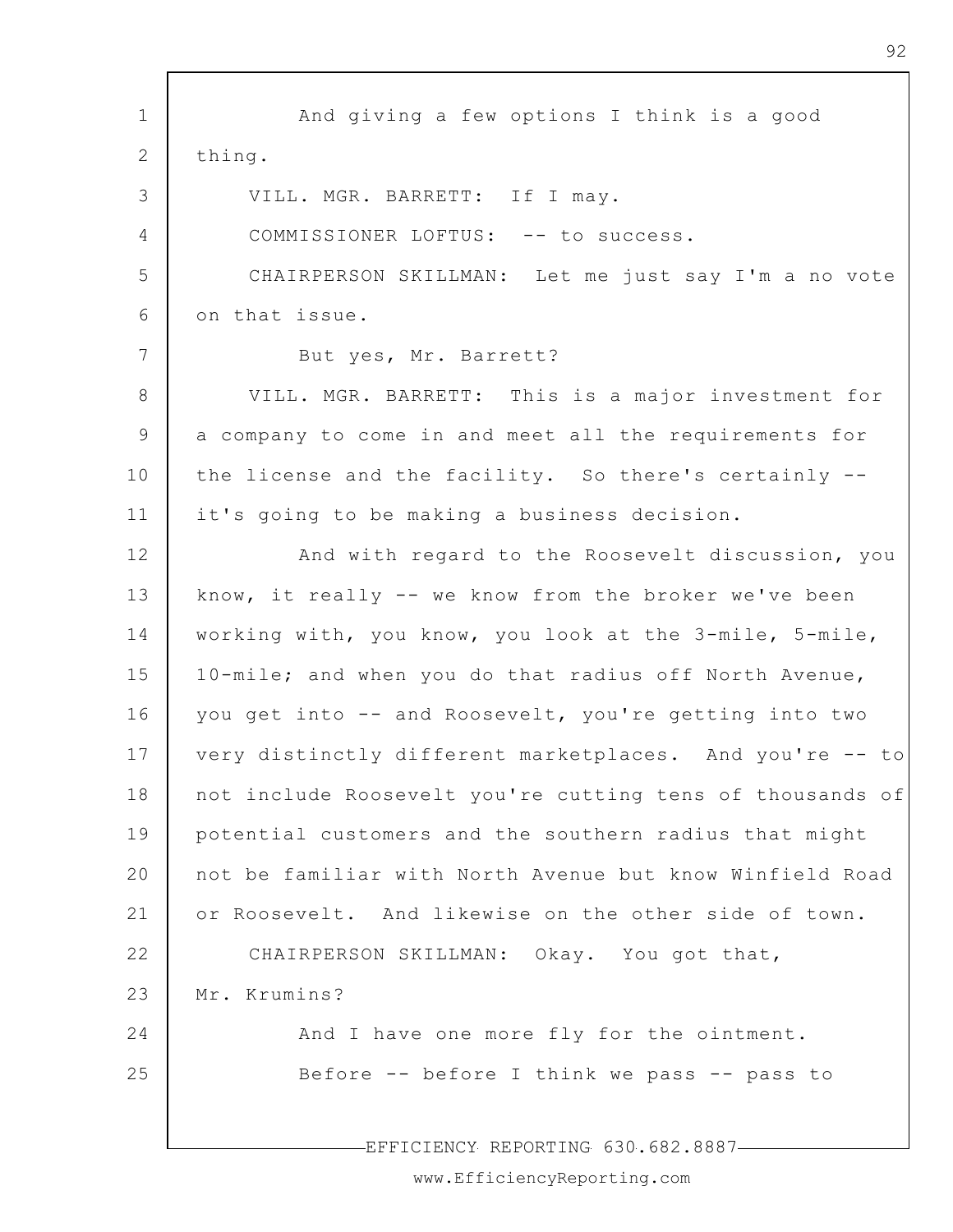And giving a few options I think is a good thing.

VILL. MGR. BARRETT: If I may.

COMMISSIONER LOFTUS: -- to success.

CHAIRPERSON SKILLMAN: Let me just say I'm a no vote on that issue.

But yes, Mr. Barrett?

VILL. MGR. BARRETT: This is a major investment for a company to come in and meet all the requirements for the license and the facility. So there's certainly -- it's going to be making a business decision.

And with regard to the Roosevelt discussion, you know, it really -- we know from the broker we've been working with, you know, you look at the 3-mile, 5-mile, 10-mile; and when you do that radius off North Avenue, you get into -- and Roosevelt, you're getting into two very distinctly different marketplaces. And you're -- to not include Roosevelt you're cutting tens of thousands of potential customers and the southern radius that might not be familiar with North Avenue but know Winfield Road or Roosevelt. And likewise on the other side of town.

CHAIRPERSON SKILLMAN: Okay. You got that, Mr. Krumins?

And I have one more fly for the ointment.

Before -- before I think we pass -- pass to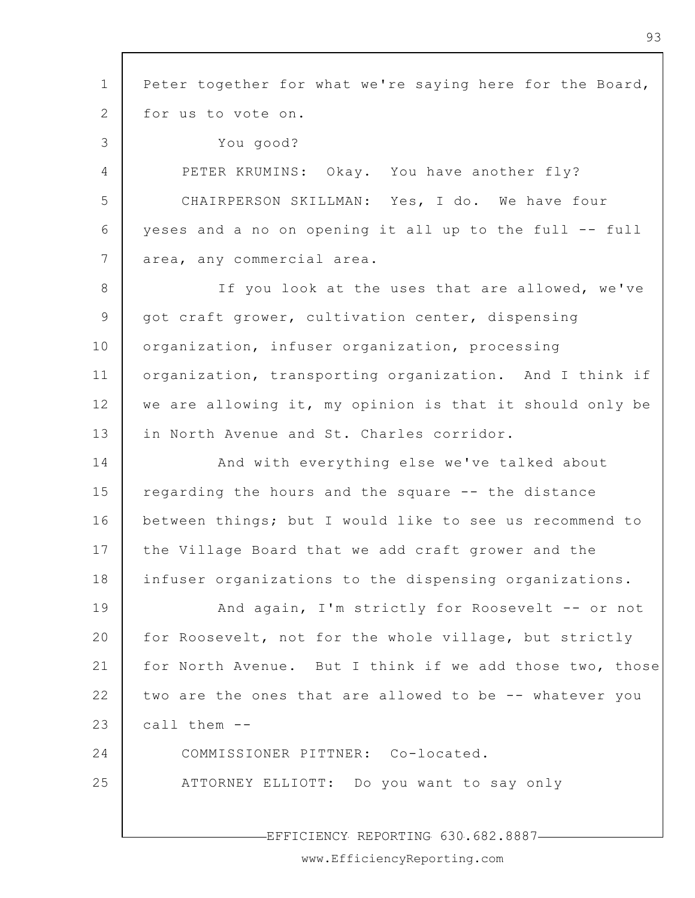Peter together for what we're saying here for the Board, for us to vote on.

You good?

PETER KRUMINS: Okay. You have another fly?

CHAIRPERSON SKILLMAN: Yes, I do. We have four yeses and a no on opening it all up to the full -- full area, any commercial area.

If you look at the uses that are allowed, we've got craft grower, cultivation center, dispensing organization, infuser organization, processing organization, transporting organization. And I think if we are allowing it, my opinion is that it should only be in North Avenue and St. Charles corridor.

And with everything else we've talked about regarding the hours and the square -- the distance between things; but I would like to see us recommend to the Village Board that we add craft grower and the infuser organizations to the dispensing organizations.

And again, I'm strictly for Roosevelt -- or not for Roosevelt, not for the whole village, but strictly for North Avenue. But I think if we add those two, those two are the ones that are allowed to be -- whatever you call them --

COMMISSIONER PITTNER: Co-located.

ATTORNEY ELLIOTT: Do you want to say only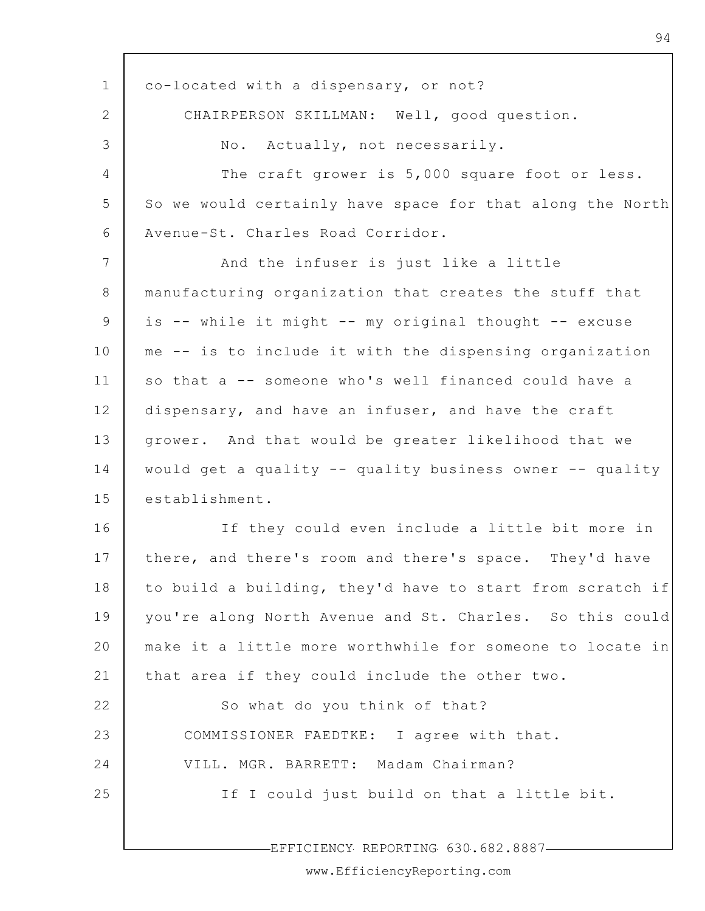co-located with a dispensary, or not?

CHAIRPERSON SKILLMAN: Well, good question.

No. Actually, not necessarily.

The craft grower is 5,000 square foot or less. So we would certainly have space for that along the North Avenue-St. Charles Road Corridor.

And the infuser is just like a little manufacturing organization that creates the stuff that is -- while it might -- my original thought -- excuse me -- is to include it with the dispensing organization so that a -- someone who's well financed could have a dispensary, and have an infuser, and have the craft grower. And that would be greater likelihood that we would get a quality -- quality business owner -- quality establishment.

If they could even include a little bit more in there, and there's room and there's space. They'd have to build a building, they'd have to start from scratch if you're along North Avenue and St. Charles. So this could make it a little more worthwhile for someone to locate in that area if they could include the other two.

So what do you think of that?

COMMISSIONER FAEDTKE: I agree with that.

VILL. MGR. BARRETT: Madam Chairman?

If I could just build on that a little bit.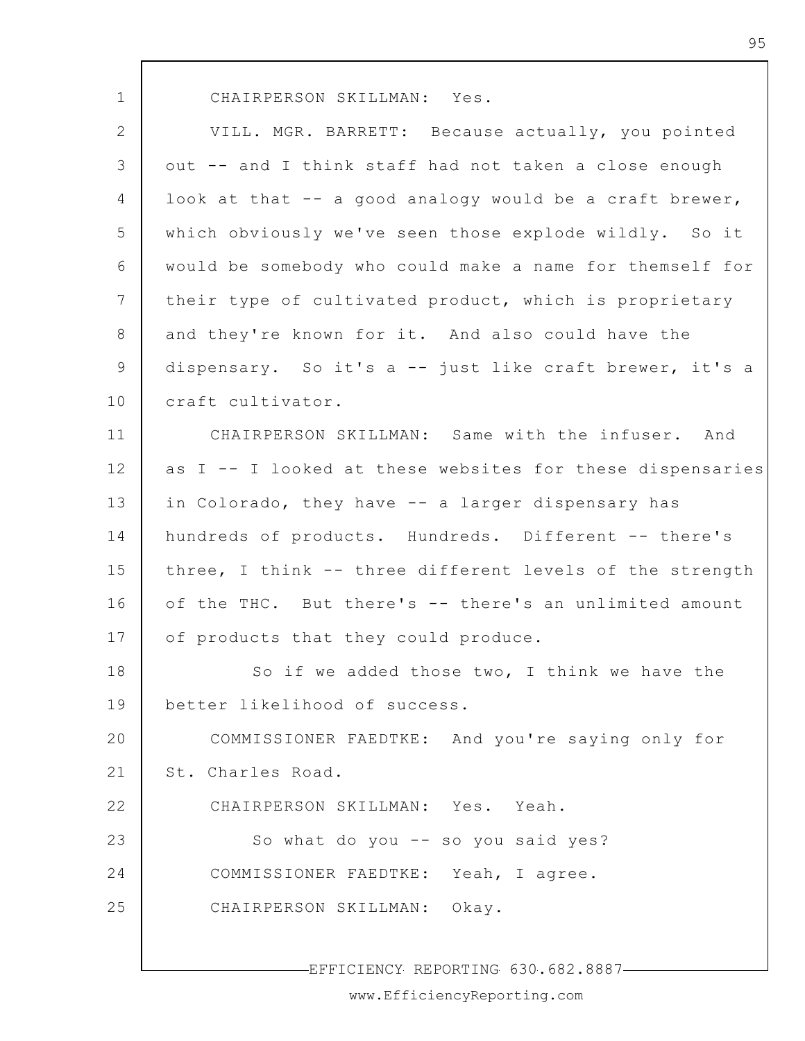CHAIRPERSON SKILLMAN: Yes.

VILL. MGR. BARRETT: Because actually, you pointed out -- and I think staff had not taken a close enough look at that -- a good analogy would be a craft brewer, which obviously we've seen those explode wildly. So it would be somebody who could make a name for themself for their type of cultivated product, which is proprietary and they're known for it. And also could have the dispensary. So it's a -- just like craft brewer, it's a craft cultivator.

CHAIRPERSON SKILLMAN: Same with the infuser. And as I -- I looked at these websites for these dispensaries in Colorado, they have -- a larger dispensary has hundreds of products. Hundreds. Different -- there's three, I think -- three different levels of the strength of the THC. But there's -- there's an unlimited amount of products that they could produce.

So if we added those two, I think we have the better likelihood of success.

COMMISSIONER FAEDTKE: And you're saying only for St. Charles Road.

CHAIRPERSON SKILLMAN: Yes. Yeah.

So what do you -- so you said yes?

COMMISSIONER FAEDTKE: Yeah, I agree.

CHAIRPERSON SKILLMAN: Okay.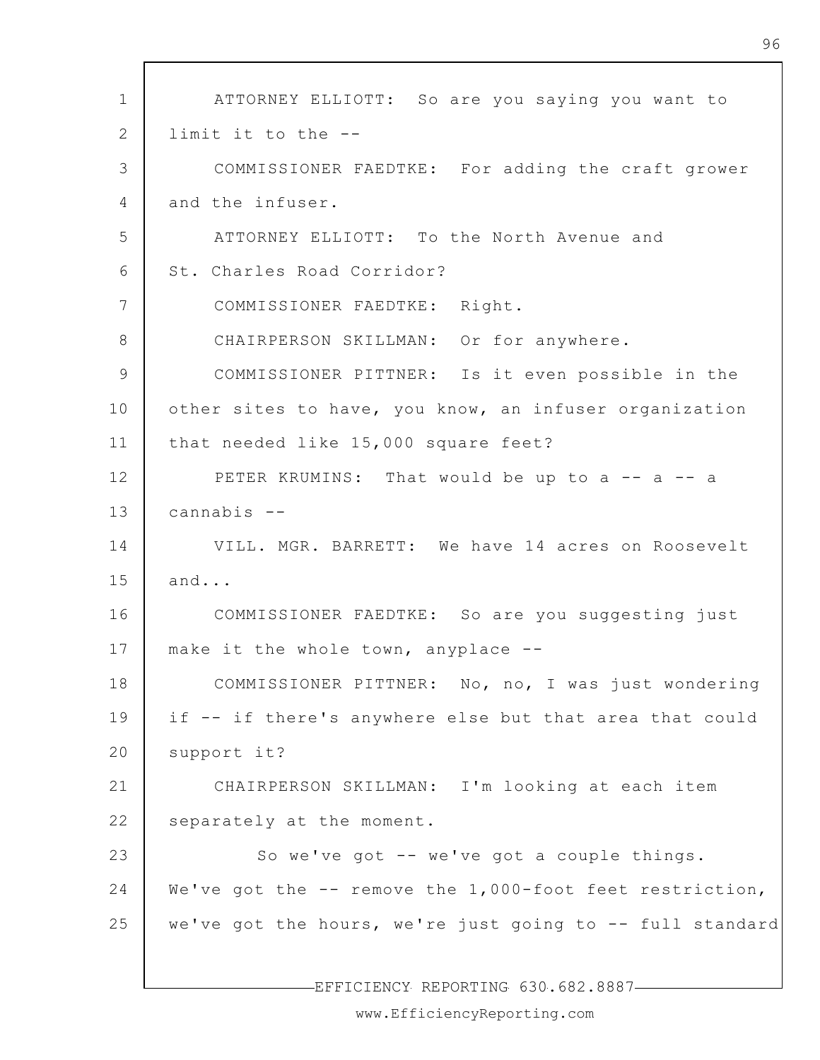ATTORNEY ELLIOTT: So are you saying you want to limit it to the --

COMMISSIONER FAEDTKE: For adding the craft grower and the infuser.

ATTORNEY ELLIOTT: To the North Avenue and St. Charles Road Corridor?

COMMISSIONER FAEDTKE: Right.

CHAIRPERSON SKILLMAN: Or for anywhere.

COMMISSIONER PITTNER: Is it even possible in the other sites to have, you know, an infuser organization that needed like 15,000 square feet?

PETER KRUMINS: That would be up to a -- a -- a cannabis --

VILL. MGR. BARRETT: We have 14 acres on Roosevelt and...

COMMISSIONER FAEDTKE: So are you suggesting just make it the whole town, anyplace --

COMMISSIONER PITTNER: No, no, I was just wondering if -- if there's anywhere else but that area that could support it?

CHAIRPERSON SKILLMAN: I'm looking at each item separately at the moment.

So we've got -- we've got a couple things. We've got the -- remove the 1,000-foot feet restriction, we've got the hours, we're just going to -- full standard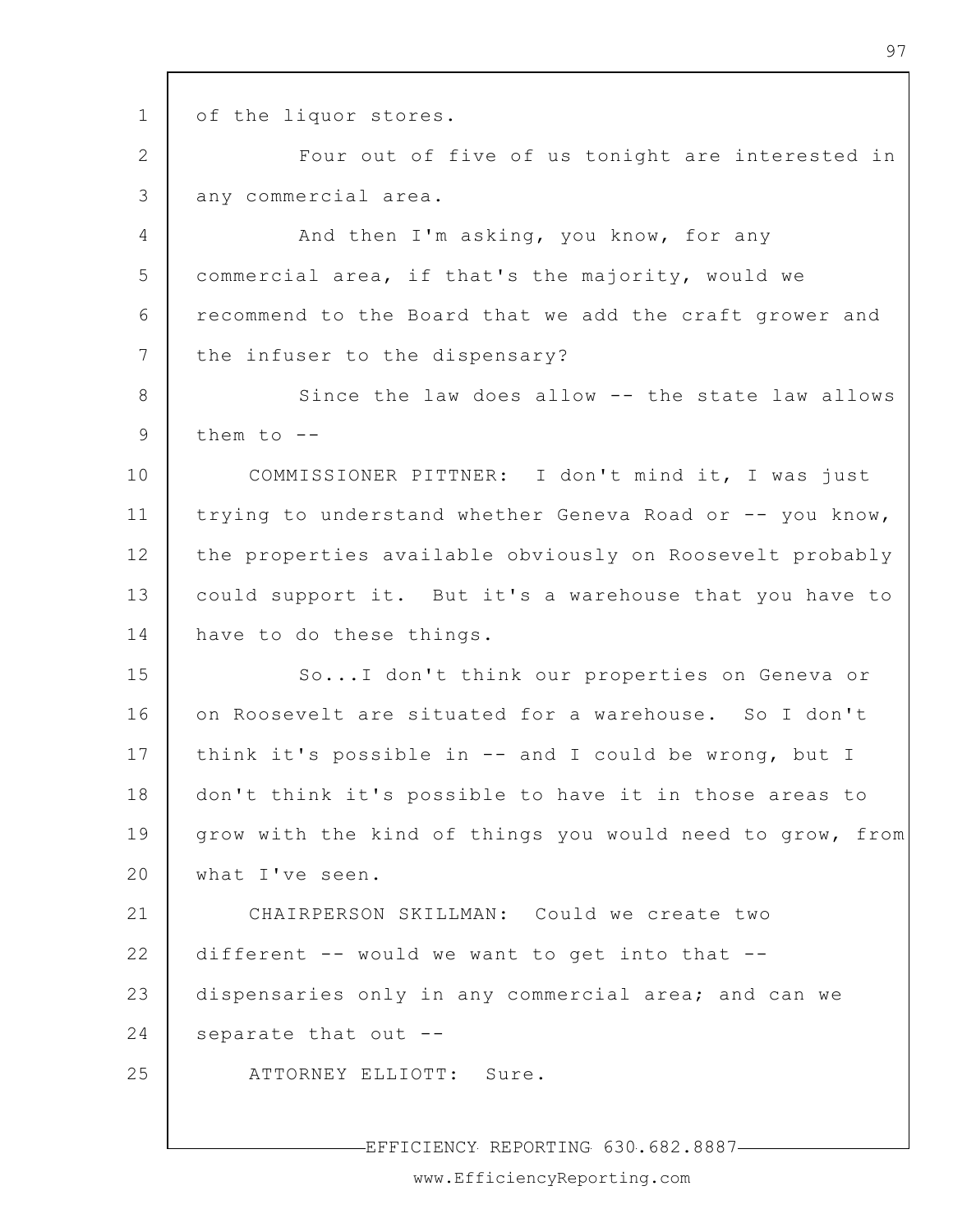of the liquor stores.

Four out of five of us tonight are interested in any commercial area.

And then I'm asking, you know, for any commercial area, if that's the majority, would we recommend to the Board that we add the craft grower and the infuser to the dispensary?

Since the law does allow -- the state law allows them to --

COMMISSIONER PITTNER: I don't mind it, I was just trying to understand whether Geneva Road or -- you know, the properties available obviously on Roosevelt probably could support it. But it's a warehouse that you have to have to do these things.

So...I don't think our properties on Geneva or on Roosevelt are situated for a warehouse. So I don't think it's possible in -- and I could be wrong, but I don't think it's possible to have it in those areas to grow with the kind of things you would need to grow, from what I've seen.

CHAIRPERSON SKILLMAN: Could we create two different -- would we want to get into that -- dispensaries only in any commercial area; and can we separate that out --

ATTORNEY ELLIOTT: Sure.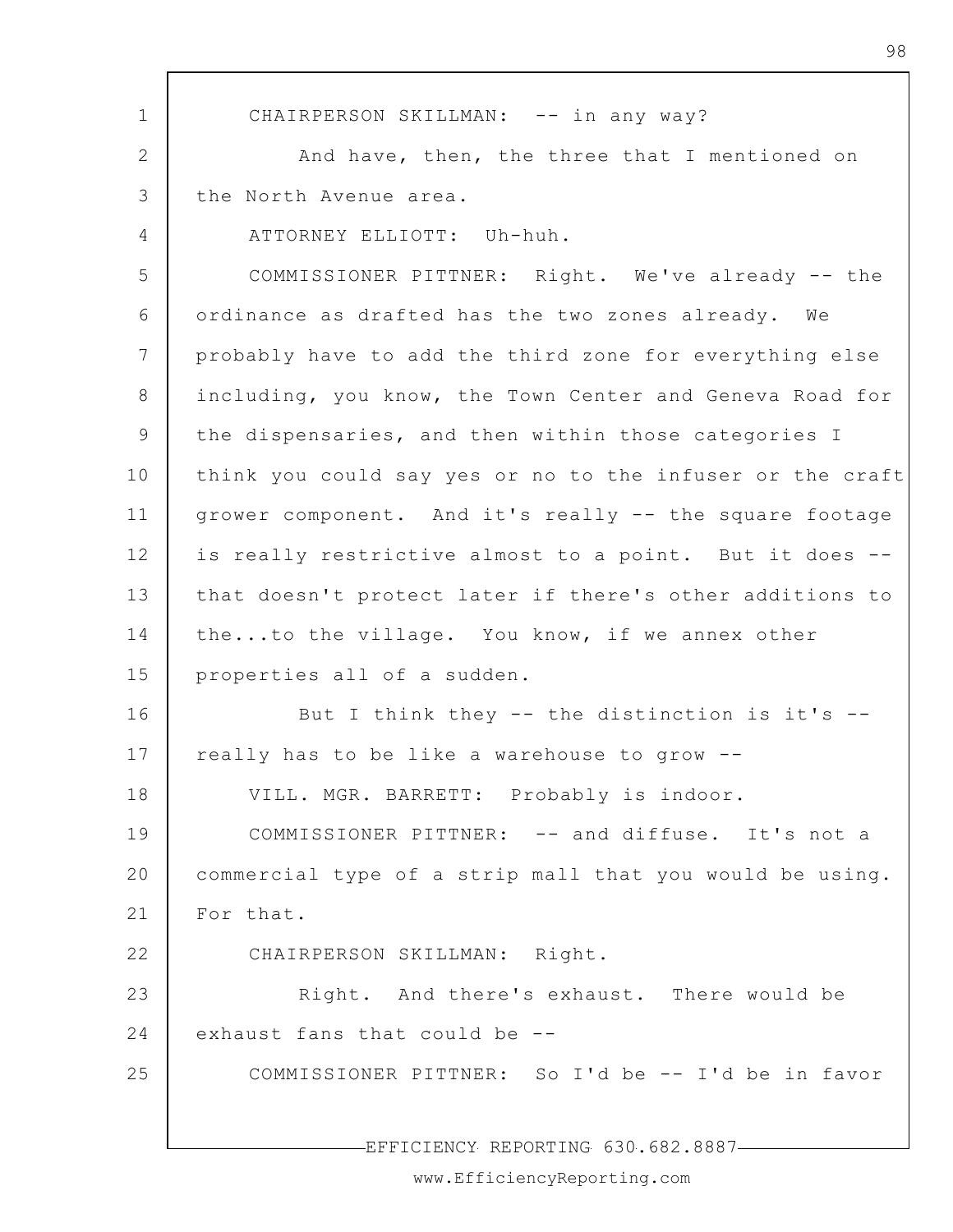CHAIRPERSON SKILLMAN: -- in any way?

And have, then, the three that I mentioned on the North Avenue area.

ATTORNEY ELLIOTT: Uh-huh.

COMMISSIONER PITTNER: Right. We've already -- the ordinance as drafted has the two zones already. We probably have to add the third zone for everything else including, you know, the Town Center and Geneva Road for the dispensaries, and then within those categories I think you could say yes or no to the infuser or the craft grower component. And it's really -- the square footage is really restrictive almost to a point. But it does -- that doesn't protect later if there's other additions to the...to the village. You know, if we annex other properties all of a sudden.

But I think they -- the distinction is it's -- really has to be like a warehouse to grow --

VILL. MGR. BARRETT: Probably is indoor.

COMMISSIONER PITTNER: -- and diffuse. It's not a commercial type of a strip mall that you would be using. For that.

CHAIRPERSON SKILLMAN: Right.

Right. And there's exhaust. There would be exhaust fans that could be --

COMMISSIONER PITTNER: So I'd be -- I'd be in favor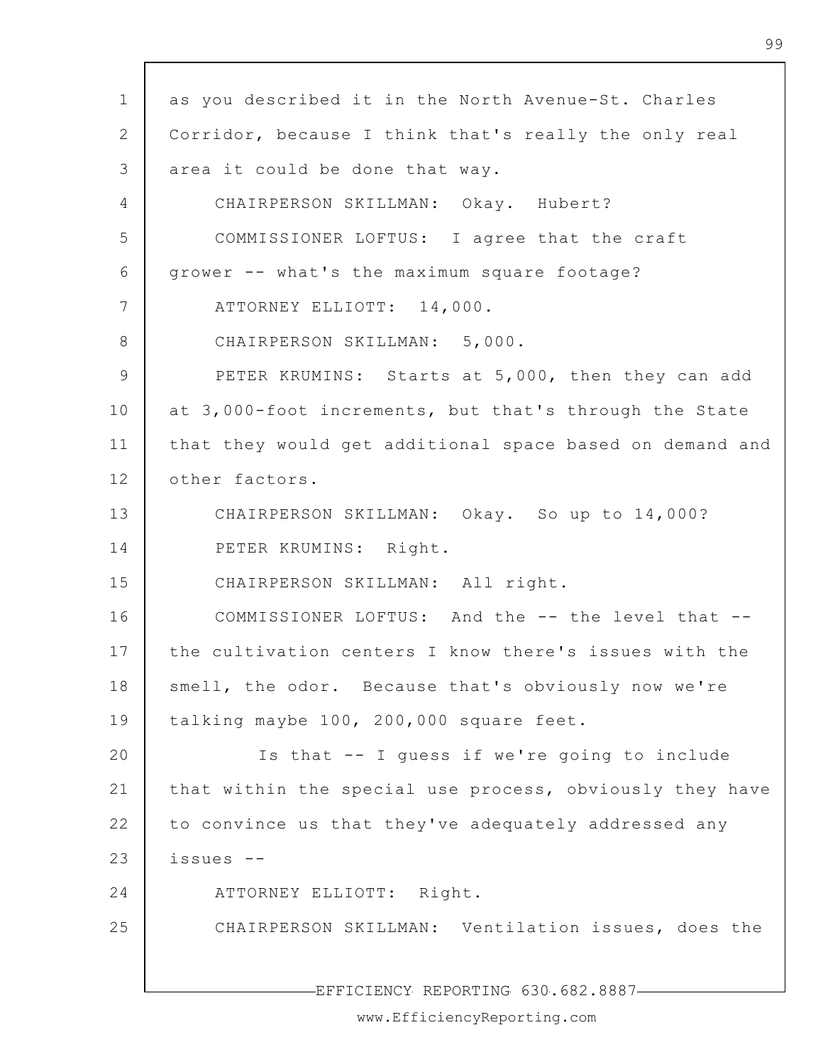as you described it in the North Avenue-St. Charles Corridor, because I think that's really the only real area it could be done that way.

CHAIRPERSON SKILLMAN: Okay. Hubert?

COMMISSIONER LOFTUS: I agree that the craft grower -- what's the maximum square footage?

ATTORNEY ELLIOTT: 14,000.

CHAIRPERSON SKILLMAN: 5,000.

PETER KRUMINS: Starts at 5,000, then they can add at 3,000-foot increments, but that's through the State that they would get additional space based on demand and other factors.

CHAIRPERSON SKILLMAN: Okay. So up to 14,000?

PETER KRUMINS: Right.

CHAIRPERSON SKILLMAN: All right.

COMMISSIONER LOFTUS: And the -- the level that -- the cultivation centers I know there's issues with the smell, the odor. Because that's obviously now we're talking maybe 100, 200,000 square feet.

Is that -- I guess if we're going to include that within the special use process, obviously they have to convince us that they've adequately addressed any issues --

ATTORNEY ELLIOTT: Right.

CHAIRPERSON SKILLMAN: Ventilation issues, does the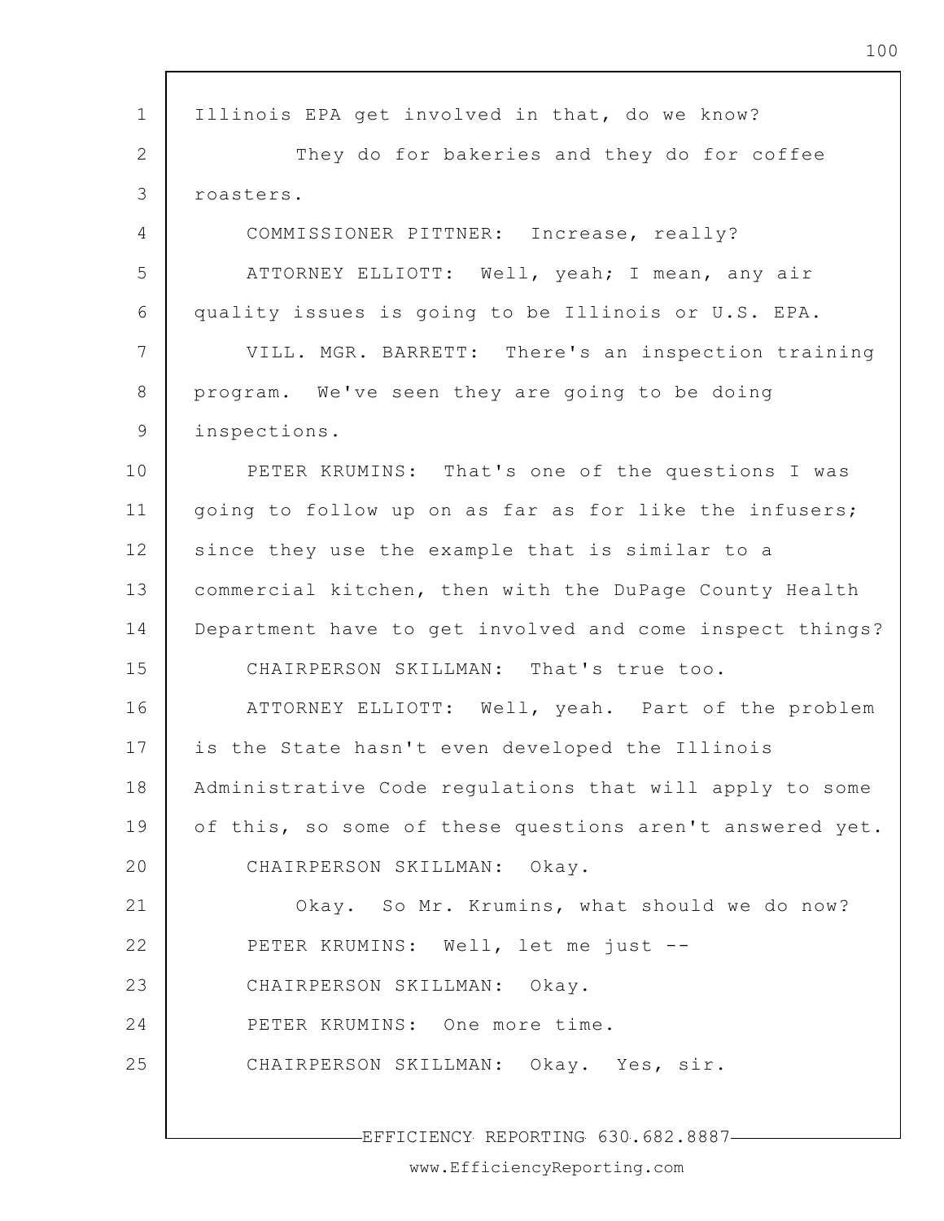Illinois EPA get involved in that, do we know?

They do for bakeries and they do for coffee roasters.

COMMISSIONER PITTNER: Increase, really?

ATTORNEY ELLIOTT: Well, yeah; I mean, any air quality issues is going to be Illinois or U.S. EPA.

VILL. MGR. BARRETT: There's an inspection training program. We've seen they are going to be doing inspections.

PETER KRUMINS: That's one of the questions I was going to follow up on as far as for like the infusers; since they use the example that is similar to a commercial kitchen, then with the DuPage County Health Department have to get involved and come inspect things?

CHAIRPERSON SKILLMAN: That's true too.

ATTORNEY ELLIOTT: Well, yeah. Part of the problem is the State hasn't even developed the Illinois Administrative Code regulations that will apply to some of this, so some of these questions aren't answered yet.

CHAIRPERSON SKILLMAN: Okay.

Okay. So Mr. Krumins, what should we do now?

PETER KRUMINS: Well, let me just --

CHAIRPERSON SKILLMAN: Okay.

PETER KRUMINS: One more time.

CHAIRPERSON SKILLMAN: Okay. Yes, sir.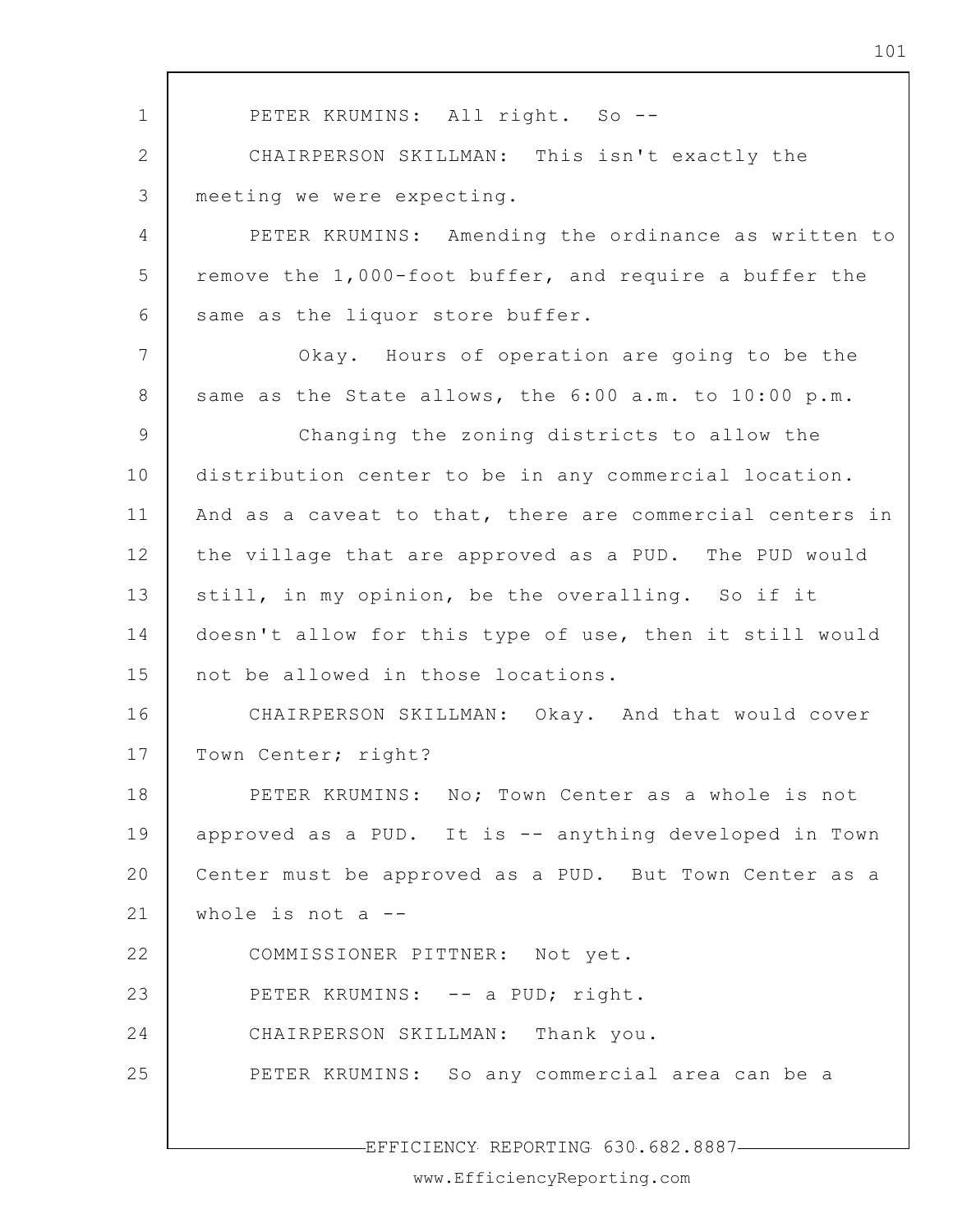PETER KRUMINS: All right. So --

CHAIRPERSON SKILLMAN: This isn't exactly the meeting we were expecting.

PETER KRUMINS: Amending the ordinance as written to remove the 1,000-foot buffer, and require a buffer the same as the liquor store buffer.

Okay. Hours of operation are going to be the same as the State allows, the 6:00 a.m. to 10:00 p.m.

Changing the zoning districts to allow the distribution center to be in any commercial location. And as a caveat to that, there are commercial centers in the village that are approved as a PUD. The PUD would still, in my opinion, be the overalling. So if it doesn't allow for this type of use, then it still would not be allowed in those locations.

CHAIRPERSON SKILLMAN: Okay. And that would cover Town Center; right?

PETER KRUMINS: No; Town Center as a whole is not approved as a PUD. It is -- anything developed in Town Center must be approved as a PUD. But Town Center as a whole is not a --

COMMISSIONER PITTNER: Not yet.

PETER KRUMINS: -- a PUD; right.

CHAIRPERSON SKILLMAN: Thank you.

PETER KRUMINS: So any commercial area can be a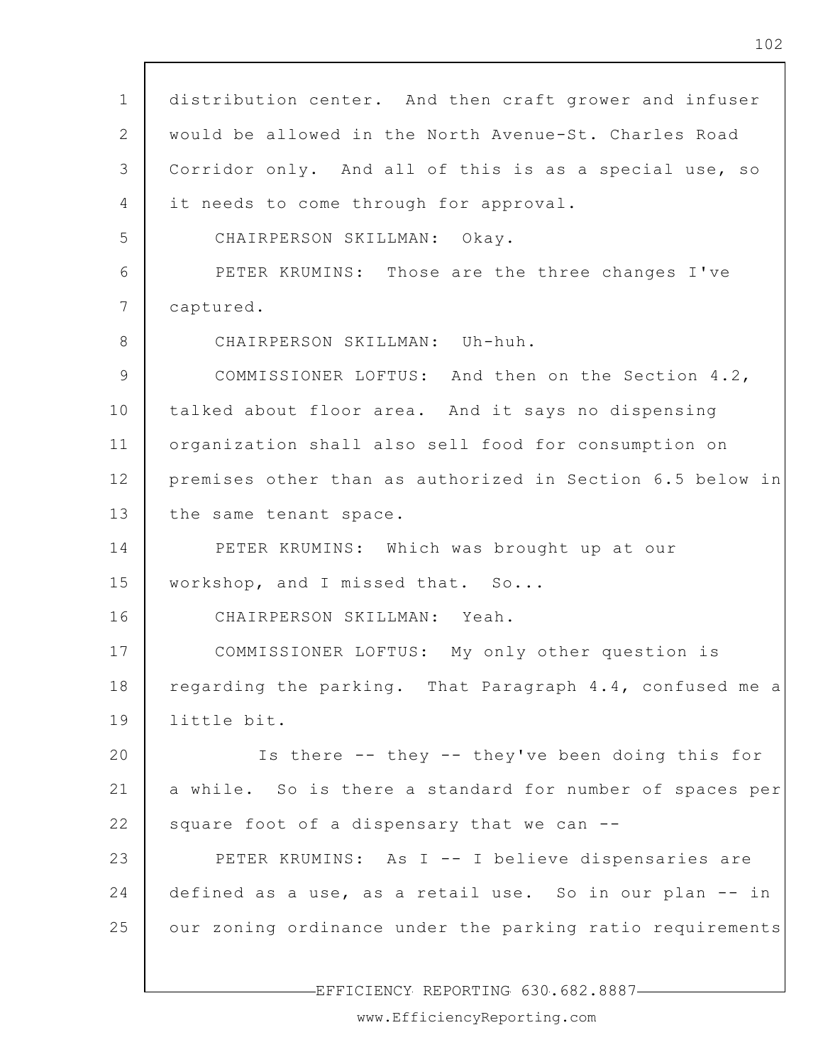distribution center. And then craft grower and infuser would be allowed in the North Avenue-St. Charles Road Corridor only. And all of this is as a special use, so it needs to come through for approval.

CHAIRPERSON SKILLMAN: Okay.

PETER KRUMINS: Those are the three changes I've captured.

CHAIRPERSON SKILLMAN: Uh-huh.

COMMISSIONER LOFTUS: And then on the Section 4.2, talked about floor area. And it says no dispensing organization shall also sell food for consumption on premises other than as authorized in Section 6.5 below in the same tenant space.

PETER KRUMINS: Which was brought up at our workshop, and I missed that. So...

CHAIRPERSON SKILLMAN: Yeah.

COMMISSIONER LOFTUS: My only other question is regarding the parking. That Paragraph 4.4, confused me a little bit.

Is there -- they -- they've been doing this for a while. So is there a standard for number of spaces per square foot of a dispensary that we can --

PETER KRUMINS: As I -- I believe dispensaries are defined as a use, as a retail use. So in our plan -- in our zoning ordinance under the parking ratio requirements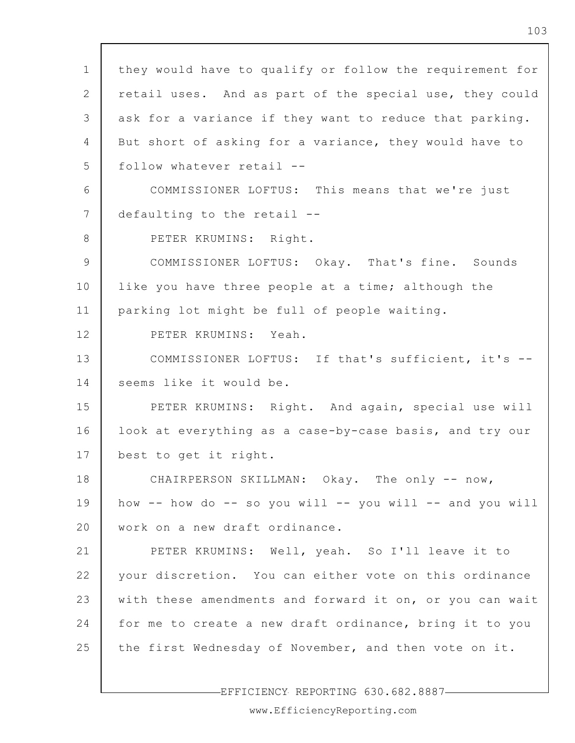they would have to qualify or follow the requirement for retail uses. And as part of the special use, they could ask for a variance if they want to reduce that parking. But short of asking for a variance, they would have to follow whatever retail --

COMMISSIONER LOFTUS: This means that we're just defaulting to the retail --

PETER KRUMINS: Right.

COMMISSIONER LOFTUS: Okay. That's fine. Sounds like you have three people at a time; although the parking lot might be full of people waiting.

PETER KRUMINS: Yeah.

COMMISSIONER LOFTUS: If that's sufficient, it's -- seems like it would be.

PETER KRUMINS: Right. And again, special use will look at everything as a case-by-case basis, and try our best to get it right.

CHAIRPERSON SKILLMAN: Okay. The only -- now, how -- how do -- so you will -- you will -- and you will work on a new draft ordinance.

PETER KRUMINS: Well, yeah. So I'll leave it to your discretion. You can either vote on this ordinance with these amendments and forward it on, or you can wait for me to create a new draft ordinance, bring it to you the first Wednesday of November, and then vote on it.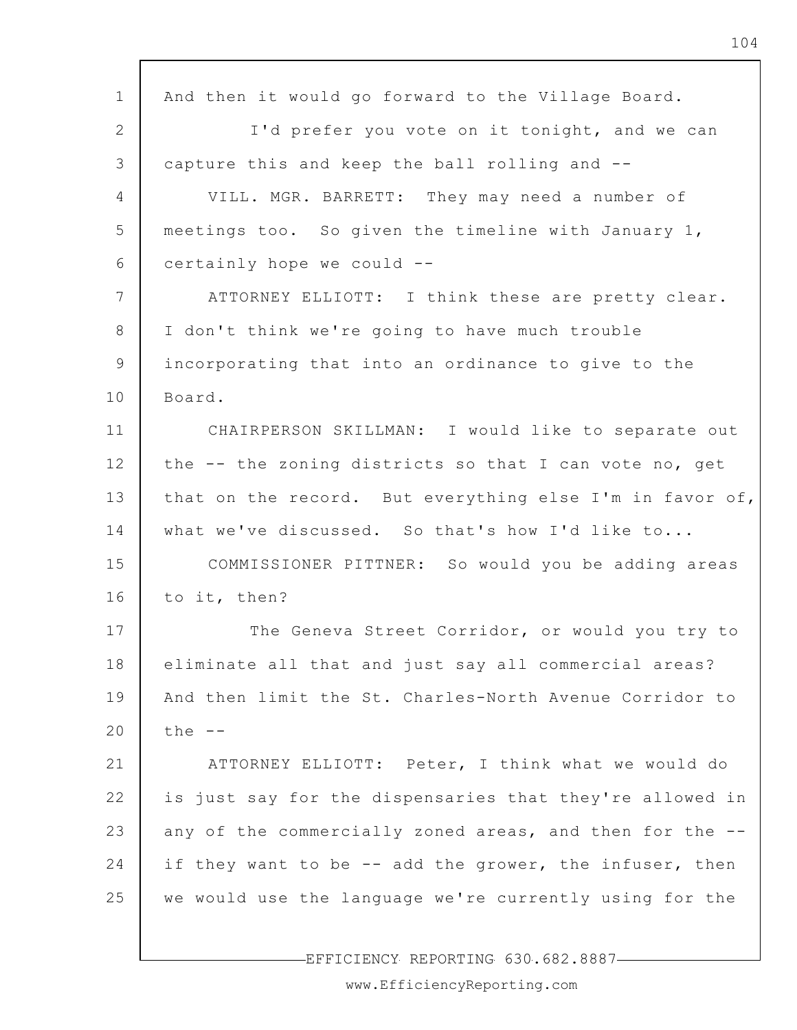And then it would go forward to the Village Board.

I'd prefer you vote on it tonight, and we can capture this and keep the ball rolling and --

VILL. MGR. BARRETT: They may need a number of meetings too. So given the timeline with January 1, certainly hope we could --

ATTORNEY ELLIOTT: I think these are pretty clear. I don't think we're going to have much trouble incorporating that into an ordinance to give to the Board.

CHAIRPERSON SKILLMAN: I would like to separate out the -- the zoning districts so that I can vote no, get that on the record. But everything else I'm in favor of, what we've discussed. So that's how I'd like to...

COMMISSIONER PITTNER: So would you be adding areas to it, then?

The Geneva Street Corridor, or would you try to eliminate all that and just say all commercial areas? And then limit the St. Charles-North Avenue Corridor to the --

ATTORNEY ELLIOTT: Peter, I think what we would do is just say for the dispensaries that they're allowed in any of the commercially zoned areas, and then for the -- if they want to be -- add the grower, the infuser, then we would use the language we're currently using for the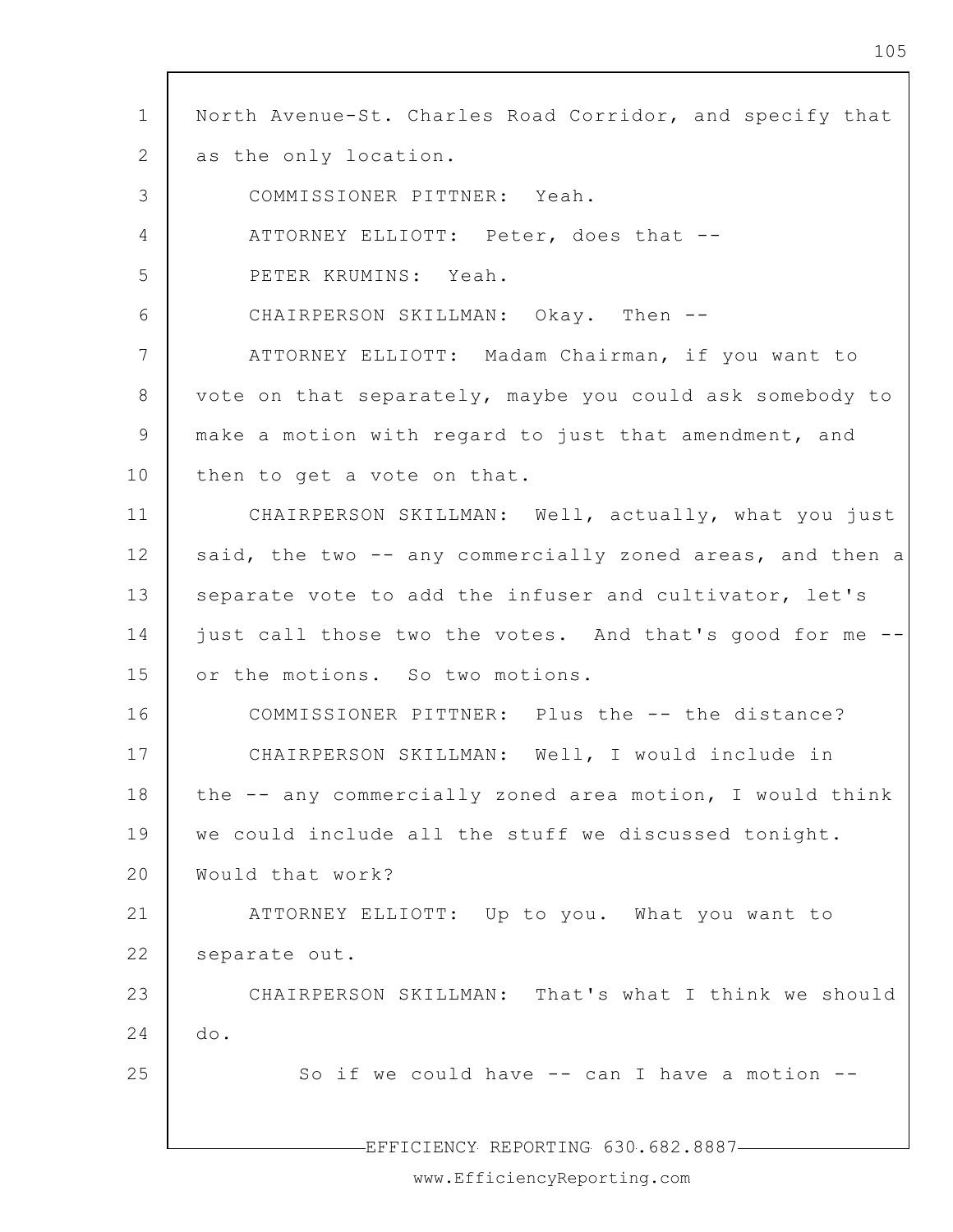North Avenue-St. Charles Road Corridor, and specify that as the only location.

COMMISSIONER PITTNER: Yeah.

ATTORNEY ELLIOTT: Peter, does that --

PETER KRUMINS: Yeah.

CHAIRPERSON SKILLMAN: Okay. Then --

ATTORNEY ELLIOTT: Madam Chairman, if you want to vote on that separately, maybe you could ask somebody to make a motion with regard to just that amendment, and then to get a vote on that.

CHAIRPERSON SKILLMAN: Well, actually, what you just said, the two -- any commercially zoned areas, and then a separate vote to add the infuser and cultivator, let's just call those two the votes. And that's good for me -- or the motions. So two motions.

COMMISSIONER PITTNER: Plus the -- the distance?

CHAIRPERSON SKILLMAN: Well, I would include in the -- any commercially zoned area motion, I would think we could include all the stuff we discussed tonight. Would that work?

ATTORNEY ELLIOTT: Up to you. What you want to separate out.

CHAIRPERSON SKILLMAN: That's what I think we should do.

So if we could have -- can I have a motion --

EFFICIENCY REPORTING 630.682.8887

www.EfficiencyReporting.com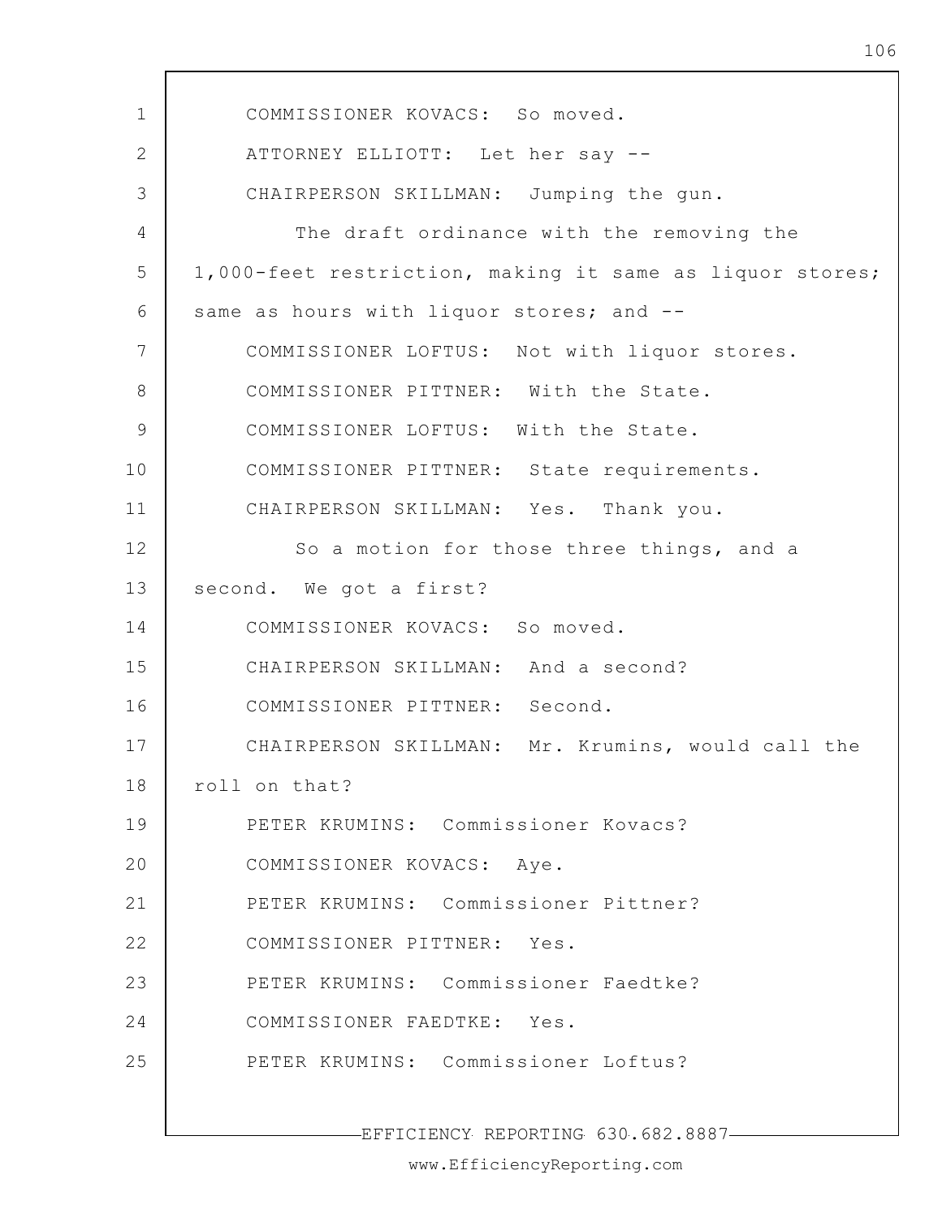COMMISSIONER KOVACS: So moved.

ATTORNEY ELLIOTT: Let her say --

CHAIRPERSON SKILLMAN: Jumping the gun.

The draft ordinance with the removing the 1,000-feet restriction, making it same as liquor stores; same as hours with liquor stores; and --

COMMISSIONER LOFTUS: Not with liquor stores.

COMMISSIONER PITTNER: With the State.

COMMISSIONER LOFTUS: With the State.

COMMISSIONER PITTNER: State requirements.

CHAIRPERSON SKILLMAN: Yes. Thank you.

So a motion for those three things, and a second. We got a first?

COMMISSIONER KOVACS: So moved.

CHAIRPERSON SKILLMAN: And a second?

COMMISSIONER PITTNER: Second.

CHAIRPERSON SKILLMAN: Mr. Krumins, would call the roll on that?

PETER KRUMINS: Commissioner Kovacs?

COMMISSIONER KOVACS: Aye.

PETER KRUMINS: Commissioner Pittner?

COMMISSIONER PITTNER: Yes.

PETER KRUMINS: Commissioner Faedtke?

COMMISSIONER FAEDTKE: Yes.

PETER KRUMINS: Commissioner Loftus?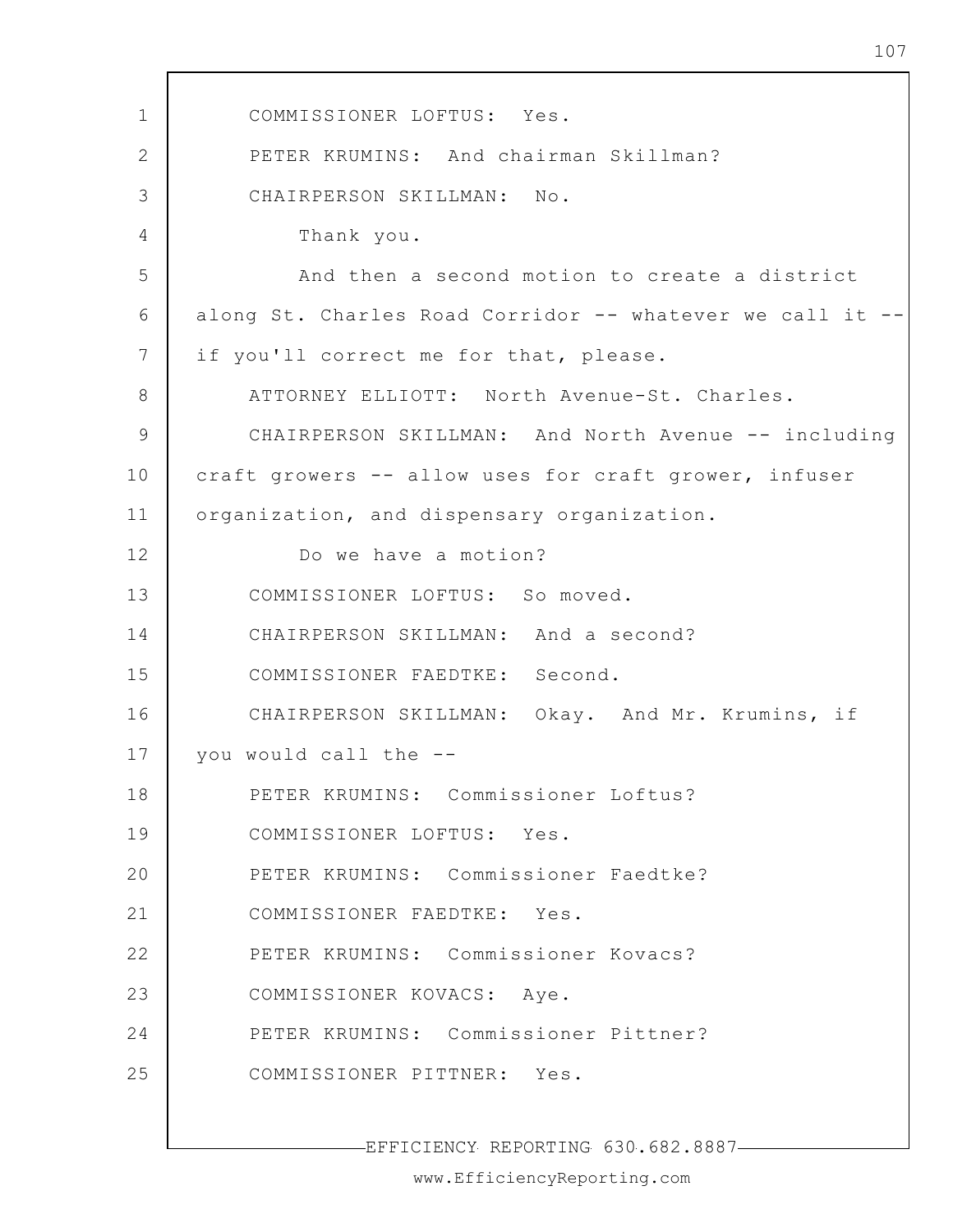COMMISSIONER LOFTUS: Yes.

PETER KRUMINS: And chairman Skillman?

CHAIRPERSON SKILLMAN: No.

Thank you.

And then a second motion to create a district along St. Charles Road Corridor -- whatever we call it -- if you'll correct me for that, please.

ATTORNEY ELLIOTT: North Avenue-St. Charles.

CHAIRPERSON SKILLMAN: And North Avenue -- including craft growers -- allow uses for craft grower, infuser organization, and dispensary organization.

Do we have a motion?

COMMISSIONER LOFTUS: So moved.

CHAIRPERSON SKILLMAN: And a second?

COMMISSIONER FAEDTKE: Second.

CHAIRPERSON SKILLMAN: Okay. And Mr. Krumins, if you would call the --

PETER KRUMINS: Commissioner Loftus?

COMMISSIONER LOFTUS: Yes.

PETER KRUMINS: Commissioner Faedtke?

COMMISSIONER FAEDTKE: Yes.

PETER KRUMINS: Commissioner Kovacs?

COMMISSIONER KOVACS: Aye.

PETER KRUMINS: Commissioner Pittner?

COMMISSIONER PITTNER: Yes.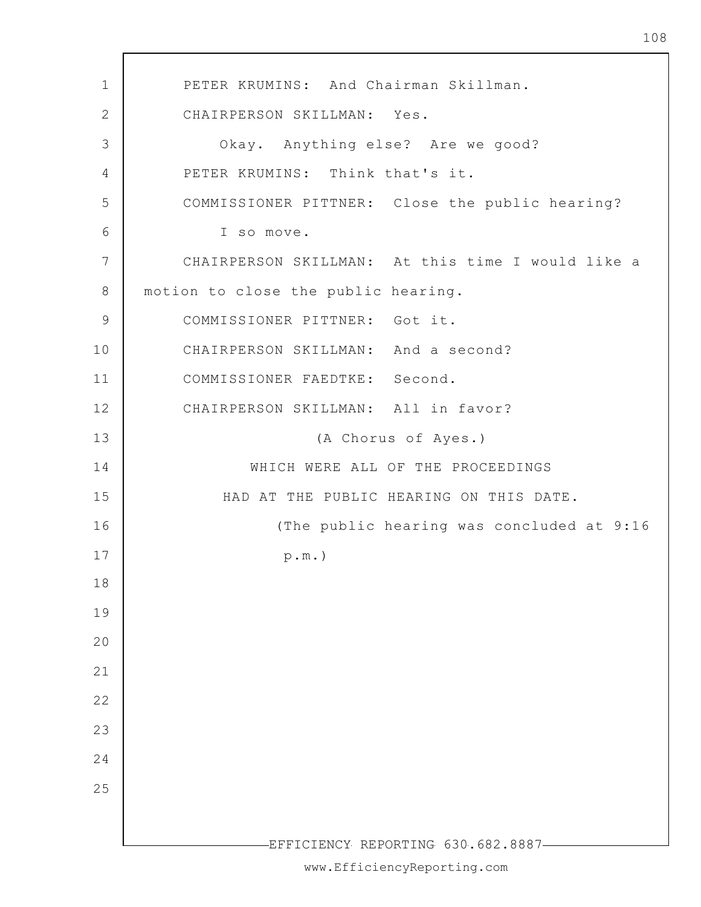PETER KRUMINS: And Chairman Skillman.

CHAIRPERSON SKILLMAN: Yes.

Okay. Anything else? Are we good?

PETER KRUMINS: Think that's it.

COMMISSIONER PITTNER: Close the public hearing?

I so move.

CHAIRPERSON SKILLMAN: At this time I would like a motion to close the public hearing.

COMMISSIONER PITTNER: Got it.

CHAIRPERSON SKILLMAN: And a second?

COMMISSIONER FAEDTKE: Second.

CHAIRPERSON SKILLMAN: All in favor?

(A Chorus of Ayes.)

WHICH WERE ALL OF THE PROCEEDINGS HAD AT THE PUBLIC HEARING ON THIS DATE.

(The public hearing was concluded at 9:16 p.m.)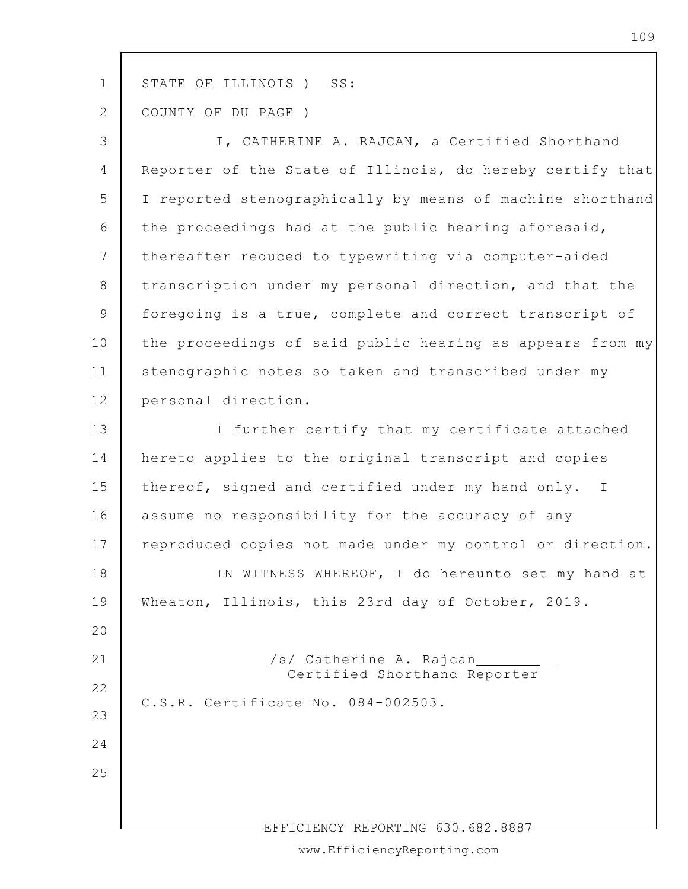STATE OF ILLINOIS ) SS:

COUNTY OF DU PAGE )

I, CATHERINE A. RAJCAN, a Certified Shorthand Reporter of the State of Illinois, do hereby certify that I reported stenographically by means of machine shorthand the proceedings had at the public hearing aforesaid, thereafter reduced to typewriting via computer-aided transcription under my personal direction, and that the foregoing is a true, complete and correct transcript of the proceedings of said public hearing as appears from my stenographic notes so taken and transcribed under my personal direction.

I further certify that my certificate attached hereto applies to the original transcript and copies thereof, signed and certified under my hand only. I assume no responsibility for the accuracy of any reproduced copies not made under my control or direction.

IN WITNESS WHEREOF, I do hereunto set my hand at Wheaton, Illinois, this 23rd day of October, 2019.

/s/ Catherine A. Rajcan

Certified Shorthand Reporter

C.S.R. Certificate No. 084-002503.